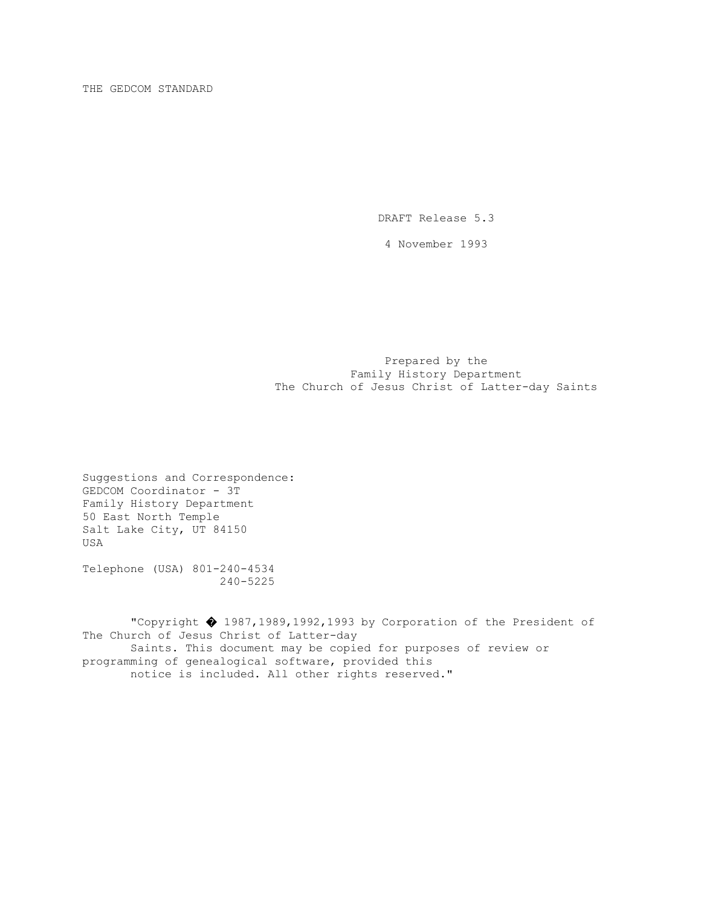# THE GEDCOM STANDARD

DRAFT Release 5.3

4 November 1993

Prepared by the
Family History Department
The Church of Jesus Christ of Latter-day Saints

Suggestions and Correspondence:
GEDCOM Coordinator - 3T
Family History Department
50 East North Temple
Salt Lake City, UT 84150
USA

Telephone (USA) 801-240-4534
240-5225

"Copyright � 1987,1989,1992,1993 by Corporation of the President of The Church of Jesus Christ of Latter-day Saints. This document may be copied for purposes of review or programming of genealogical software, provided this notice is included. All other rights reserved."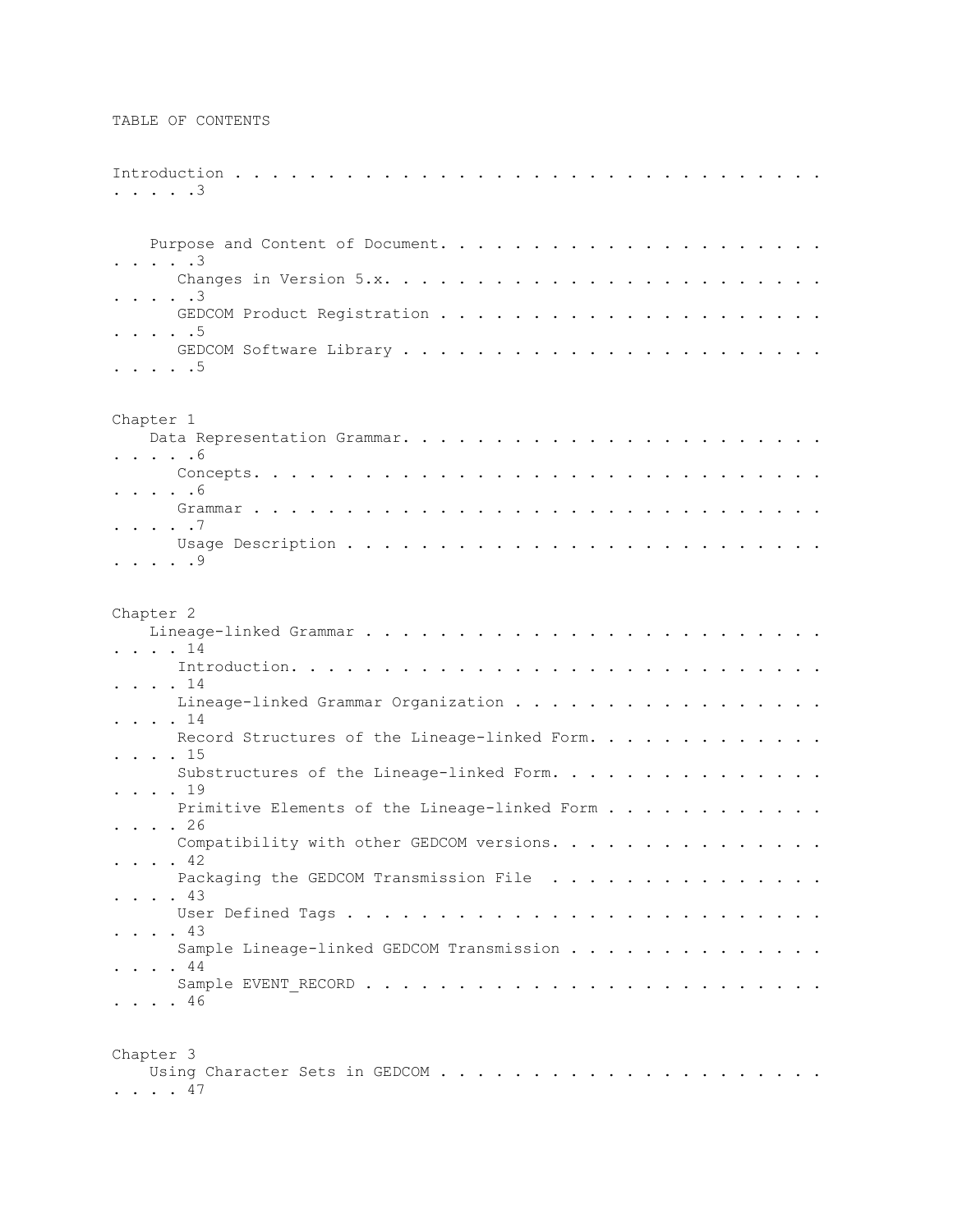# TABLE OF CONTENTS

Introduction . . . . . . . . . . . . . . . . . . . . . . . . . . . . . . . . . 3

- Purpose and Content of Document. . . . . . . . . . . . . . . . . . . . . . . 3
  - Changes in Version 5.x. . . . . . . . . . . . . . . . . . . . . . . . . 3
  - GEDCOM Product Registration . . . . . . . . . . . . . . . . . . . . . . 5
  - GEDCOM Software Library . . . . . . . . . . . . . . . . . . . . . . . . 5

Chapter 1

- Data Representation Grammar. . . . . . . . . . . . . . . . . . . . . . . . 6
  - Concepts. . . . . . . . . . . . . . . . . . . . . . . . . . . . . . . . 6
  - Grammar . . . . . . . . . . . . . . . . . . . . . . . . . . . . . . . . 7
  - Usage Description . . . . . . . . . . . . . . . . . . . . . . . . . . . 9

Chapter 2

- Lineage-linked Grammar . . . . . . . . . . . . . . . . . . . . . . . . . . 14
  - Introduction. . . . . . . . . . . . . . . . . . . . . . . . . . . . . . 14
  - Lineage-linked Grammar Organization . . . . . . . . . . . . . . . . . . 14
  - Record Structures of the Lineage-linked Form. . . . . . . . . . . . . . 15
  - Substructures of the Lineage-linked Form. . . . . . . . . . . . . . . . 19
  - Primitive Elements of the Lineage-linked Form . . . . . . . . . . . . . 26
  - Compatibility with other GEDCOM versions. . . . . . . . . . . . . . . . 42
  - Packaging the GEDCOM Transmission File . . . . . . . . . . . . . . . . 43
  - User Defined Tags . . . . . . . . . . . . . . . . . . . . . . . . . . . 43
  - Sample Lineage-linked GEDCOM Transmission . . . . . . . . . . . . . . . 44
  - Sample EVENT_RECORD . . . . . . . . . . . . . . . . . . . . . . . . . . 46

Chapter 3

- Using Character Sets in GEDCOM . . . . . . . . . . . . . . . . . . . . . . 47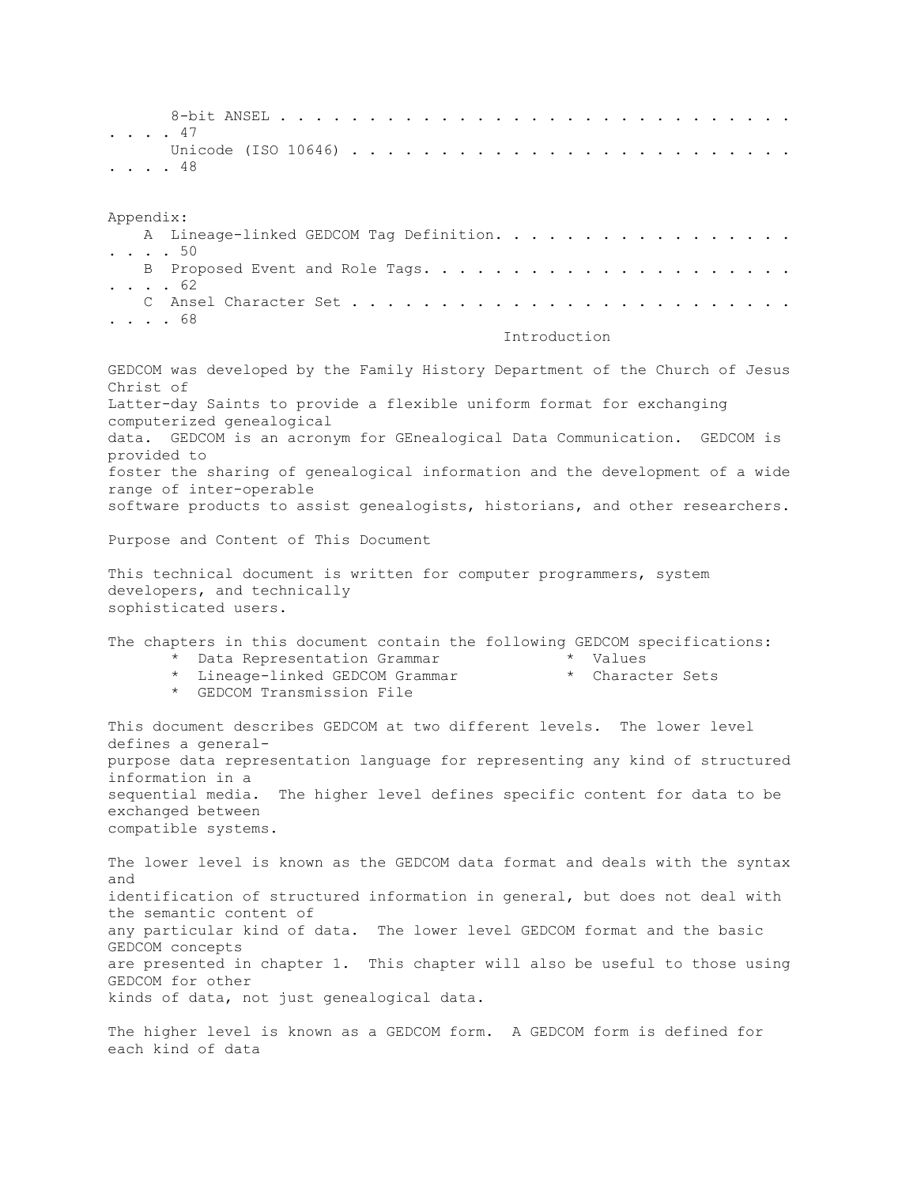8-bit ANSEL . . . . . . . . . . . . . . . . . . . . . . . . . . . . . . . . 47

Unicode (ISO 10646) . . . . . . . . . . . . . . . . . . . . . . . . . . . . 48

Appendix:

A Lineage-linked GEDCOM Tag Definition. . . . . . . . . . . . . . . . . . . . . 50

B Proposed Event and Role Tags. . . . . . . . . . . . . . . . . . . . . . . . . 62

C Ansel Character Set . . . . . . . . . . . . . . . . . . . . . . . . . . . . . 68

# Introduction

GEDCOM was developed by the Family History Department of the Church of Jesus Christ of Latter-day Saints to provide a flexible uniform format for exchanging computerized genealogical data. GEDCOM is an acronym for GEnealogical Data Communication. GEDCOM is provided to foster the sharing of genealogical information and the development of a wide range of inter-operable software products to assist genealogists, historians, and other researchers.

## Purpose and Content of This Document

This technical document is written for computer programmers, system developers, and technically sophisticated users.

The chapters in this document contain the following GEDCOM specifications:

* Data Representation Grammar
* Lineage-linked GEDCOM Grammar
* GEDCOM Transmission File
* Values
* Character Sets

This document describes GEDCOM at two different levels. The lower level defines a general-purpose data representation language for representing any kind of structured information in a sequential media. The higher level defines specific content for data to be exchanged between compatible systems.

The lower level is known as the GEDCOM data format and deals with the syntax and identification of structured information in general, but does not deal with the semantic content of any particular kind of data. The lower level GEDCOM format and the basic GEDCOM concepts are presented in chapter 1. This chapter will also be useful to those using GEDCOM for other kinds of data, not just genealogical data.

The higher level is known as a GEDCOM form. A GEDCOM form is defined for each kind of data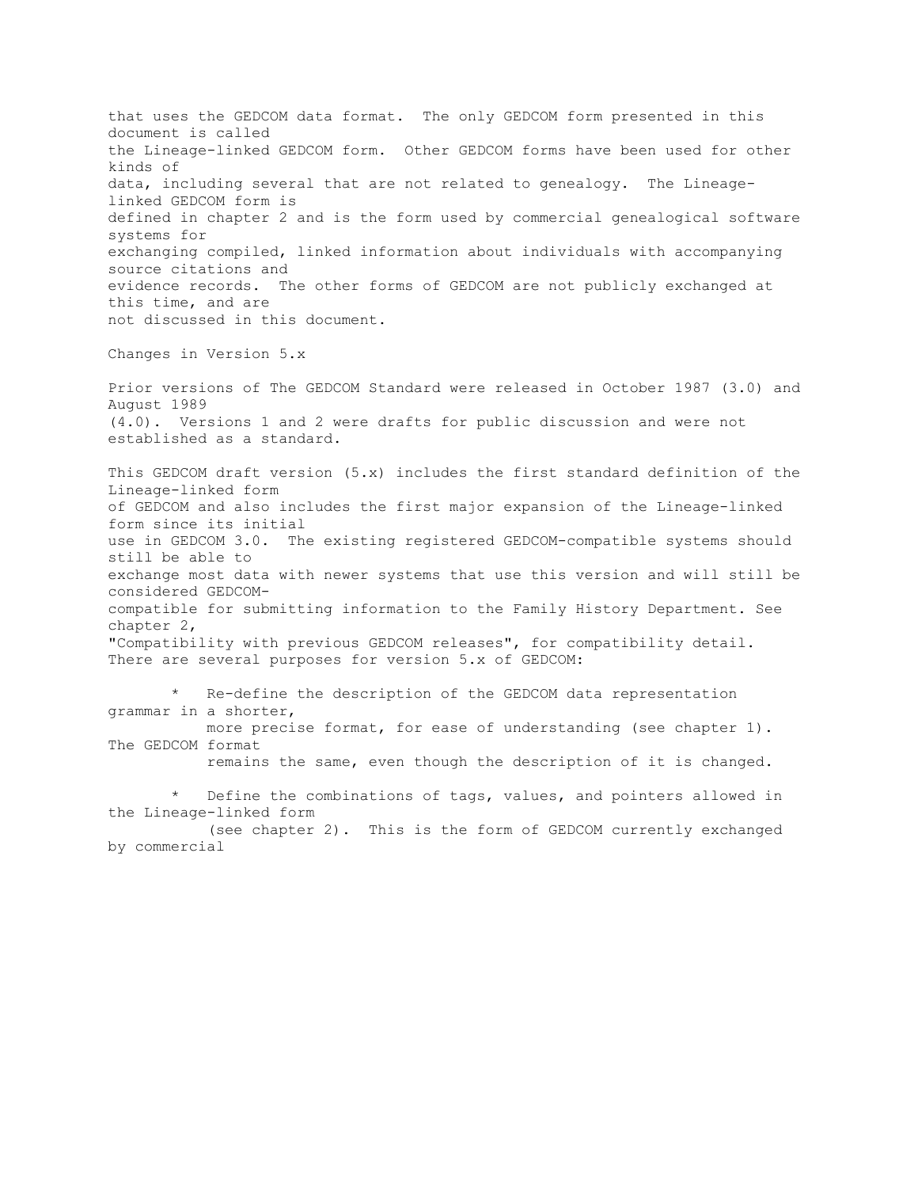that uses the GEDCOM data format. The only GEDCOM form presented in this document is called the Lineage-linked GEDCOM form. Other GEDCOM forms have been used for other kinds of data, including several that are not related to genealogy. The Lineage-linked GEDCOM form is defined in chapter 2 and is the form used by commercial genealogical software systems for exchanging compiled, linked information about individuals with accompanying source citations and evidence records. The other forms of GEDCOM are not publicly exchanged at this time, and are not discussed in this document.

## Changes in Version 5.x

Prior versions of The GEDCOM Standard were released in October 1987 (3.0) and August 1989 (4.0). Versions 1 and 2 were drafts for public discussion and were not established as a standard.

This GEDCOM draft version (5.x) includes the first standard definition of the Lineage-linked form of GEDCOM and also includes the first major expansion of the Lineage-linked form since its initial use in GEDCOM 3.0. The existing registered GEDCOM-compatible systems should still be able to exchange most data with newer systems that use this version and will still be considered GEDCOM-compatible for submitting information to the Family History Department. See chapter 2, "Compatibility with previous GEDCOM releases", for compatibility detail.
There are several purposes for version 5.x of GEDCOM:

* Re-define the description of the GEDCOM data representation grammar in a shorter, more precise format, for ease of understanding (see chapter 1). The GEDCOM format remains the same, even though the description of it is changed.

* Define the combinations of tags, values, and pointers allowed in the Lineage-linked form (see chapter 2). This is the form of GEDCOM currently exchanged by commercial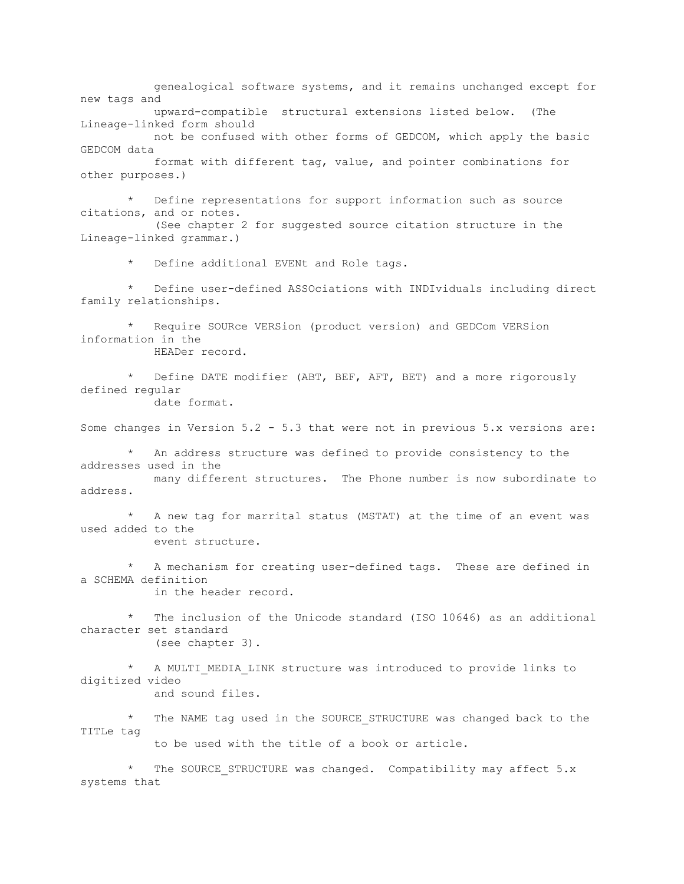genealogical software systems, and it remains unchanged except for new tags and upward-compatible structural extensions listed below. (The Lineage-linked form should not be confused with other forms of GEDCOM, which apply the basic GEDCOM data format with different tag, value, and pointer combinations for other purposes.)

* Define representations for support information such as source citations, and or notes. (See chapter 2 for suggested source citation structure in the Lineage-linked grammar.)

* Define additional EVENt and Role tags.

* Define user-defined ASSOciations with INDIviduals including direct family relationships.

* Require SOURce VERSion (product version) and GEDCom VERSion information in the HEADer record.

* Define DATE modifier (ABT, BEF, AFT, BET) and a more rigorously defined regular date format.

Some changes in Version 5.2 - 5.3 that were not in previous 5.x versions are:

* An address structure was defined to provide consistency to the addresses used in the many different structures. The Phone number is now subordinate to address.

* A new tag for marrital status (MSTAT) at the time of an event was used added to the event structure.

* A mechanism for creating user-defined tags. These are defined in a SCHEMA definition in the header record.

* The inclusion of the Unicode standard (ISO 10646) as an additional character set standard (see chapter 3).

* A MULTI_MEDIA_LINK structure was introduced to provide links to digitized video and sound files.

* The NAME tag used in the SOURCE_STRUCTURE was changed back to the TITLe tag to be used with the title of a book or article.

* The SOURCE_STRUCTURE was changed. Compatibility may affect 5.x systems that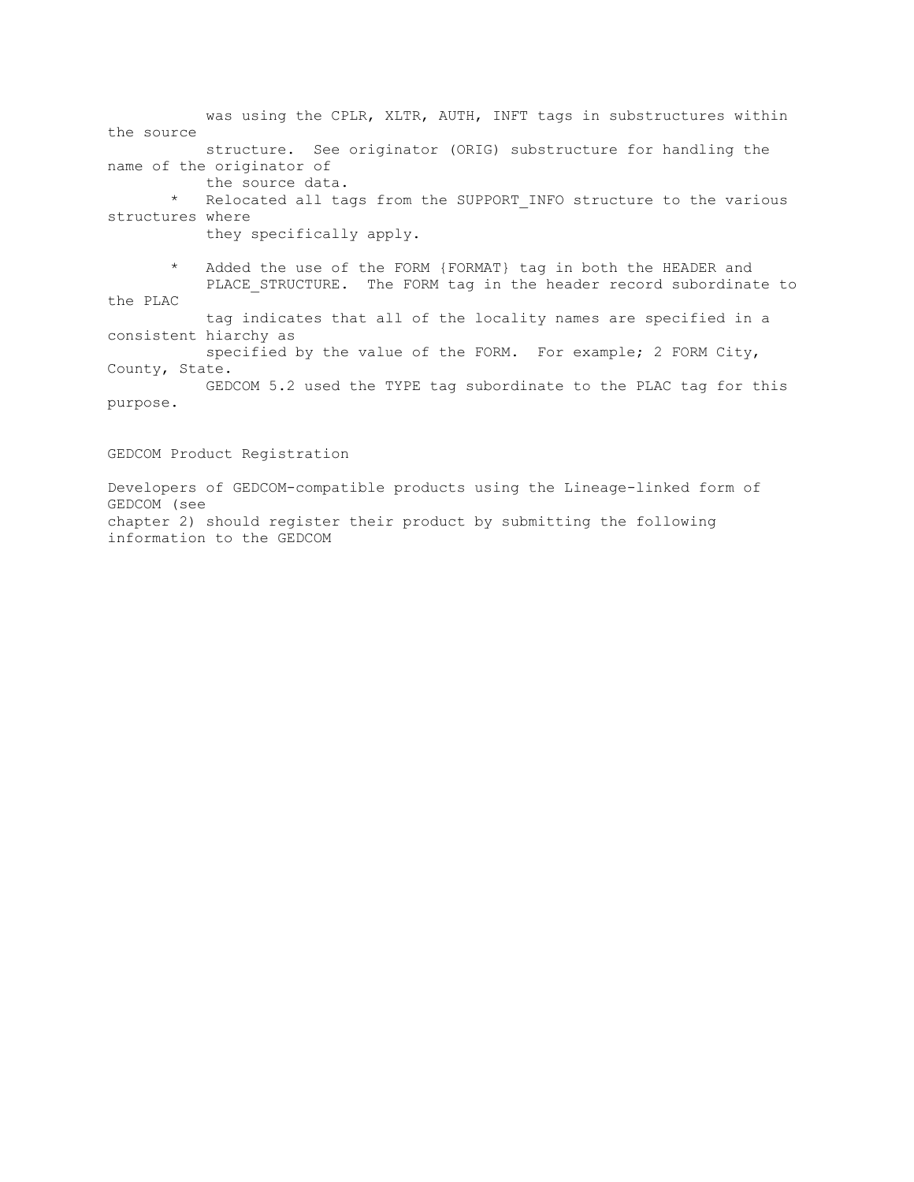was using the CPLR, XLTR, AUTH, INFT tags in substructures within the source structure. See originator (ORIG) substructure for handling the name of the originator of the source data.

* Relocated all tags from the SUPPORT_INFO structure to the various structures where they specifically apply.

* Added the use of the FORM {FORMAT} tag in both the HEADER and PLACE_STRUCTURE. The FORM tag in the header record subordinate to the PLAC tag indicates that all of the locality names are specified in a consistent hiarchy as specified by the value of the FORM. For example; 2 FORM City, County, State. GEDCOM 5.2 used the TYPE tag subordinate to the PLAC tag for this purpose.

GEDCOM Product Registration

Developers of GEDCOM-compatible products using the Lineage-linked form of GEDCOM (see chapter 2) should register their product by submitting the following information to the GEDCOM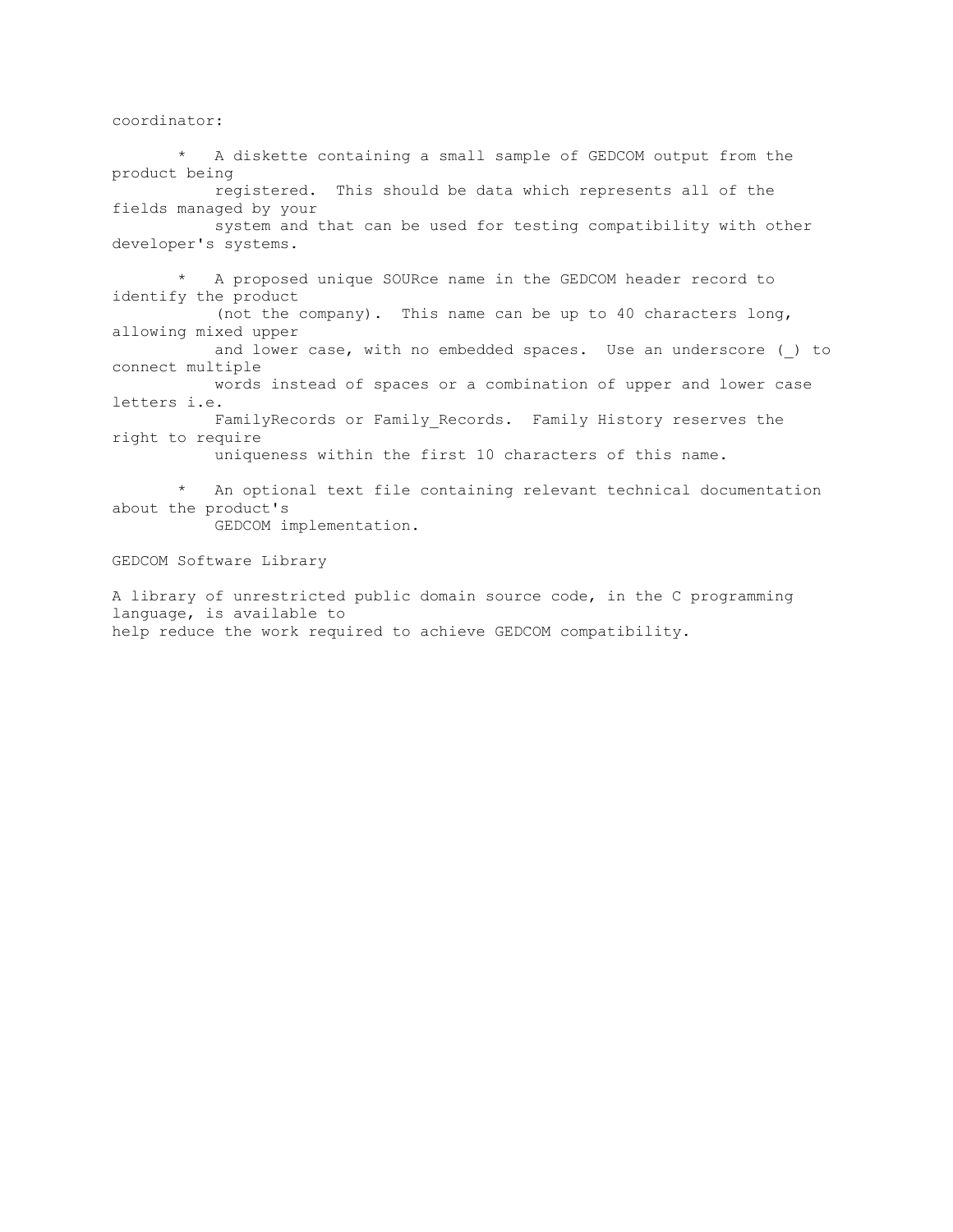coordinator:

* A diskette containing a small sample of GEDCOM output from the product being registered. This should be data which represents all of the fields managed by your system and that can be used for testing compatibility with other developer's systems.

* A proposed unique SOURce name in the GEDCOM header record to identify the product (not the company). This name can be up to 40 characters long, allowing mixed upper and lower case, with no embedded spaces. Use an underscore (_) to connect multiple words instead of spaces or a combination of upper and lower case letters i.e. FamilyRecords or Family_Records. Family History reserves the right to require uniqueness within the first 10 characters of this name.

* An optional text file containing relevant technical documentation about the product's GEDCOM implementation.

## GEDCOM Software Library

A library of unrestricted public domain source code, in the C programming language, is available to help reduce the work required to achieve GEDCOM compatibility.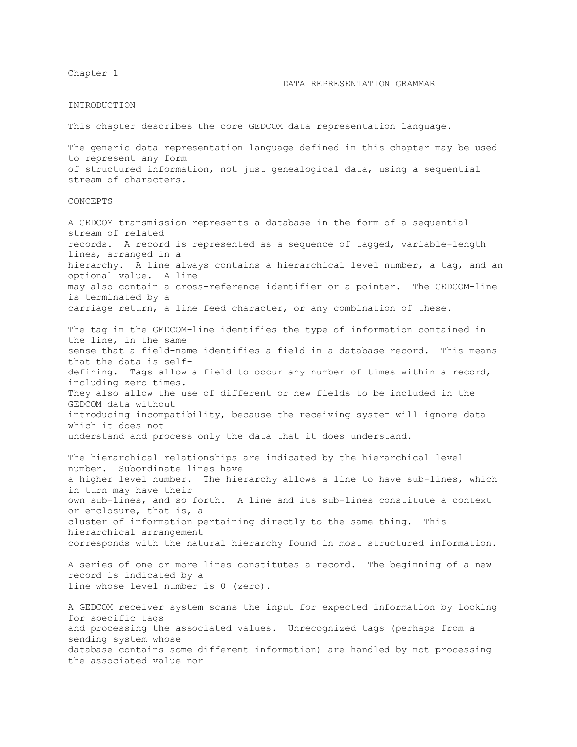Chapter 1

# DATA REPRESENTATION GRAMMAR

## INTRODUCTION

This chapter describes the core GEDCOM data representation language.

The generic data representation language defined in this chapter may be used to represent any form of structured information, not just genealogical data, using a sequential stream of characters.

## CONCEPTS

A GEDCOM transmission represents a database in the form of a sequential stream of related records. A record is represented as a sequence of tagged, variable-length lines, arranged in a hierarchy. A line always contains a hierarchical level number, a tag, and an optional value. A line may also contain a cross-reference identifier or a pointer. The GEDCOM-line is terminated by a carriage return, a line feed character, or any combination of these.

The tag in the GEDCOM-line identifies the type of information contained in the line, in the same sense that a field-name identifies a field in a database record. This means that the data is self-defining. Tags allow a field to occur any number of times within a record, including zero times. They also allow the use of different or new fields to be included in the GEDCOM data without introducing incompatibility, because the receiving system will ignore data which it does not understand and process only the data that it does understand.

The hierarchical relationships are indicated by the hierarchical level number. Subordinate lines have a higher level number. The hierarchy allows a line to have sub-lines, which in turn may have their own sub-lines, and so forth. A line and its sub-lines constitute a context or enclosure, that is, a cluster of information pertaining directly to the same thing. This hierarchical arrangement corresponds with the natural hierarchy found in most structured information.

A series of one or more lines constitutes a record. The beginning of a new record is indicated by a line whose level number is 0 (zero).

A GEDCOM receiver system scans the input for expected information by looking for specific tags and processing the associated values. Unrecognized tags (perhaps from a sending system whose database contains some different information) are handled by not processing the associated value nor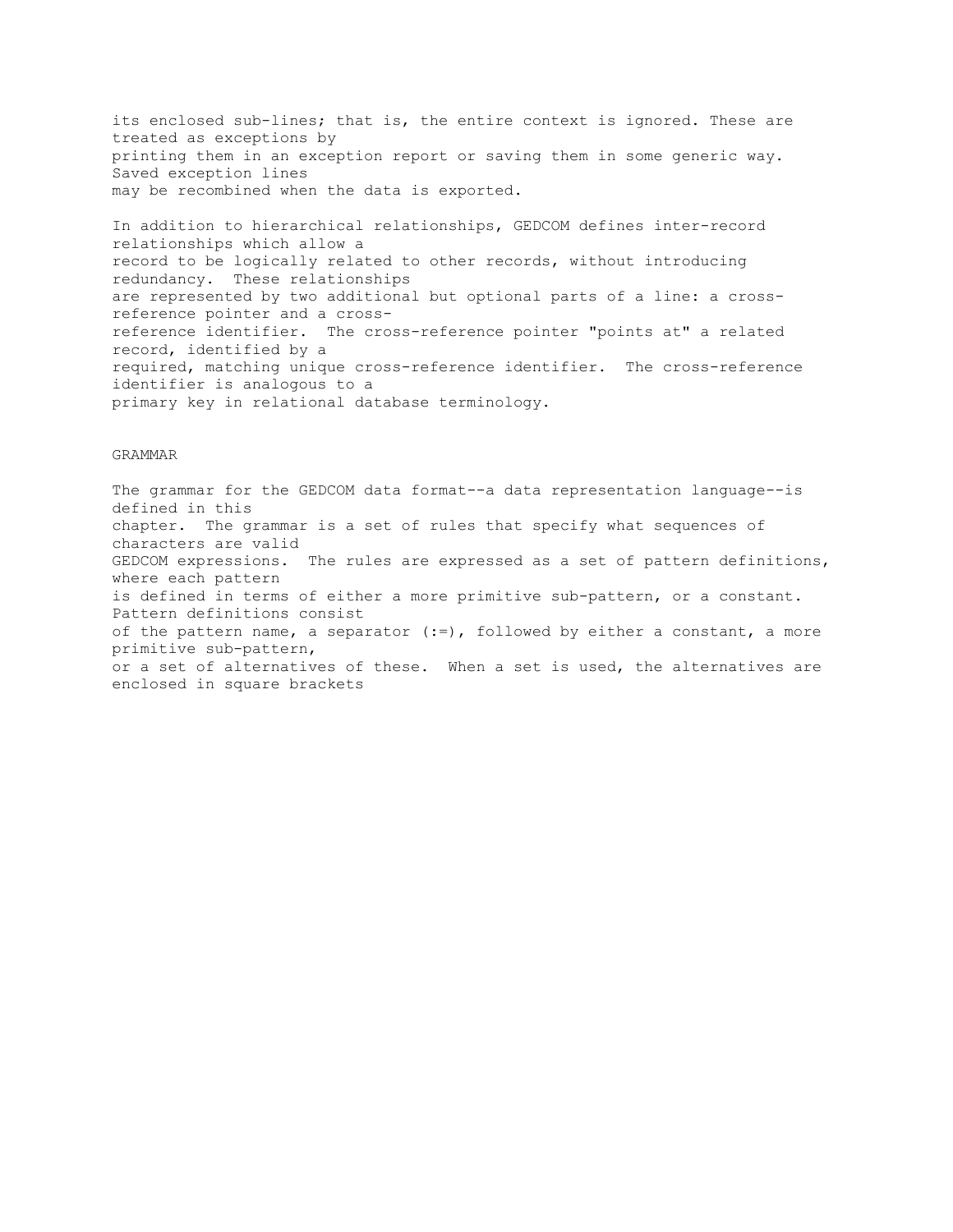its enclosed sub-lines; that is, the entire context is ignored. These are treated as exceptions by printing them in an exception report or saving them in some generic way. Saved exception lines may be recombined when the data is exported.

In addition to hierarchical relationships, GEDCOM defines inter-record relationships which allow a record to be logically related to other records, without introducing redundancy. These relationships are represented by two additional but optional parts of a line: a cross-reference pointer and a cross-reference identifier. The cross-reference pointer "points at" a related record, identified by a required, matching unique cross-reference identifier. The cross-reference identifier is analogous to a primary key in relational database terminology.

## GRAMMAR

The grammar for the GEDCOM data format--a data representation language--is defined in this chapter. The grammar is a set of rules that specify what sequences of characters are valid GEDCOM expressions. The rules are expressed as a set of pattern definitions, where each pattern is defined in terms of either a more primitive sub-pattern, or a constant. Pattern definitions consist of the pattern name, a separator (:=), followed by either a constant, a more primitive sub-pattern, or a set of alternatives of these. When a set is used, the alternatives are enclosed in square brackets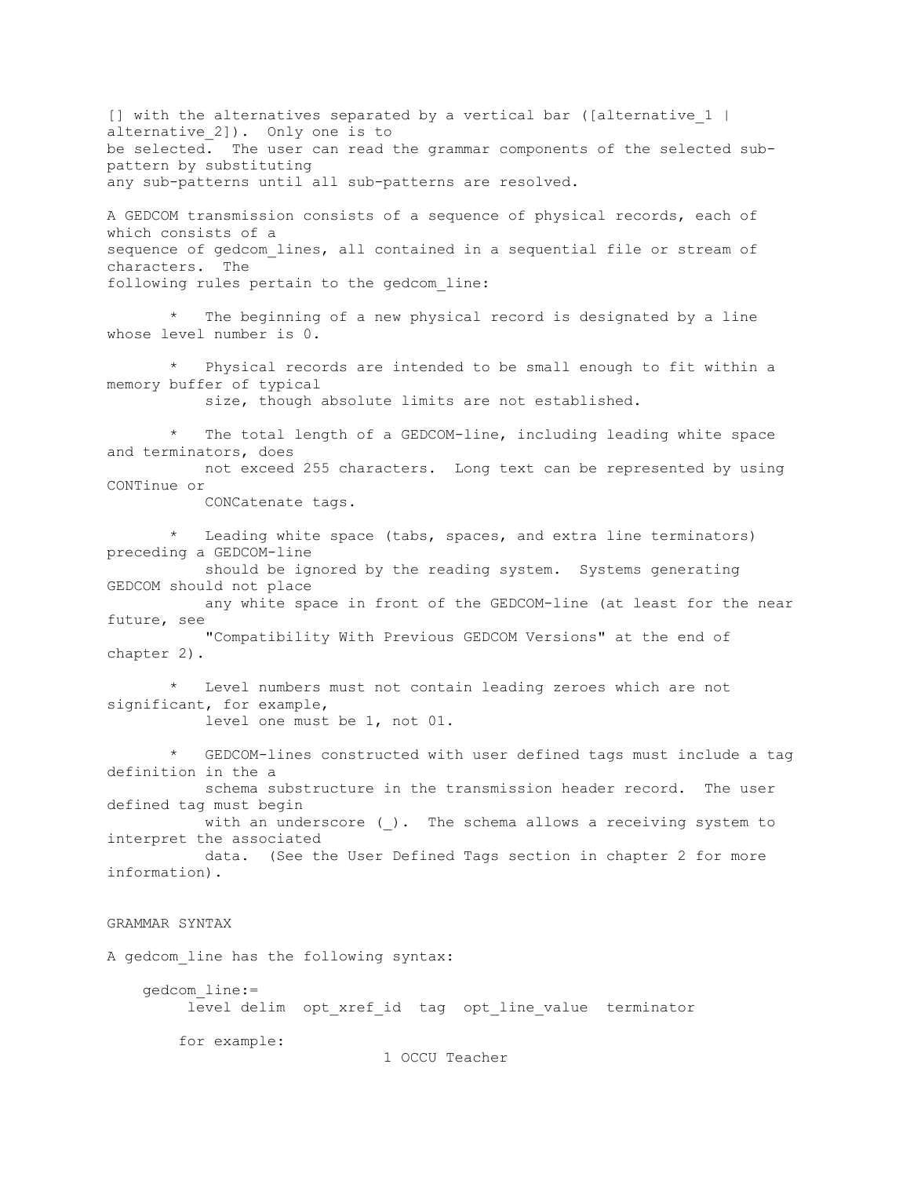[] with the alternatives separated by a vertical bar ([alternative_1 | alternative_2]). Only one is to be selected. The user can read the grammar components of the selected sub-pattern by substituting any sub-patterns until all sub-patterns are resolved.

A GEDCOM transmission consists of a sequence of physical records, each of which consists of a sequence of gedcom_lines, all contained in a sequential file or stream of characters. The following rules pertain to the gedcom_line:

* The beginning of a new physical record is designated by a line whose level number is 0.

* Physical records are intended to be small enough to fit within a memory buffer of typical size, though absolute limits are not established.

* The total length of a GEDCOM-line, including leading white space and terminators, does not exceed 255 characters. Long text can be represented by using CONTinue or CONCatenate tags.

* Leading white space (tabs, spaces, and extra line terminators) preceding a GEDCOM-line should be ignored by the reading system. Systems generating GEDCOM should not place any white space in front of the GEDCOM-line (at least for the near future, see "Compatibility With Previous GEDCOM Versions" at the end of chapter 2).

* Level numbers must not contain leading zeroes which are not significant, for example, level one must be 1, not 01.

* GEDCOM-lines constructed with user defined tags must include a tag definition in the a schema substructure in the transmission header record. The user defined tag must begin with an underscore (_). The schema allows a receiving system to interpret the associated data. (See the User Defined Tags section in chapter 2 for more information).

GRAMMAR SYNTAX

A gedcom_line has the following syntax:

```
gedcom_line:=
     level delim  opt_xref_id  tag  opt_line_value  terminator

   for example:
                         1 OCCU Teacher
```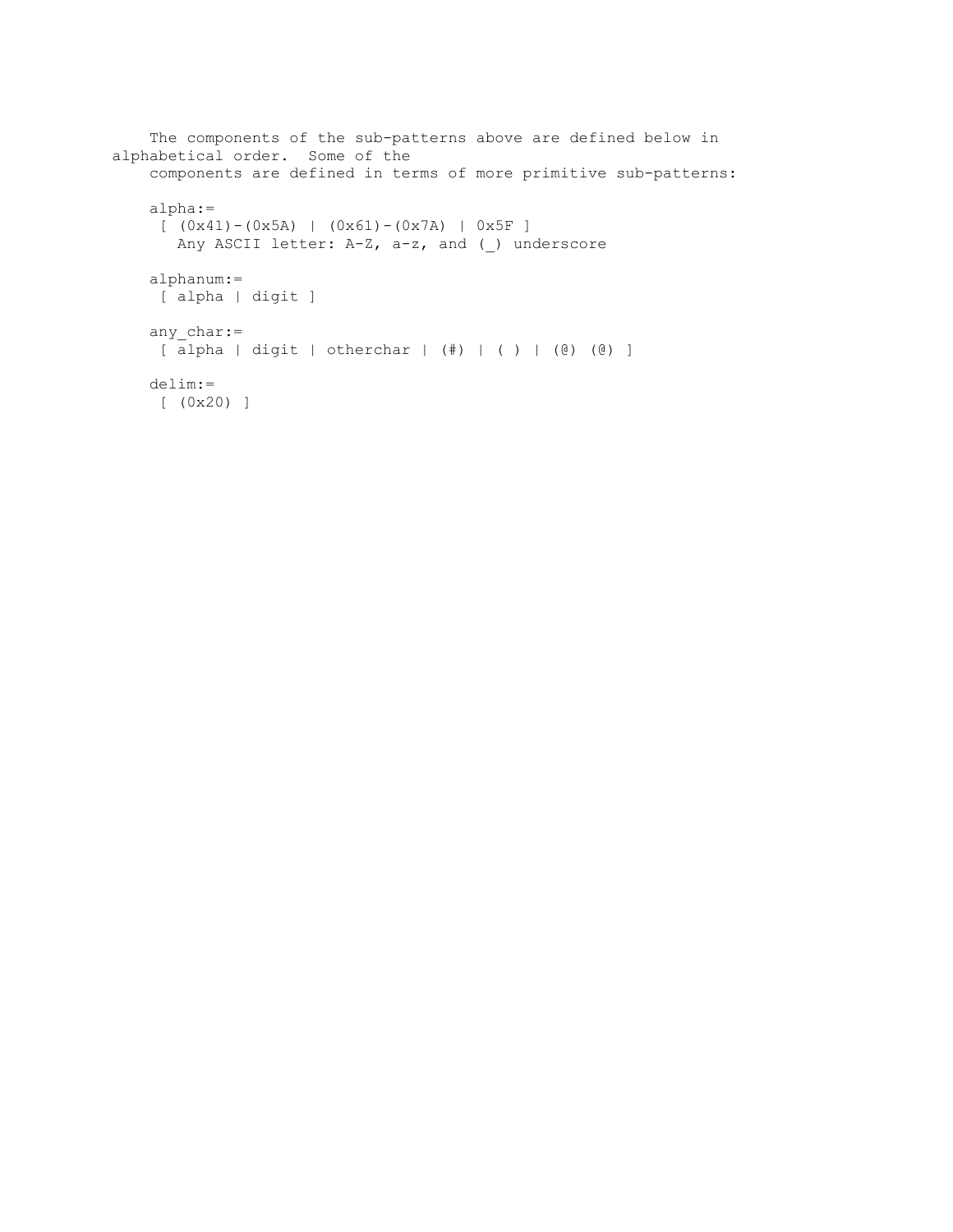The components of the sub-patterns above are defined below in alphabetical order. Some of the components are defined in terms of more primitive sub-patterns:

```
alpha:=
 [ (0x41)-(0x5A) | (0x61)-(0x7A) | 0x5F ]
   Any ASCII letter: A-Z, a-z, and (_) underscore

alphanum:=
 [ alpha | digit ]

any_char:=
 [ alpha | digit | otherchar | (#) | ( ) | (@) (@) ]

delim:=
 [ (0x20) ]
```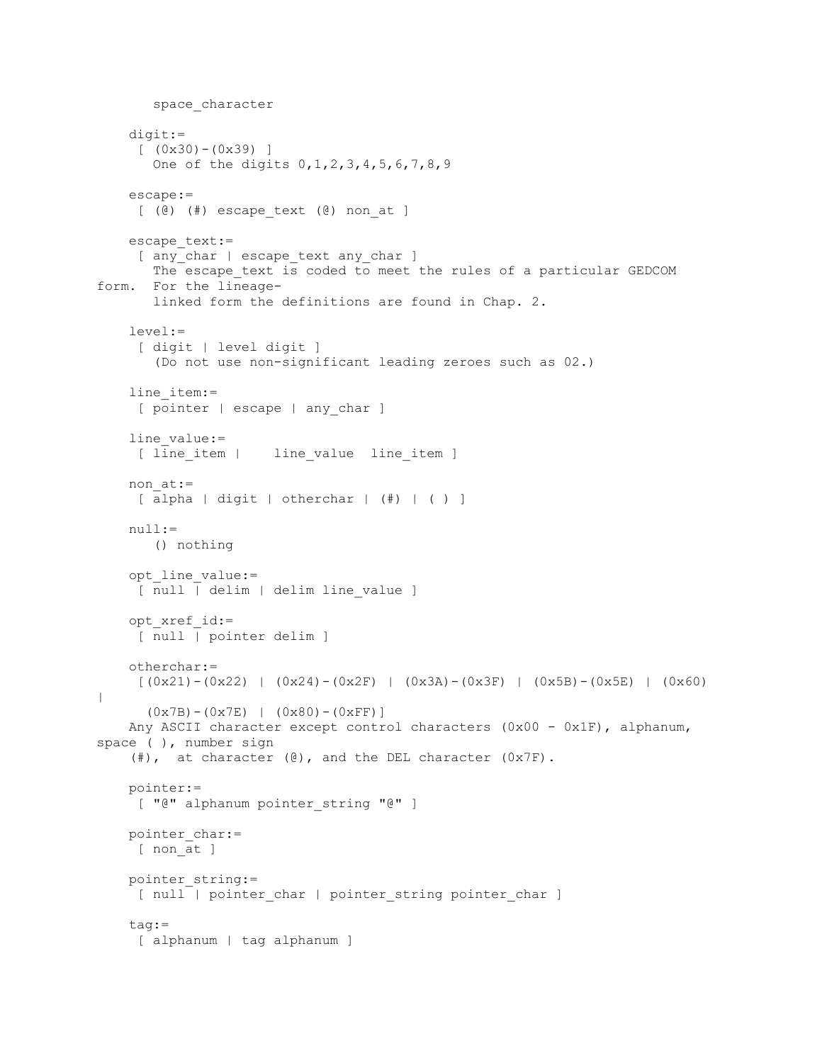```
        space_character

    digit:=
     [ (0x30)-(0x39) ]
        One of the digits 0,1,2,3,4,5,6,7,8,9

    escape:=
     [ (@) (#) escape_text (@) non_at ]

    escape_text:=
     [ any_char | escape_text any_char ]
        The escape_text is coded to meet the rules of a particular GEDCOM
form.  For the lineage-
        linked form the definitions are found in Chap. 2.

    level:=
     [ digit | level digit ]
        (Do not use non-significant leading zeroes such as 02.)

    line_item:=
     [ pointer | escape | any_char ]

    line_value:=
     [ line_item |    line_value  line_item ]

    non_at:=
     [ alpha | digit | otherchar | (#) | ( ) ]

    null:=
        () nothing

    opt_line_value:=
     [ null | delim | delim line_value ]

    opt_xref_id:=
     [ null | pointer delim ]

    otherchar:=
     [(0x21)-(0x22) | (0x24)-(0x2F) | (0x3A)-(0x3F) | (0x5B)-(0x5E) | (0x60)
|
      (0x7B)-(0x7E) | (0x80)-(0xFF)]
    Any ASCII character except control characters (0x00 - 0x1F), alphanum,
space ( ), number sign
    (#),  at character (@), and the DEL character (0x7F).

    pointer:=
     [ "@" alphanum pointer_string "@" ]

    pointer_char:=
     [ non_at ]

    pointer_string:=
     [ null | pointer_char | pointer_string pointer_char ]

    tag:=
     [ alphanum | tag alphanum ]
```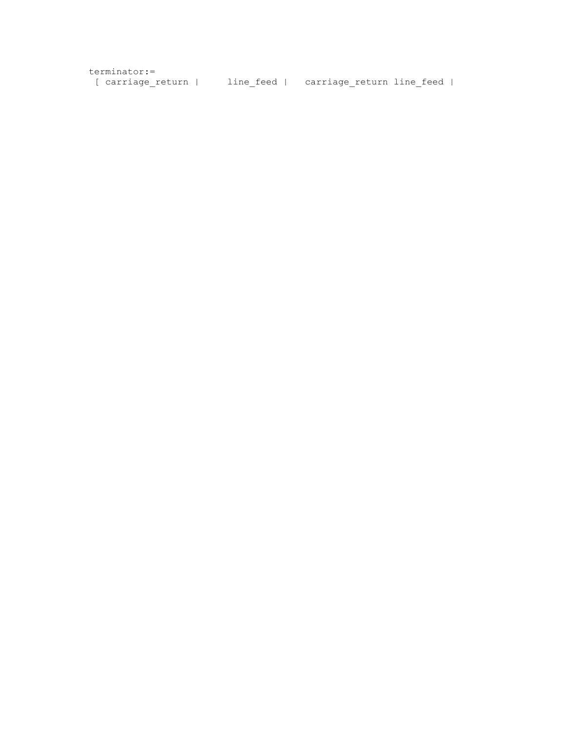```
terminator:=
 [ carriage_return |     line_feed |   carriage_return line_feed |
```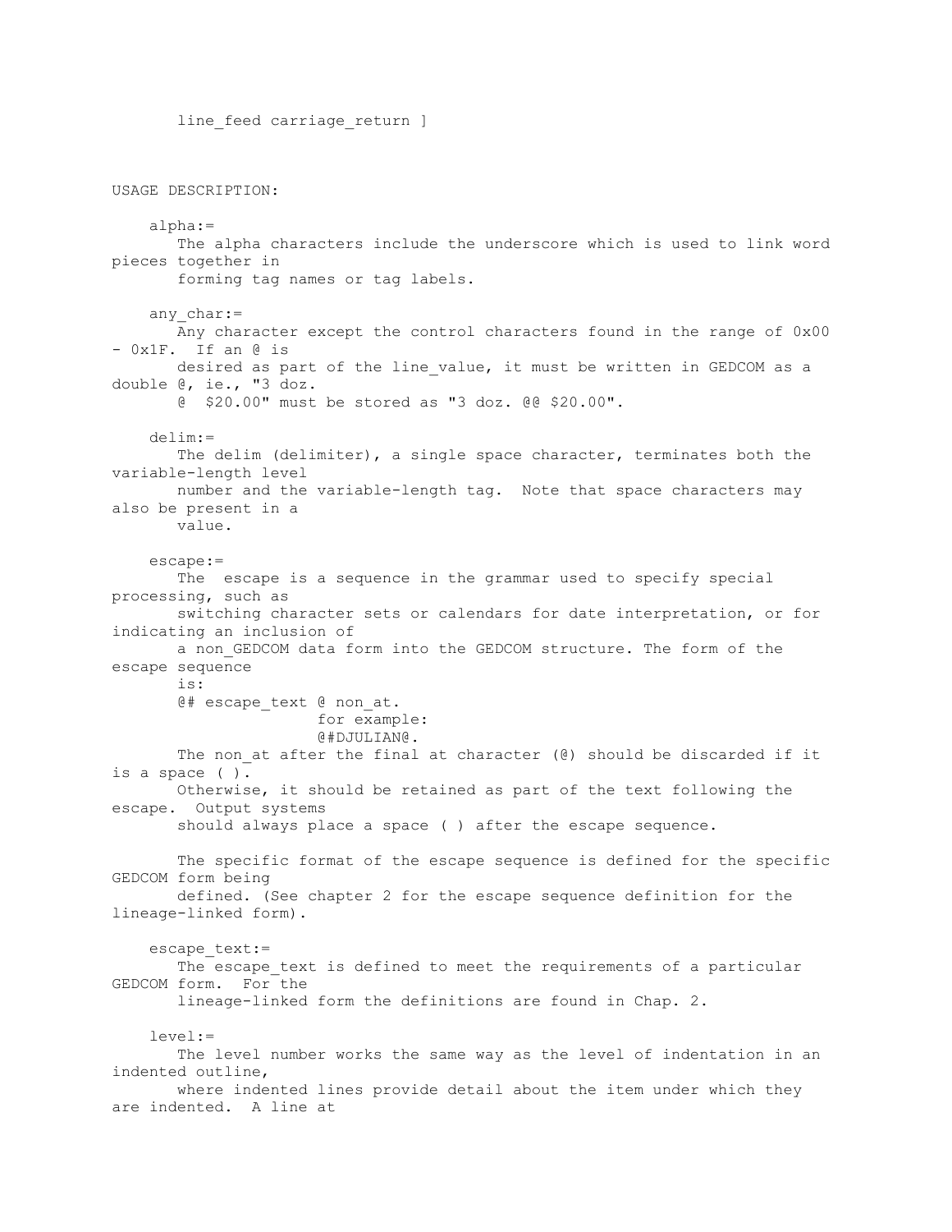line_feed carriage_return ]

USAGE DESCRIPTION:

alpha:=
The alpha characters include the underscore which is used to link word pieces together in forming tag names or tag labels.

any_char:=
Any character except the control characters found in the range of 0x00 - 0x1F. If an @ is desired as part of the line_value, it must be written in GEDCOM as a double @, ie., "3 doz. @ $20.00" must be stored as "3 doz. @@ $20.00".

delim:=
The delim (delimiter), a single space character, terminates both the variable-length level number and the variable-length tag. Note that space characters may also be present in a value.

escape:=
The escape is a sequence in the grammar used to specify special processing, such as switching character sets or calendars for date interpretation, or for indicating an inclusion of a non_GEDCOM data form into the GEDCOM structure. The form of the escape sequence is:
@# escape_text @ non_at.
for example:
@#DJULIAN@.
The non_at after the final at character (@) should be discarded if it is a space ( ). Otherwise, it should be retained as part of the text following the escape. Output systems should always place a space ( ) after the escape sequence.

The specific format of the escape sequence is defined for the specific GEDCOM form being defined. (See chapter 2 for the escape sequence definition for the lineage-linked form).

escape_text:=
The escape_text is defined to meet the requirements of a particular GEDCOM form. For the lineage-linked form the definitions are found in Chap. 2.

level:=
The level number works the same way as the level of indentation in an indented outline, where indented lines provide detail about the item under which they are indented. A line at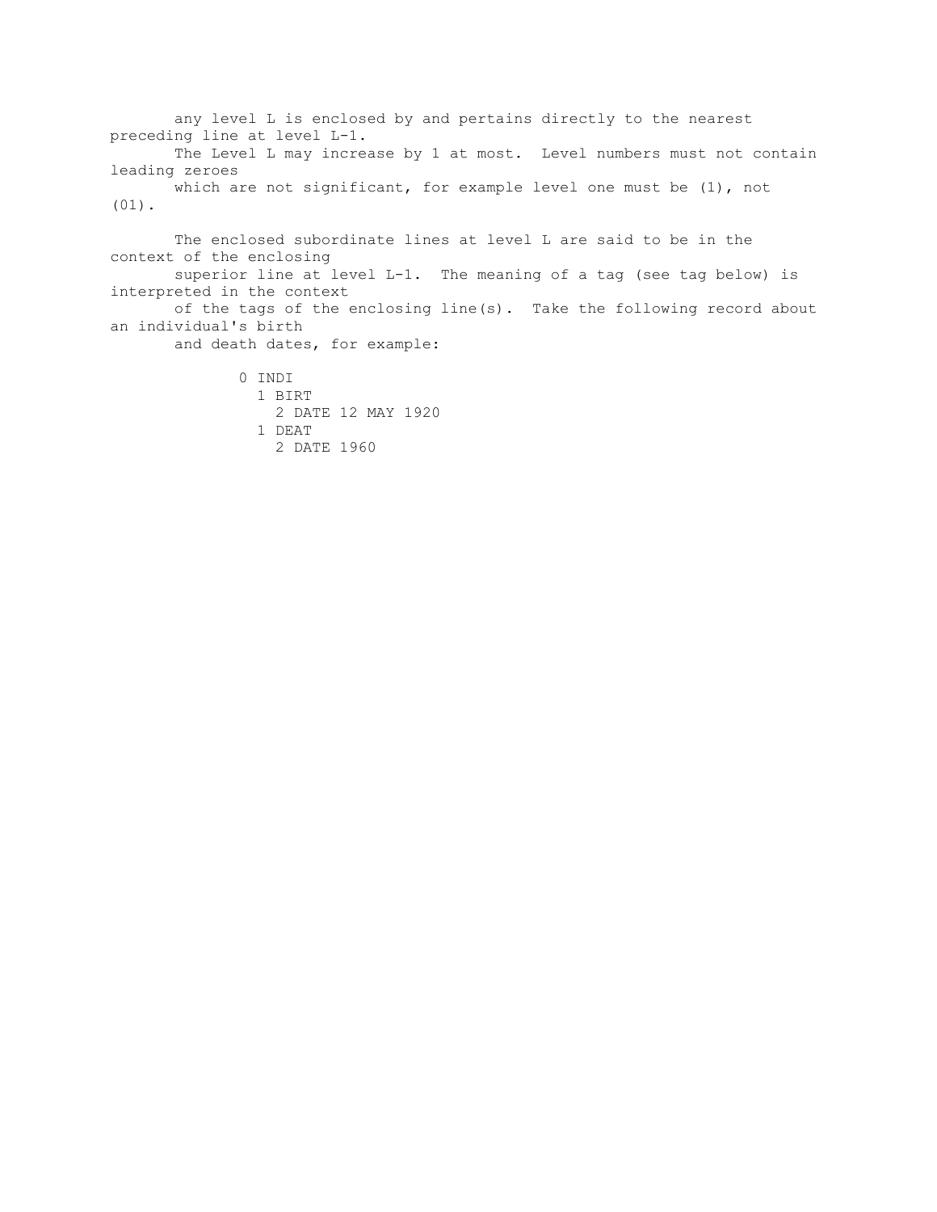any level L is enclosed by and pertains directly to the nearest preceding line at level L-1.
The Level L may increase by 1 at most. Level numbers must not contain leading zeroes which are not significant, for example level one must be (1), not (01).

The enclosed subordinate lines at level L are said to be in the context of the enclosing superior line at level L-1. The meaning of a tag (see tag below) is interpreted in the context of the tags of the enclosing line(s). Take the following record about an individual's birth and death dates, for example:

```
0 INDI
  1 BIRT
    2 DATE 12 MAY 1920
  1 DEAT
    2 DATE 1960
```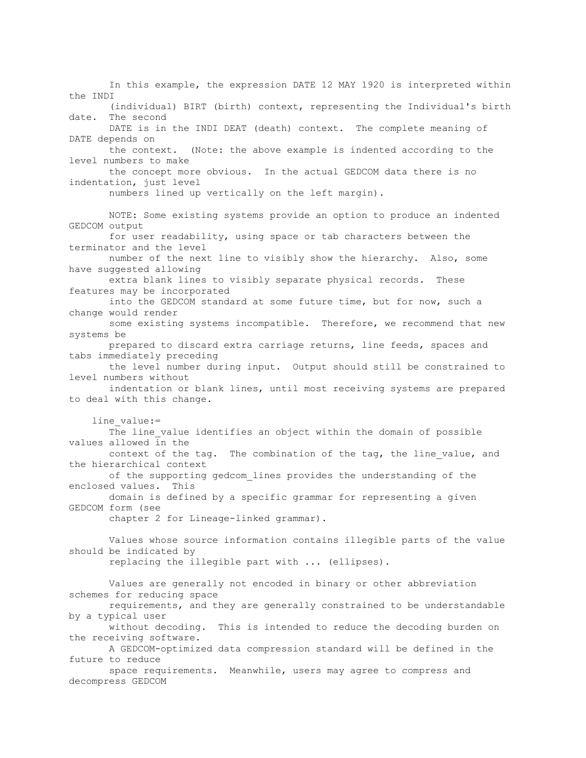In this example, the expression DATE 12 MAY 1920 is interpreted within the INDI (individual) BIRT (birth) context, representing the Individual's birth date. The second DATE is in the INDI DEAT (death) context. The complete meaning of DATE depends on the context. (Note: the above example is indented according to the level numbers to make the concept more obvious. In the actual GEDCOM data there is no indentation, just level numbers lined up vertically on the left margin).

NOTE: Some existing systems provide an option to produce an indented GEDCOM output for user readability, using space or tab characters between the terminator and the level number of the next line to visibly show the hierarchy. Also, some have suggested allowing extra blank lines to visibly separate physical records. These features may be incorporated into the GEDCOM standard at some future time, but for now, such a change would render some existing systems incompatible. Therefore, we recommend that new systems be prepared to discard extra carriage returns, line feeds, spaces and tabs immediately preceding the level number during input. Output should still be constrained to level numbers without indentation or blank lines, until most receiving systems are prepared to deal with this change.

line_value:=

The line_value identifies an object within the domain of possible values allowed in the context of the tag. The combination of the tag, the line_value, and the hierarchical context of the supporting gedcom_lines provides the understanding of the enclosed values. This domain is defined by a specific grammar for representing a given GEDCOM form (see chapter 2 for Lineage-linked grammar).

Values whose source information contains illegible parts of the value should be indicated by replacing the illegible part with ... (ellipses).

Values are generally not encoded in binary or other abbreviation schemes for reducing space requirements, and they are generally constrained to be understandable by a typical user without decoding. This is intended to reduce the decoding burden on the receiving software. A GEDCOM-optimized data compression standard will be defined in the future to reduce space requirements. Meanwhile, users may agree to compress and decompress GEDCOM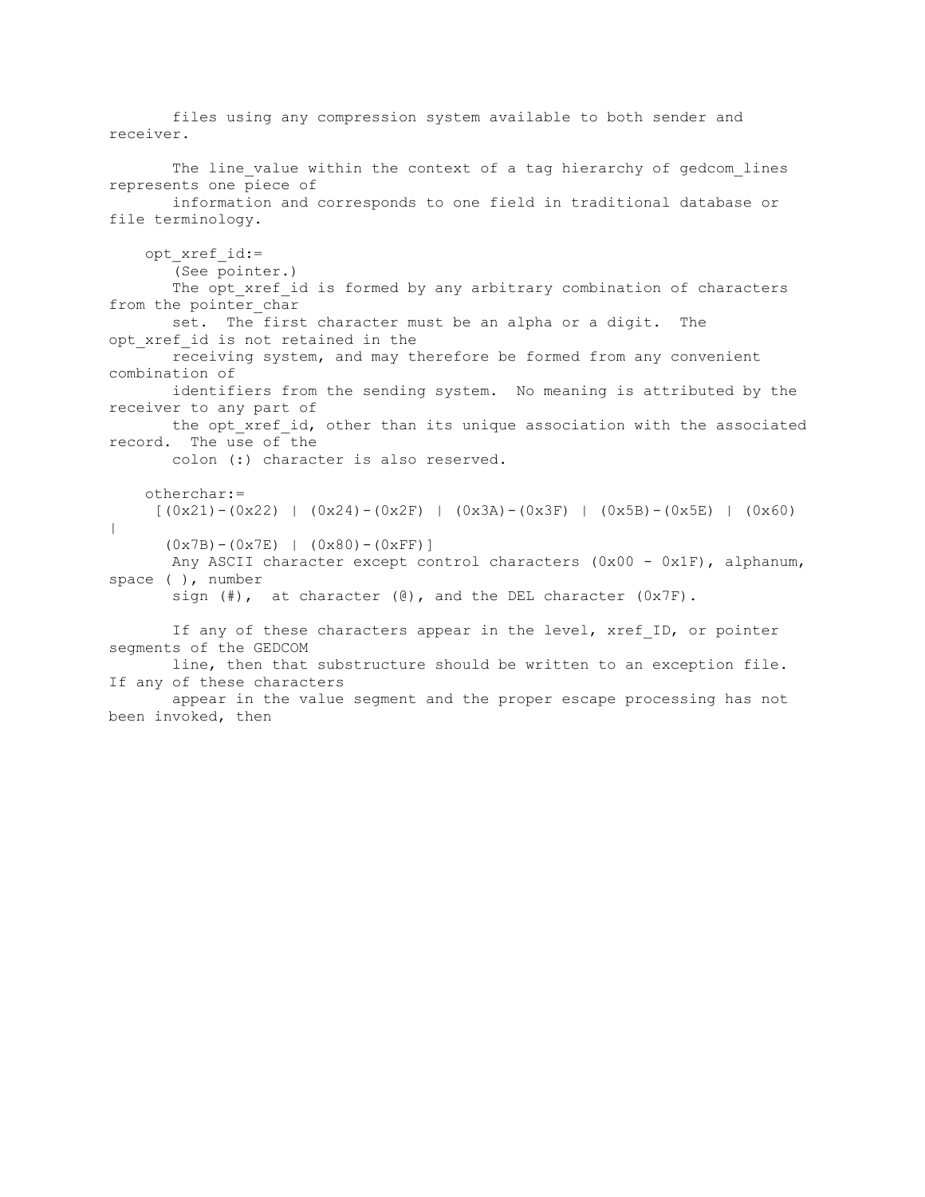files using any compression system available to both sender and receiver.

The line_value within the context of a tag hierarchy of gedcom_lines represents one piece of information and corresponds to one field in traditional database or file terminology.

opt_xref_id:=

(See pointer.)

The opt_xref_id is formed by any arbitrary combination of characters from the pointer_char set. The first character must be an alpha or a digit. The opt_xref_id is not retained in the receiving system, and may therefore be formed from any convenient combination of identifiers from the sending system. No meaning is attributed by the receiver to any part of the opt_xref_id, other than its unique association with the associated record. The use of the colon (:) character is also reserved.

otherchar:=

[(0x21)-(0x22) | (0x24)-(0x2F) | (0x3A)-(0x3F) | (0x5B)-(0x5E) | (0x60) | (0x7B)-(0x7E) | (0x80)-(0xFF)]

Any ASCII character except control characters (0x00 - 0x1F), alphanum, space ( ), number sign (#), at character (@), and the DEL character (0x7F).

If any of these characters appear in the level, xref_ID, or pointer segments of the GEDCOM line, then that substructure should be written to an exception file. If any of these characters appear in the value segment and the proper escape processing has not been invoked, then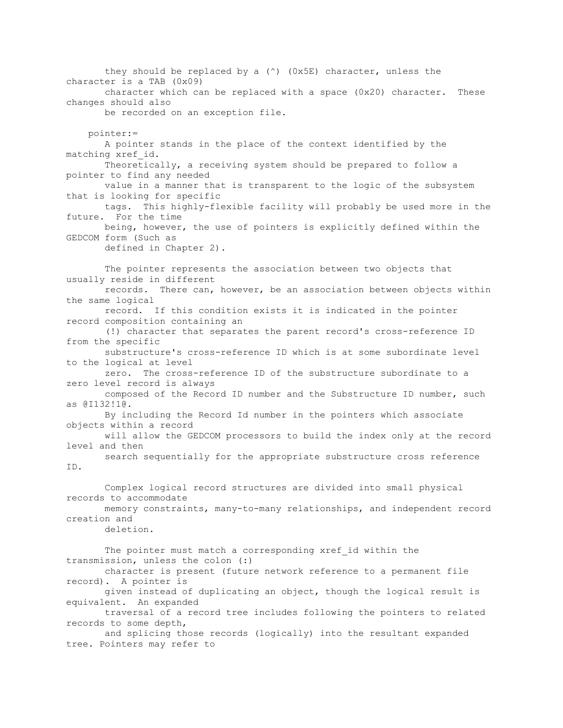they should be replaced by a (^) (0x5E) character, unless the character is a TAB (0x09) character which can be replaced with a space (0x20) character. These changes should also be recorded on an exception file.

pointer:=

A pointer stands in the place of the context identified by the matching xref_id. Theoretically, a receiving system should be prepared to follow a pointer to find any needed value in a manner that is transparent to the logic of the subsystem that is looking for specific tags. This highly-flexible facility will probably be used more in the future. For the time being, however, the use of pointers is explicitly defined within the GEDCOM form (Such as defined in Chapter 2).

The pointer represents the association between two objects that usually reside in different records. There can, however, be an association between objects within the same logical record. If this condition exists it is indicated in the pointer record composition containing an (!) character that separates the parent record's cross-reference ID from the specific substructure's cross-reference ID which is at some subordinate level to the logical at level zero. The cross-reference ID of the substructure subordinate to a zero level record is always composed of the Record ID number and the Substructure ID number, such as @I132!1@. By including the Record Id number in the pointers which associate objects within a record will allow the GEDCOM processors to build the index only at the record level and then search sequentially for the appropriate substructure cross reference ID.

Complex logical record structures are divided into small physical records to accommodate memory constraints, many-to-many relationships, and independent record creation and deletion.

The pointer must match a corresponding xref_id within the transmission, unless the colon (:) character is present (future network reference to a permanent file record). A pointer is given instead of duplicating an object, though the logical result is equivalent. An expanded traversal of a record tree includes following the pointers to related records to some depth, and splicing those records (logically) into the resultant expanded tree. Pointers may refer to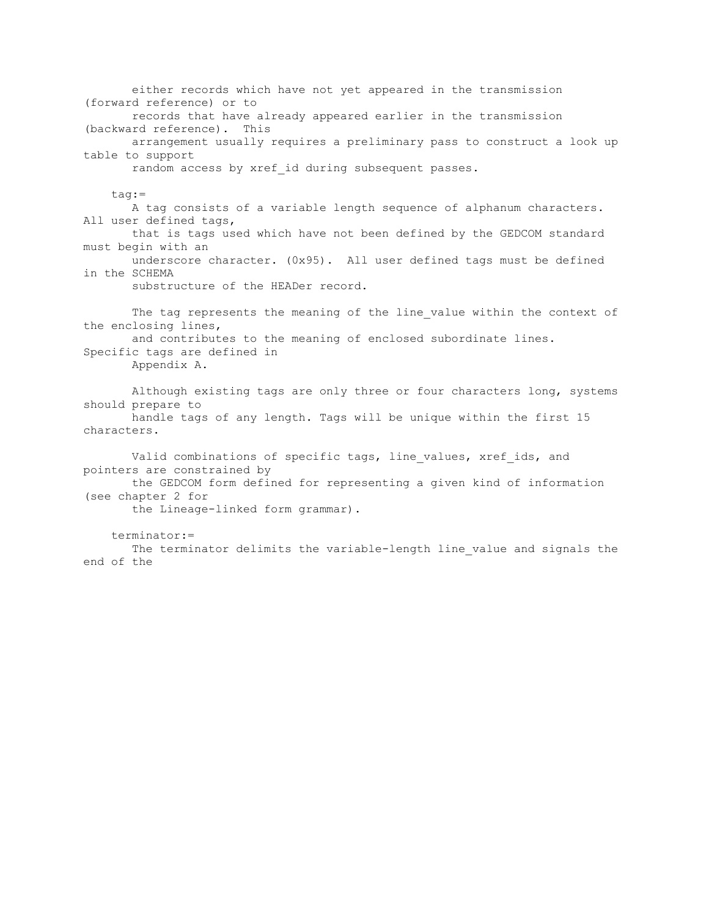either records which have not yet appeared in the transmission (forward reference) or to records that have already appeared earlier in the transmission (backward reference). This arrangement usually requires a preliminary pass to construct a look up table to support random access by xref_id during subsequent passes.

tag:=

A tag consists of a variable length sequence of alphanum characters. All user defined tags, that is tags used which have not been defined by the GEDCOM standard must begin with an underscore character. (0x95). All user defined tags must be defined in the SCHEMA substructure of the HEADer record.

The tag represents the meaning of the line_value within the context of the enclosing lines, and contributes to the meaning of enclosed subordinate lines. Specific tags are defined in Appendix A.

Although existing tags are only three or four characters long, systems should prepare to handle tags of any length. Tags will be unique within the first 15 characters.

Valid combinations of specific tags, line_values, xref_ids, and pointers are constrained by the GEDCOM form defined for representing a given kind of information (see chapter 2 for the Lineage-linked form grammar).

terminator:=

The terminator delimits the variable-length line_value and signals the end of the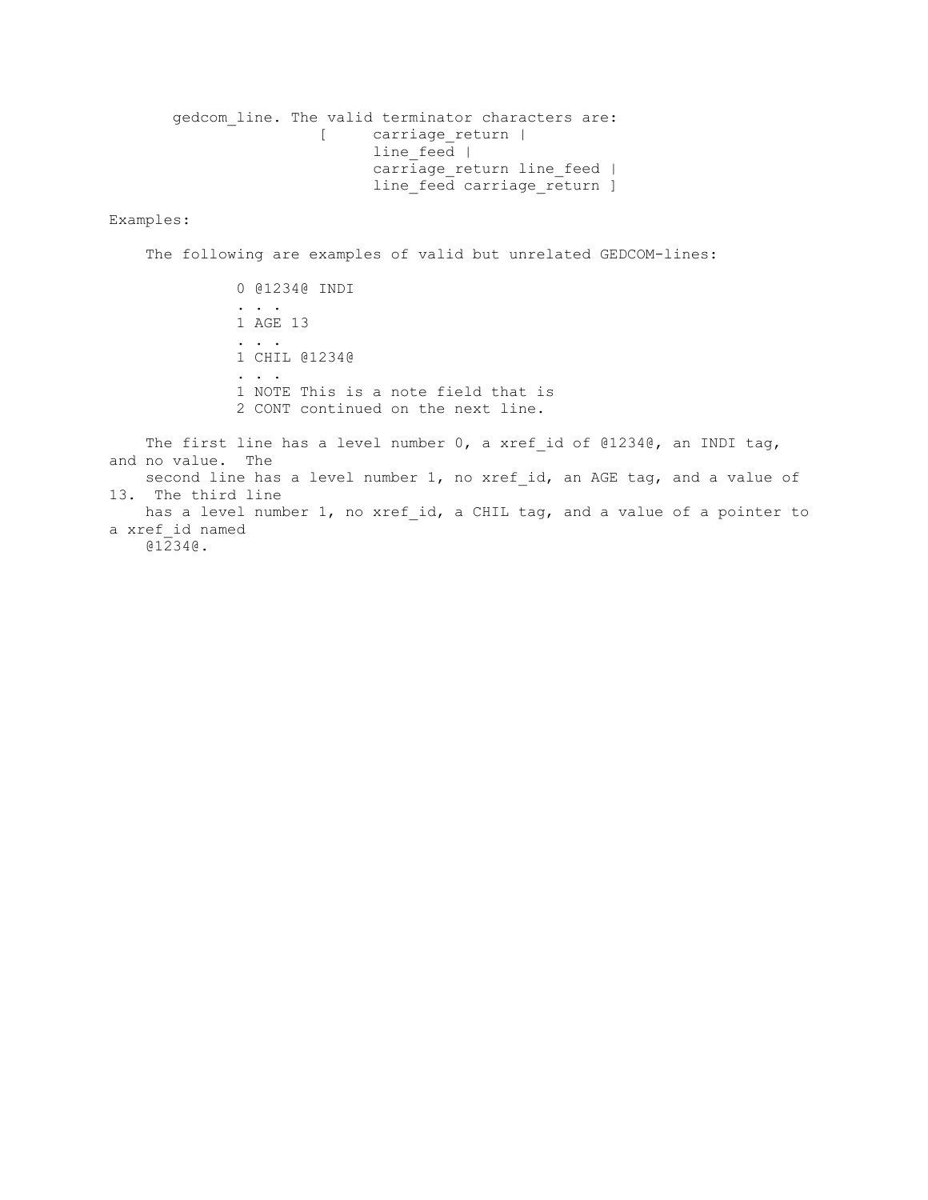gedcom_line. The valid terminator characters are:

```
[     carriage_return |
      line_feed |
      carriage_return line_feed |
      line_feed carriage_return ]
```

Examples:

The following are examples of valid but unrelated GEDCOM-lines:

```
0 @1234@ INDI
. . .
1 AGE 13
. . .
1 CHIL @1234@
. . .
1 NOTE This is a note field that is
2 CONT continued on the next line.
```

The first line has a level number 0, a xref_id of @1234@, an INDI tag, and no value. The second line has a level number 1, no xref_id, an AGE tag, and a value of 13. The third line has a level number 1, no xref_id, a CHIL tag, and a value of a pointer to a xref_id named @1234@.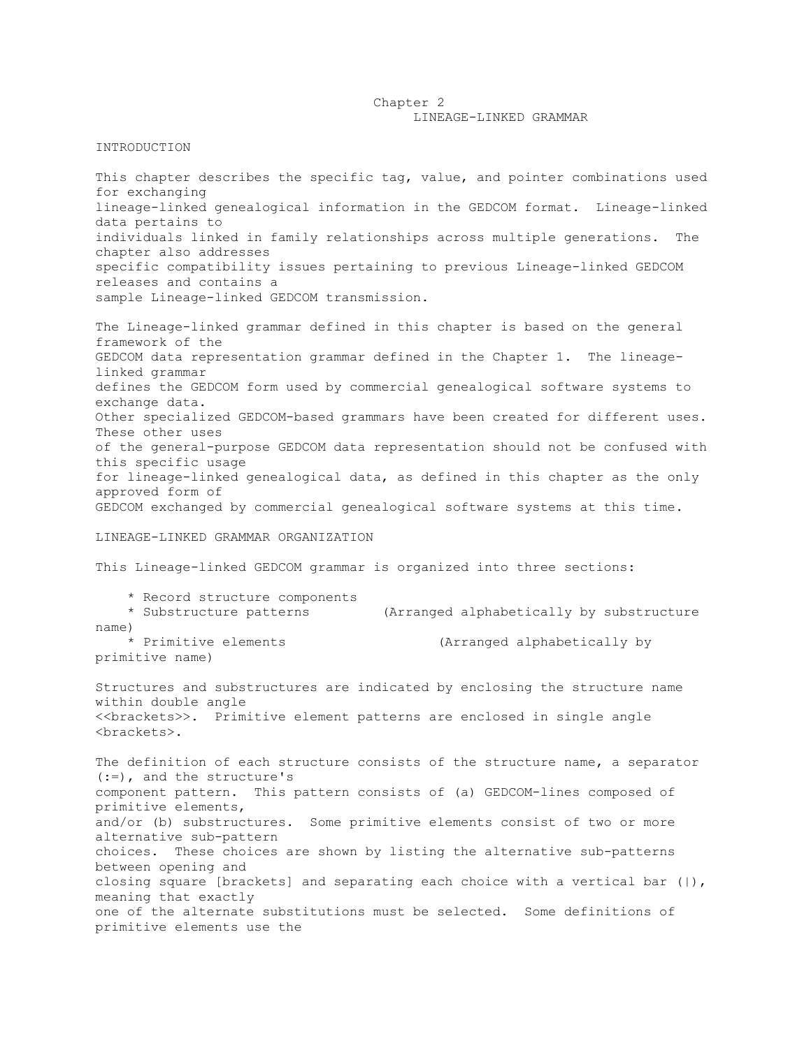# Chapter 2
## LINEAGE-LINKED GRAMMAR

### INTRODUCTION

This chapter describes the specific tag, value, and pointer combinations used for exchanging lineage-linked genealogical information in the GEDCOM format. Lineage-linked data pertains to individuals linked in family relationships across multiple generations. The chapter also addresses specific compatibility issues pertaining to previous Lineage-linked GEDCOM releases and contains a sample Lineage-linked GEDCOM transmission.

The Lineage-linked grammar defined in this chapter is based on the general framework of the GEDCOM data representation grammar defined in the Chapter 1. The lineage-linked grammar defines the GEDCOM form used by commercial genealogical software systems to exchange data. Other specialized GEDCOM-based grammars have been created for different uses. These other uses of the general-purpose GEDCOM data representation should not be confused with this specific usage for lineage-linked genealogical data, as defined in this chapter as the only approved form of GEDCOM exchanged by commercial genealogical software systems at this time.

### LINEAGE-LINKED GRAMMAR ORGANIZATION

This Lineage-linked GEDCOM grammar is organized into three sections:

* Record structure components
* Substructure patterns (Arranged alphabetically by substructure name)
* Primitive elements (Arranged alphabetically by primitive name)

Structures and substructures are indicated by enclosing the structure name within double angle <<brackets>>. Primitive element patterns are enclosed in single angle <brackets>.

The definition of each structure consists of the structure name, a separator (:=), and the structure's component pattern. This pattern consists of (a) GEDCOM-lines composed of primitive elements, and/or (b) substructures. Some primitive elements consist of two or more alternative sub-pattern choices. These choices are shown by listing the alternative sub-patterns between opening and closing square [brackets] and separating each choice with a vertical bar (|), meaning that exactly one of the alternate substitutions must be selected. Some definitions of primitive elements use the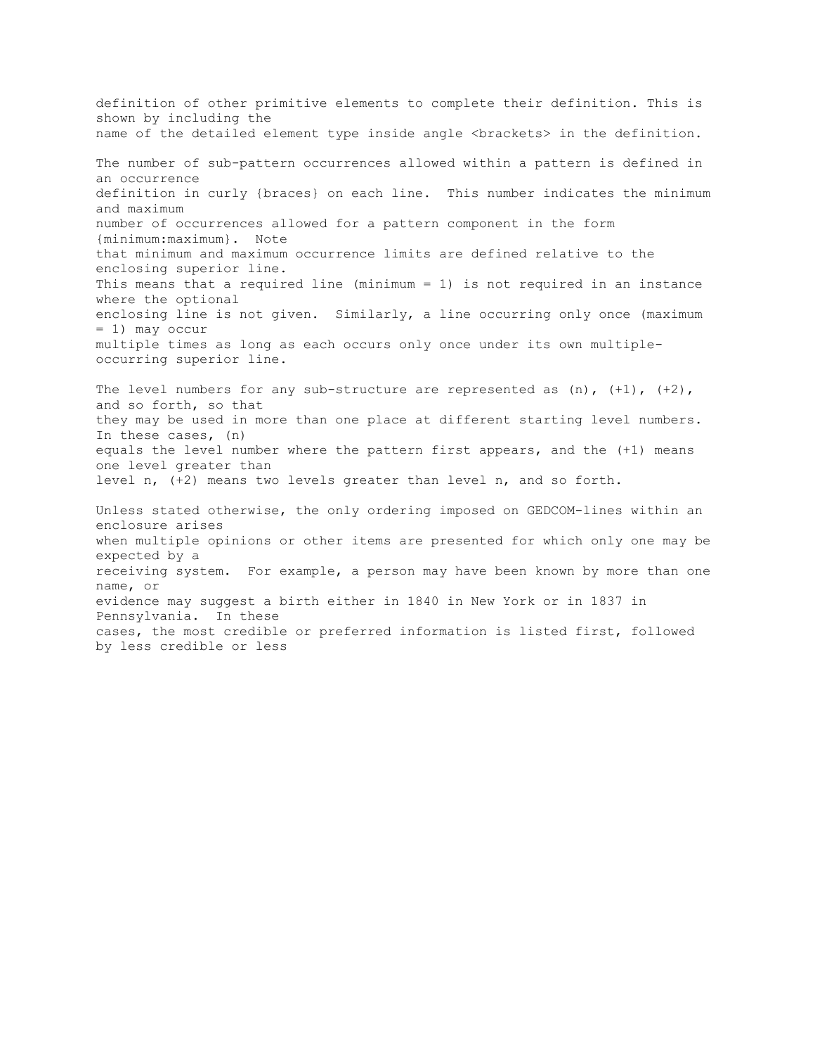definition of other primitive elements to complete their definition. This is shown by including the name of the detailed element type inside angle <brackets> in the definition.

The number of sub-pattern occurrences allowed within a pattern is defined in an occurrence definition in curly {braces} on each line. This number indicates the minimum and maximum number of occurrences allowed for a pattern component in the form {minimum:maximum}. Note that minimum and maximum occurrence limits are defined relative to the enclosing superior line. This means that a required line (minimum = 1) is not required in an instance where the optional enclosing line is not given. Similarly, a line occurring only once (maximum = 1) may occur multiple times as long as each occurs only once under its own multiple-occurring superior line.

The level numbers for any sub-structure are represented as (n), (+1), (+2), and so forth, so that they may be used in more than one place at different starting level numbers. In these cases, (n) equals the level number where the pattern first appears, and the (+1) means one level greater than level n, (+2) means two levels greater than level n, and so forth.

Unless stated otherwise, the only ordering imposed on GEDCOM-lines within an enclosure arises when multiple opinions or other items are presented for which only one may be expected by a receiving system. For example, a person may have been known by more than one name, or evidence may suggest a birth either in 1840 in New York or in 1837 in Pennsylvania. In these cases, the most credible or preferred information is listed first, followed by less credible or less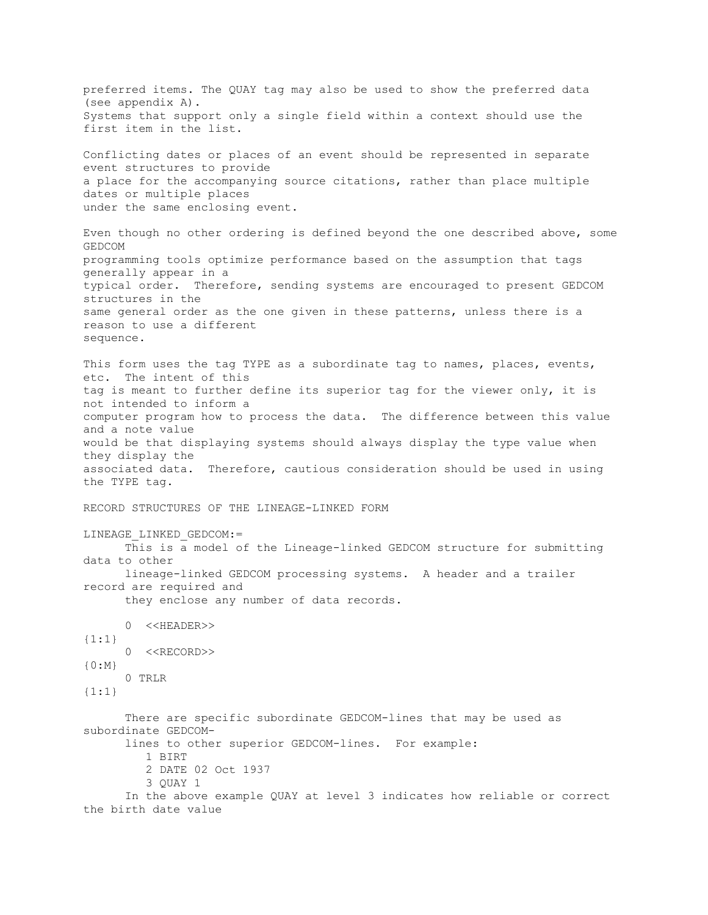preferred items. The QUAY tag may also be used to show the preferred data (see appendix A).
Systems that support only a single field within a context should use the first item in the list.

Conflicting dates or places of an event should be represented in separate event structures to provide a place for the accompanying source citations, rather than place multiple dates or multiple places under the same enclosing event.

Even though no other ordering is defined beyond the one described above, some GEDCOM programming tools optimize performance based on the assumption that tags generally appear in a typical order. Therefore, sending systems are encouraged to present GEDCOM structures in the same general order as the one given in these patterns, unless there is a reason to use a different sequence.

This form uses the tag TYPE as a subordinate tag to names, places, events, etc. The intent of this tag is meant to further define its superior tag for the viewer only, it is not intended to inform a computer program how to process the data. The difference between this value and a note value would be that displaying systems should always display the type value when they display the associated data. Therefore, cautious consideration should be used in using the TYPE tag.

RECORD STRUCTURES OF THE LINEAGE-LINKED FORM

LINEAGE_LINKED_GEDCOM:=

This is a model of the Lineage-linked GEDCOM structure for submitting data to other lineage-linked GEDCOM processing systems. A header and a trailer record are required and they enclose any number of data records.

```
0  <<HEADER>>    {1:1}
0  <<RECORD>>    {0:M}
0 TRLR           {1:1}
```

There are specific subordinate GEDCOM-lines that may be used as subordinate GEDCOM-lines to other superior GEDCOM-lines. For example:

```
1 BIRT
2 DATE 02 Oct 1937
3 QUAY 1
```

In the above example QUAY at level 3 indicates how reliable or correct the birth date value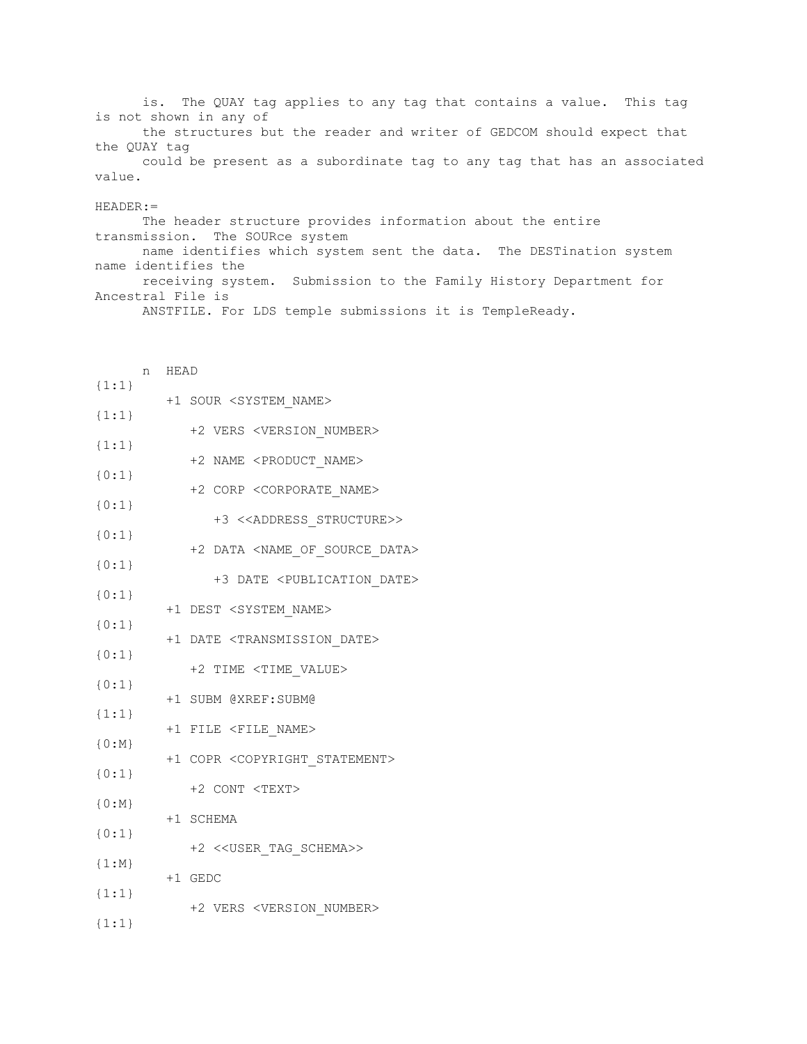is. The QUAY tag applies to any tag that contains a value. This tag is not shown in any of the structures but the reader and writer of GEDCOM should expect that the QUAY tag could be present as a subordinate tag to any tag that has an associated value.

HEADER:=

The header structure provides information about the entire transmission. The SOURce system name identifies which system sent the data. The DESTination system name identifies the receiving system. Submission to the Family History Department for Ancestral File is ANSTFILE. For LDS temple submissions it is TempleReady.

```
n  HEAD                                  {1:1}
  +1 SOUR <SYSTEM_NAME>                  {1:1}
    +2 VERS <VERSION_NUMBER>             {1:1}
    +2 NAME <PRODUCT_NAME>               {0:1}
    +2 CORP <CORPORATE_NAME>             {0:1}
      +3 <<ADDRESS_STRUCTURE>>           {0:1}
    +2 DATA <NAME_OF_SOURCE_DATA>        {0:1}
      +3 DATE <PUBLICATION_DATE>         {0:1}
  +1 DEST <SYSTEM_NAME>                  {0:1}
  +1 DATE <TRANSMISSION_DATE>            {0:1}
    +2 TIME <TIME_VALUE>                 {0:1}
  +1 SUBM @XREF:SUBM@                    {1:1}
  +1 FILE <FILE_NAME>                    {0:M}
  +1 COPR <COPYRIGHT_STATEMENT>          {0:1}
    +2 CONT <TEXT>                       {0:M}
  +1 SCHEMA                              {0:1}
    +2 <<USER_TAG_SCHEMA>>               {1:M}
  +1 GEDC                                {1:1}
    +2 VERS <VERSION_NUMBER>             {1:1}
```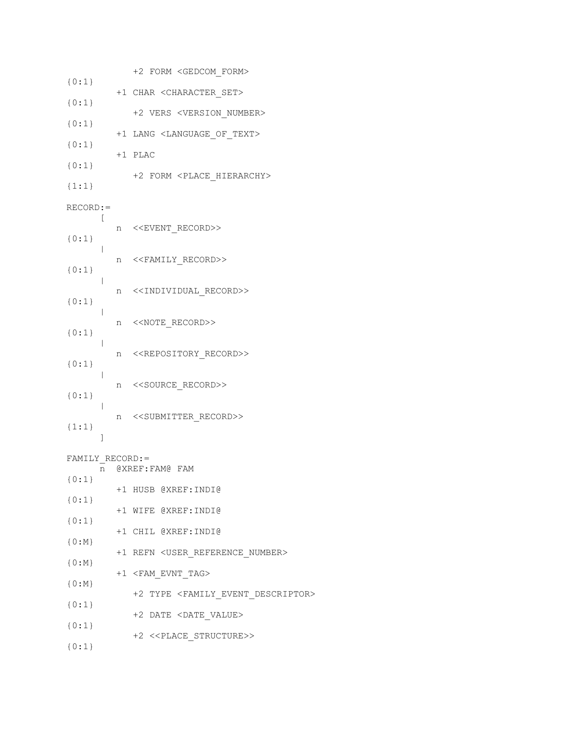```
            +2 FORM <GEDCOM_FORM>
{0:1}
         +1 CHAR <CHARACTER_SET>
{0:1}
            +2 VERS <VERSION_NUMBER>
{0:1}
         +1 LANG <LANGUAGE_OF_TEXT>
{0:1}
         +1 PLAC
{0:1}
            +2 FORM <PLACE_HIERARCHY>
{1:1}

RECORD:=
      [
         n  <<EVENT_RECORD>>
{0:1}
      |
         n  <<FAMILY_RECORD>>
{0:1}
      |
         n  <<INDIVIDUAL_RECORD>>
{0:1}
      |
         n  <<NOTE_RECORD>>
{0:1}
      |
         n  <<REPOSITORY_RECORD>>
{0:1}
      |
         n  <<SOURCE_RECORD>>
{0:1}
      |
         n  <<SUBMITTER_RECORD>>
{1:1}
      ]

FAMILY_RECORD:=
      n  @XREF:FAM@ FAM
{0:1}
         +1 HUSB @XREF:INDI@
{0:1}
         +1 WIFE @XREF:INDI@
{0:1}
         +1 CHIL @XREF:INDI@
{0:M}
         +1 REFN <USER_REFERENCE_NUMBER>
{0:M}
         +1 <FAM_EVNT_TAG>
{0:M}
            +2 TYPE <FAMILY_EVENT_DESCRIPTOR>
{0:1}
            +2 DATE <DATE_VALUE>
{0:1}
            +2 <<PLACE_STRUCTURE>>
{0:1}
```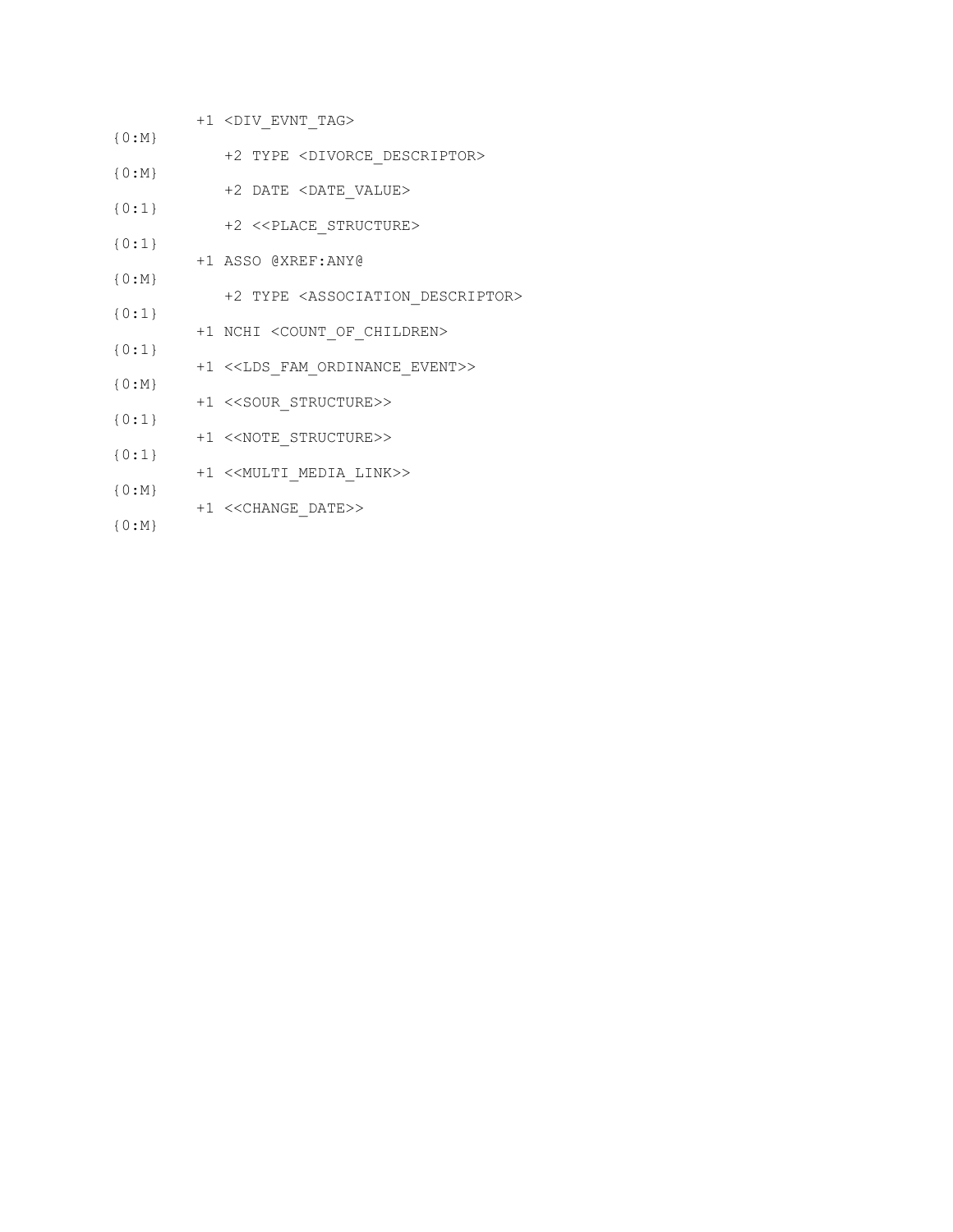```
        +1 <DIV_EVNT_TAG>
{0:M}
           +2 TYPE <DIVORCE_DESCRIPTOR>
{0:M}
           +2 DATE <DATE_VALUE>
{0:1}
           +2 <<PLACE_STRUCTURE>
{0:1}
        +1 ASSO @XREF:ANY@
{0:M}
           +2 TYPE <ASSOCIATION_DESCRIPTOR>
{0:1}
        +1 NCHI <COUNT_OF_CHILDREN>
{0:1}
        +1 <<LDS_FAM_ORDINANCE_EVENT>>
{0:M}
        +1 <<SOUR_STRUCTURE>>
{0:1}
        +1 <<NOTE_STRUCTURE>>
{0:1}
        +1 <<MULTI_MEDIA_LINK>>
{0:M}
        +1 <<CHANGE_DATE>>
{0:M}
```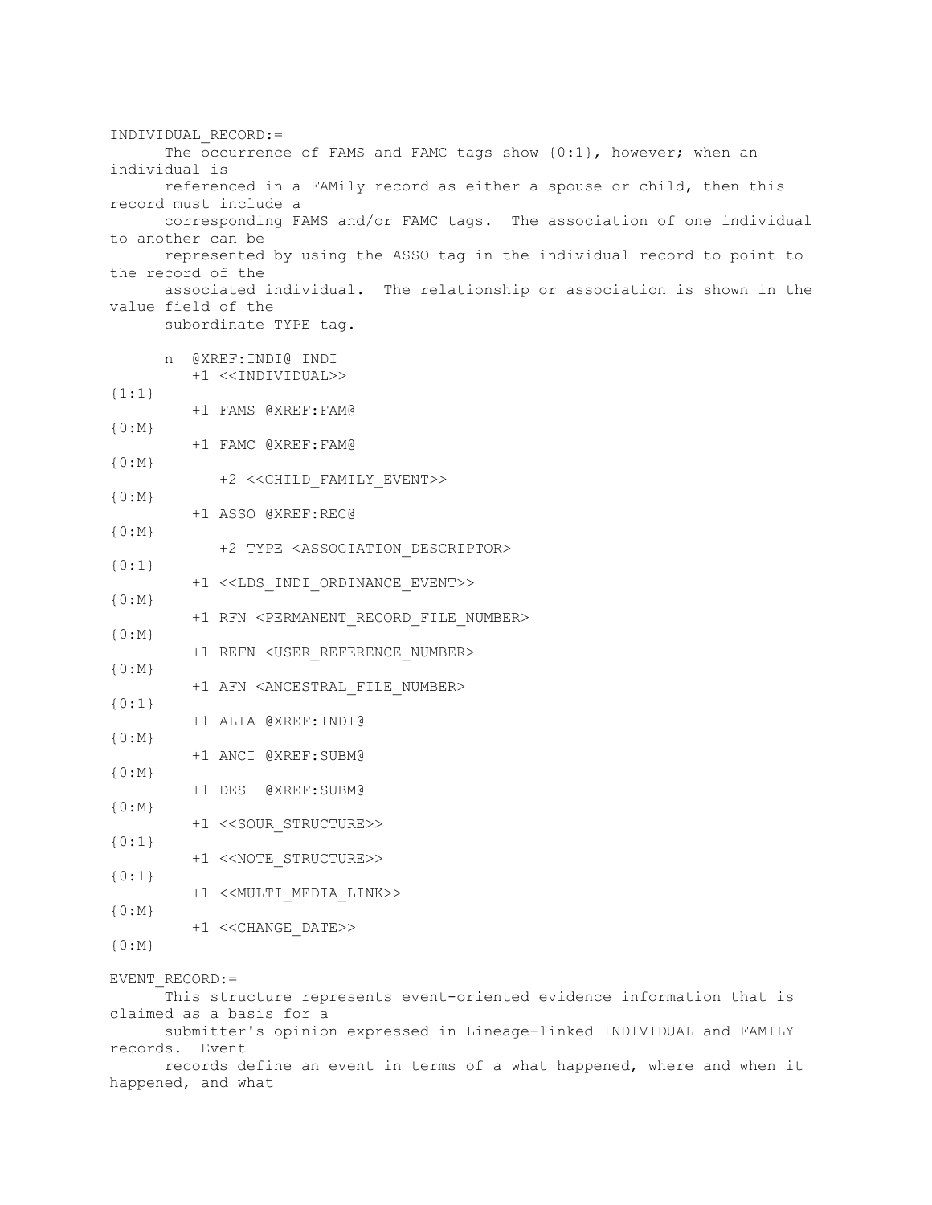INDIVIDUAL_RECORD:=

The occurrence of FAMS and FAMC tags show {0:1}, however; when an individual is referenced in a FAMily record as either a spouse or child, then this record must include a corresponding FAMS and/or FAMC tags. The association of one individual to another can be represented by using the ASSO tag in the individual record to point to the record of the associated individual. The relationship or association is shown in the value field of the subordinate TYPE tag.

```
n  @XREF:INDI@ INDI
   +1 <<INDIVIDUAL>>                              {1:1}
   +1 FAMS @XREF:FAM@                             {0:M}
   +1 FAMC @XREF:FAM@                             {0:M}
      +2 <<CHILD_FAMILY_EVENT>>                   {0:M}
   +1 ASSO @XREF:REC@                             {0:M}
      +2 TYPE <ASSOCIATION_DESCRIPTOR>            {0:1}
   +1 <<LDS_INDI_ORDINANCE_EVENT>>                {0:M}
   +1 RFN <PERMANENT_RECORD_FILE_NUMBER>          {0:M}
   +1 REFN <USER_REFERENCE_NUMBER>                {0:M}
   +1 AFN <ANCESTRAL_FILE_NUMBER>                 {0:1}
   +1 ALIA @XREF:INDI@                            {0:M}
   +1 ANCI @XREF:SUBM@                            {0:M}
   +1 DESI @XREF:SUBM@                            {0:M}
   +1 <<SOUR_STRUCTURE>>                          {0:1}
   +1 <<NOTE_STRUCTURE>>                          {0:1}
   +1 <<MULTI_MEDIA_LINK>>                        {0:M}
   +1 <<CHANGE_DATE>>                             {0:M}
```

EVENT_RECORD:=

This structure represents event-oriented evidence information that is claimed as a basis for a submitter's opinion expressed in Lineage-linked INDIVIDUAL and FAMILY records. Event records define an event in terms of a what happened, where and when it happened, and what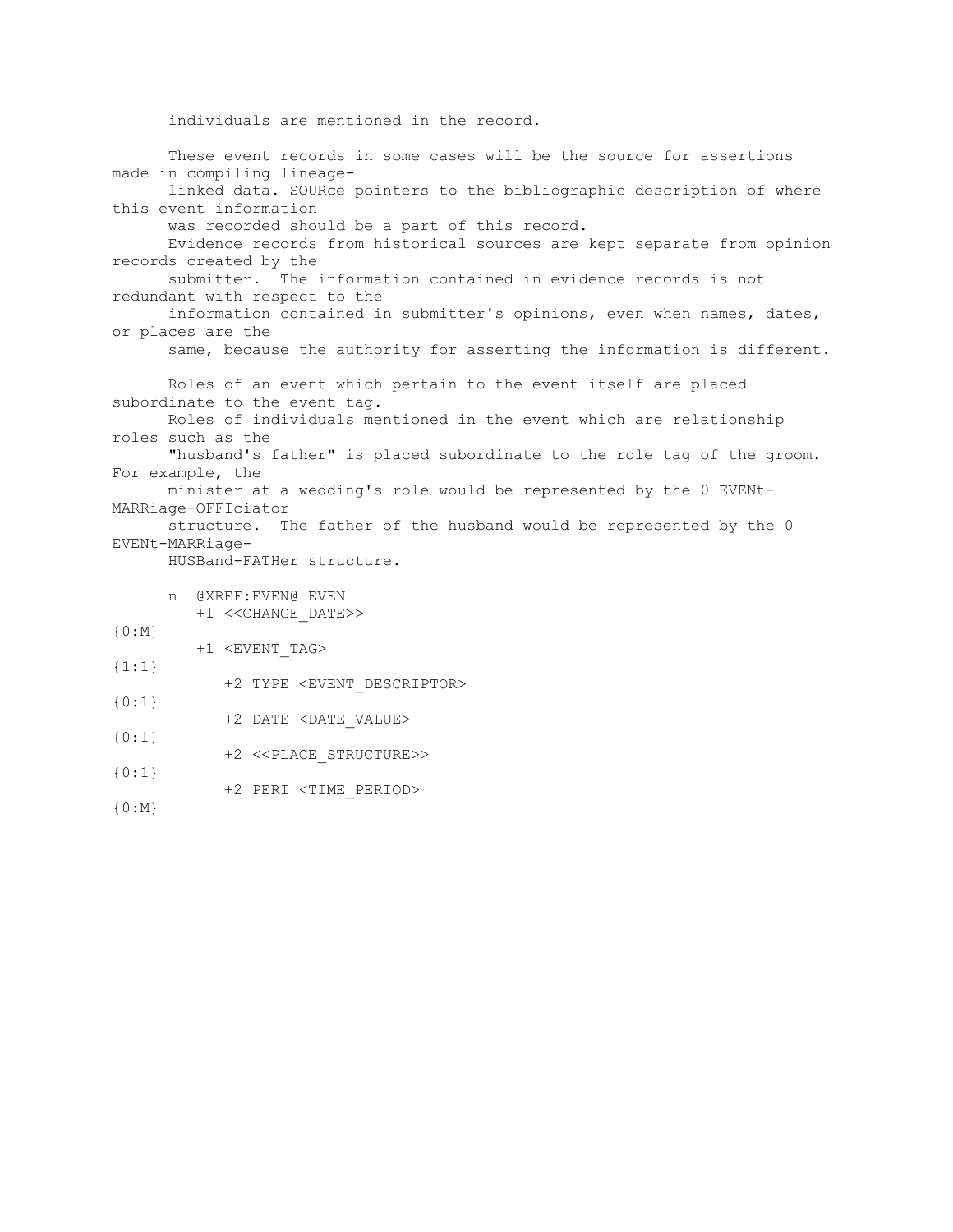individuals are mentioned in the record.

These event records in some cases will be the source for assertions made in compiling lineage-linked data. SOURce pointers to the bibliographic description of where this event information was recorded should be a part of this record.
Evidence records from historical sources are kept separate from opinion records created by the submitter. The information contained in evidence records is not redundant with respect to the information contained in submitter's opinions, even when names, dates, or places are the same, because the authority for asserting the information is different.

Roles of an event which pertain to the event itself are placed subordinate to the event tag.
Roles of individuals mentioned in the event which are relationship roles such as the "husband's father" is placed subordinate to the role tag of the groom. For example, the minister at a wedding's role would be represented by the 0 EVENt-MARRiage-OFFIciator structure. The father of the husband would be represented by the 0 EVENt-MARRiage-HUSBand-FATHer structure.

```
n  @XREF:EVEN@ EVEN
   +1 <<CHANGE_DATE>>                {0:M}
   +1 <EVENT_TAG>                    {1:1}
      +2 TYPE <EVENT_DESCRIPTOR>     {0:1}
      +2 DATE <DATE_VALUE>           {0:1}
      +2 <<PLACE_STRUCTURE>>         {0:1}
      +2 PERI <TIME_PERIOD>          {0:M}
```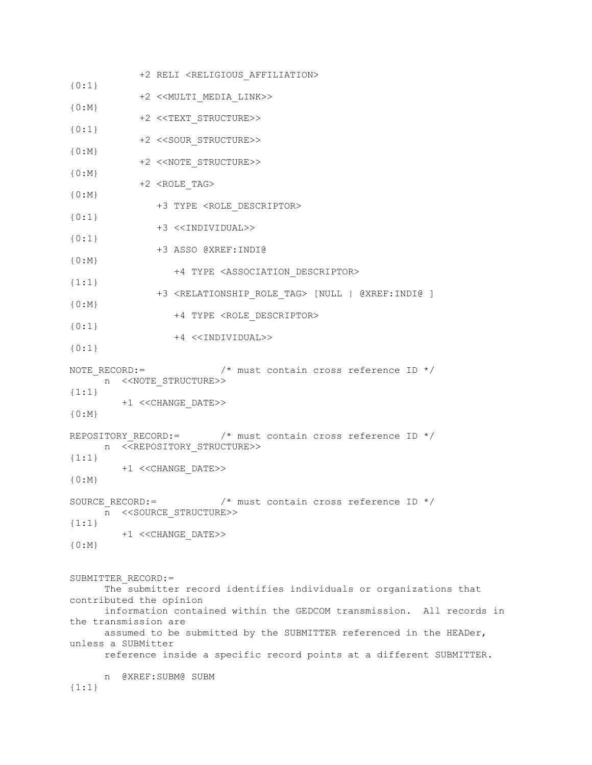```
            +2 RELI <RELIGIOUS_AFFILIATION>
{0:1}
            +2 <<MULTI_MEDIA_LINK>>
{0:M}
            +2 <<TEXT_STRUCTURE>>
{0:1}
            +2 <<SOUR_STRUCTURE>>
{0:M}
            +2 <<NOTE_STRUCTURE>>
{0:M}
            +2 <ROLE_TAG>
{0:M}
               +3 TYPE <ROLE_DESCRIPTOR>
{0:1}
               +3 <<INDIVIDUAL>>
{0:1}
               +3 ASSO @XREF:INDI@
{0:M}
                  +4 TYPE <ASSOCIATION_DESCRIPTOR>
{1:1}
               +3 <RELATIONSHIP_ROLE_TAG> [NULL | @XREF:INDI@ ]
{0:M}
                  +4 TYPE <ROLE_DESCRIPTOR>
{0:1}
                  +4 <<INDIVIDUAL>>
{0:1}

NOTE_RECORD:=            /* must contain cross reference ID */
      n  <<NOTE_STRUCTURE>>
{1:1}
         +1 <<CHANGE_DATE>>
{0:M}

REPOSITORY_RECORD:=      /* must contain cross reference ID */
      n  <<REPOSITORY_STRUCTURE>>
{1:1}
         +1 <<CHANGE_DATE>>
{0:M}

SOURCE_RECORD:=          /* must contain cross reference ID */
      n  <<SOURCE_STRUCTURE>>
{1:1}
         +1 <<CHANGE_DATE>>
{0:M}


SUBMITTER_RECORD:=
      The submitter record identifies individuals or organizations that
contributed the opinion
      information contained within the GEDCOM transmission.  All records in
the transmission are
      assumed to be submitted by the SUBMITTER referenced in the HEADer,
unless a SUBMitter
      reference inside a specific record points at a different SUBMITTER.

      n  @XREF:SUBM@ SUBM
{1:1}
```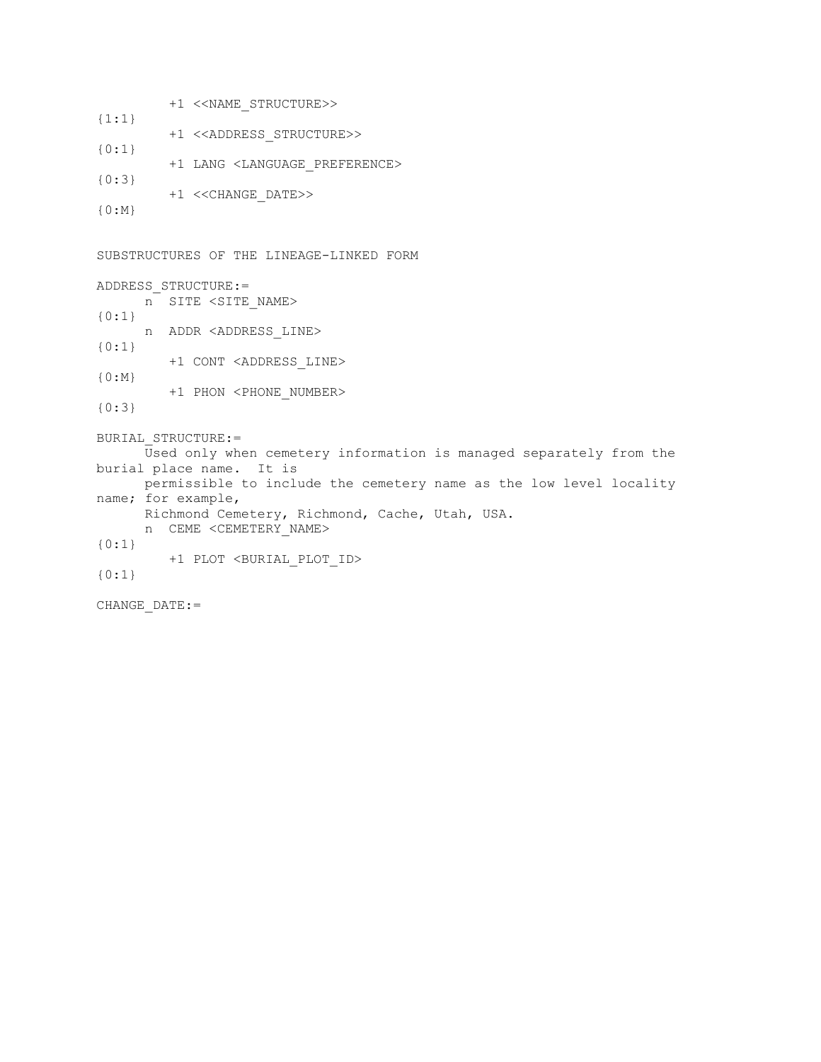```
        +1 <<NAME_STRUCTURE>>
{1:1}
        +1 <<ADDRESS_STRUCTURE>>
{0:1}
        +1 LANG <LANGUAGE_PREFERENCE>
{0:3}
        +1 <<CHANGE_DATE>>
{0:M}
```

SUBSTRUCTURES OF THE LINEAGE-LINKED FORM

```
ADDRESS_STRUCTURE:=
     n  SITE <SITE_NAME>
{0:1}
     n  ADDR <ADDRESS_LINE>
{0:1}
        +1 CONT <ADDRESS_LINE>
{0:M}
        +1 PHON <PHONE_NUMBER>
{0:3}
```

```
BURIAL_STRUCTURE:=
     Used only when cemetery information is managed separately from the
burial place name.  It is
     permissible to include the cemetery name as the low level locality
name; for example,
     Richmond Cemetery, Richmond, Cache, Utah, USA.
     n  CEME <CEMETERY_NAME>
{0:1}
        +1 PLOT <BURIAL_PLOT_ID>
{0:1}
```

```
CHANGE_DATE:=
```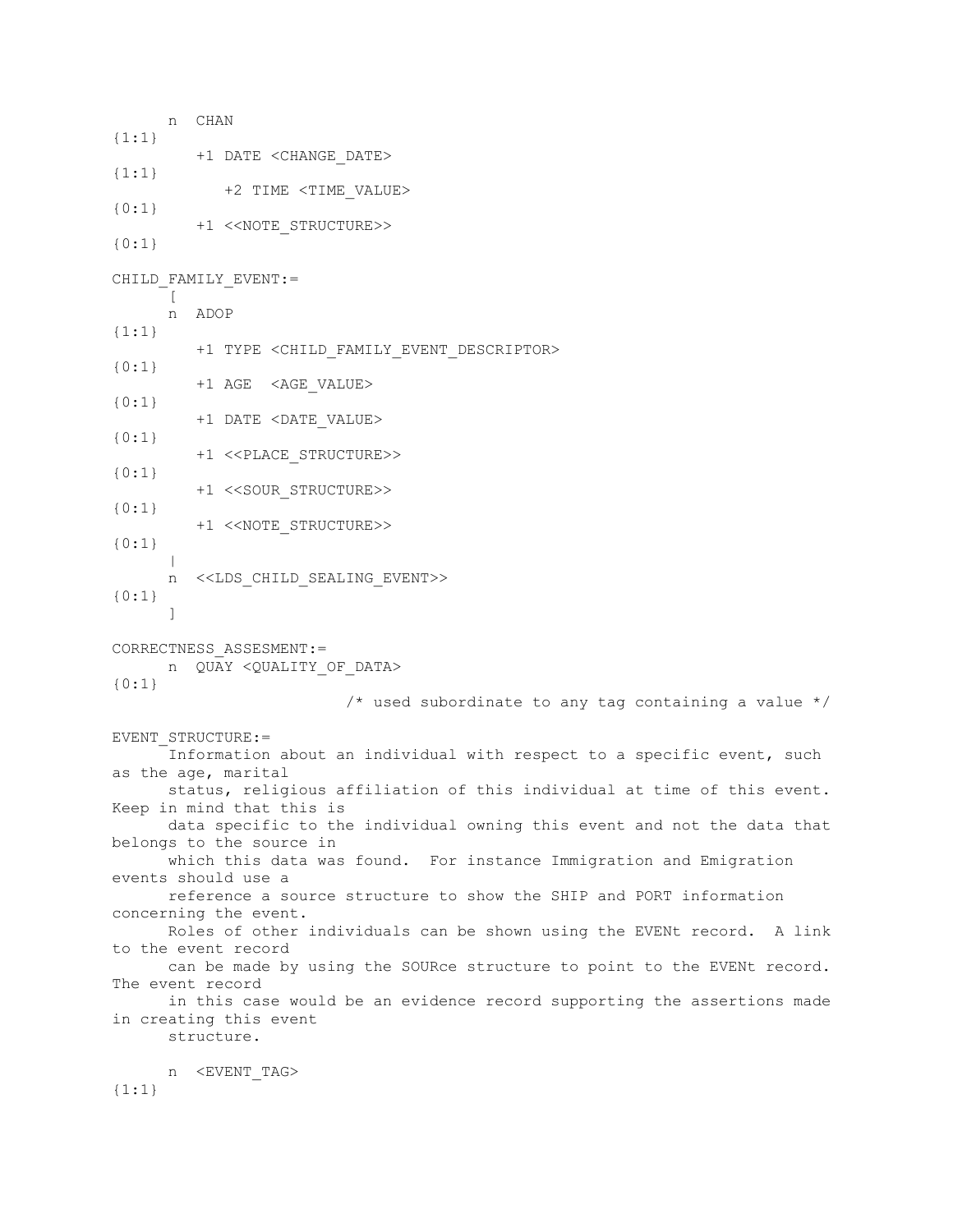```
      n  CHAN
{1:1}
         +1 DATE <CHANGE_DATE>
{1:1}
            +2 TIME <TIME_VALUE>
{0:1}
         +1 <<NOTE_STRUCTURE>>
{0:1}

CHILD_FAMILY_EVENT:=
      [
      n  ADOP
{1:1}
         +1 TYPE <CHILD_FAMILY_EVENT_DESCRIPTOR>
{0:1}
         +1 AGE  <AGE_VALUE>
{0:1}
         +1 DATE <DATE_VALUE>
{0:1}
         +1 <<PLACE_STRUCTURE>>
{0:1}
         +1 <<SOUR_STRUCTURE>>
{0:1}
         +1 <<NOTE_STRUCTURE>>
{0:1}
      |
      n  <<LDS_CHILD_SEALING_EVENT>>
{0:1}
      ]

CORRECTNESS_ASSESMENT:=
      n  QUAY <QUALITY_OF_DATA>
{0:1}
                        /* used subordinate to any tag containing a value */

EVENT_STRUCTURE:=
      Information about an individual with respect to a specific event, such
as the age, marital
      status, religious affiliation of this individual at time of this event.
Keep in mind that this is
      data specific to the individual owning this event and not the data that
belongs to the source in
      which this data was found.  For instance Immigration and Emigration
events should use a
      reference a source structure to show the SHIP and PORT information
concerning the event.
      Roles of other individuals can be shown using the EVENt record.  A link
to the event record
      can be made by using the SOURce structure to point to the EVENt record.
The event record
      in this case would be an evidence record supporting the assertions made
in creating this event
      structure.

      n  <EVENT_TAG>
{1:1}
```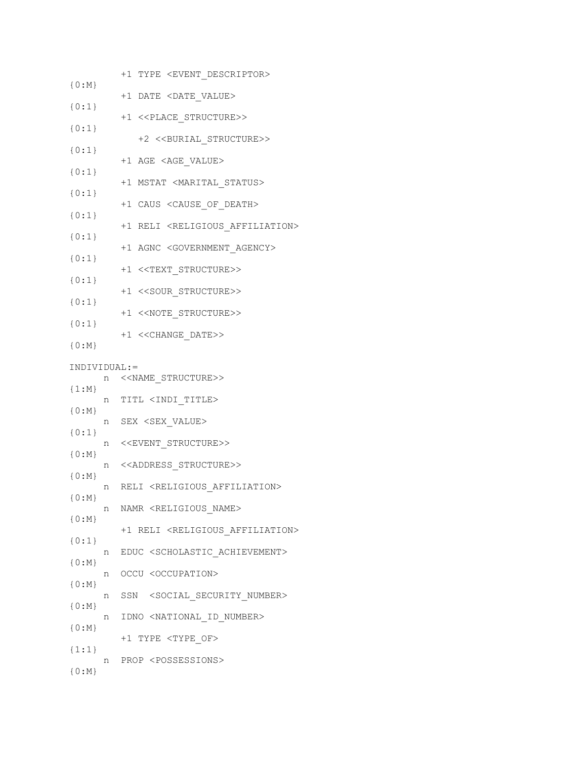```
          +1 TYPE <EVENT_DESCRIPTOR>
{0:M}
          +1 DATE <DATE_VALUE>
{0:1}
          +1 <<PLACE_STRUCTURE>>
{0:1}
             +2 <<BURIAL_STRUCTURE>>
{0:1}
          +1 AGE <AGE_VALUE>
{0:1}
          +1 MSTAT <MARITAL_STATUS>
{0:1}
          +1 CAUS <CAUSE_OF_DEATH>
{0:1}
          +1 RELI <RELIGIOUS_AFFILIATION>
{0:1}
          +1 AGNC <GOVERNMENT_AGENCY>
{0:1}
          +1 <<TEXT_STRUCTURE>>
{0:1}
          +1 <<SOUR_STRUCTURE>>
{0:1}
          +1 <<NOTE_STRUCTURE>>
{0:1}
          +1 <<CHANGE_DATE>>
{0:M}

INDIVIDUAL:=
      n  <<NAME_STRUCTURE>>
{1:M}
      n  TITL <INDI_TITLE>
{0:M}
      n  SEX <SEX_VALUE>
{0:1}
      n  <<EVENT_STRUCTURE>>
{0:M}
      n  <<ADDRESS_STRUCTURE>>
{0:M}
      n  RELI <RELIGIOUS_AFFILIATION>
{0:M}
      n  NAMR <RELIGIOUS_NAME>
{0:M}
          +1 RELI <RELIGIOUS_AFFILIATION>
{0:1}
      n  EDUC <SCHOLASTIC_ACHIEVEMENT>
{0:M}
      n  OCCU <OCCUPATION>
{0:M}
      n  SSN  <SOCIAL_SECURITY_NUMBER>
{0:M}
      n  IDNO <NATIONAL_ID_NUMBER>
{0:M}
          +1 TYPE <TYPE_OF>
{1:1}
      n  PROP <POSSESSIONS>
{0:M}
```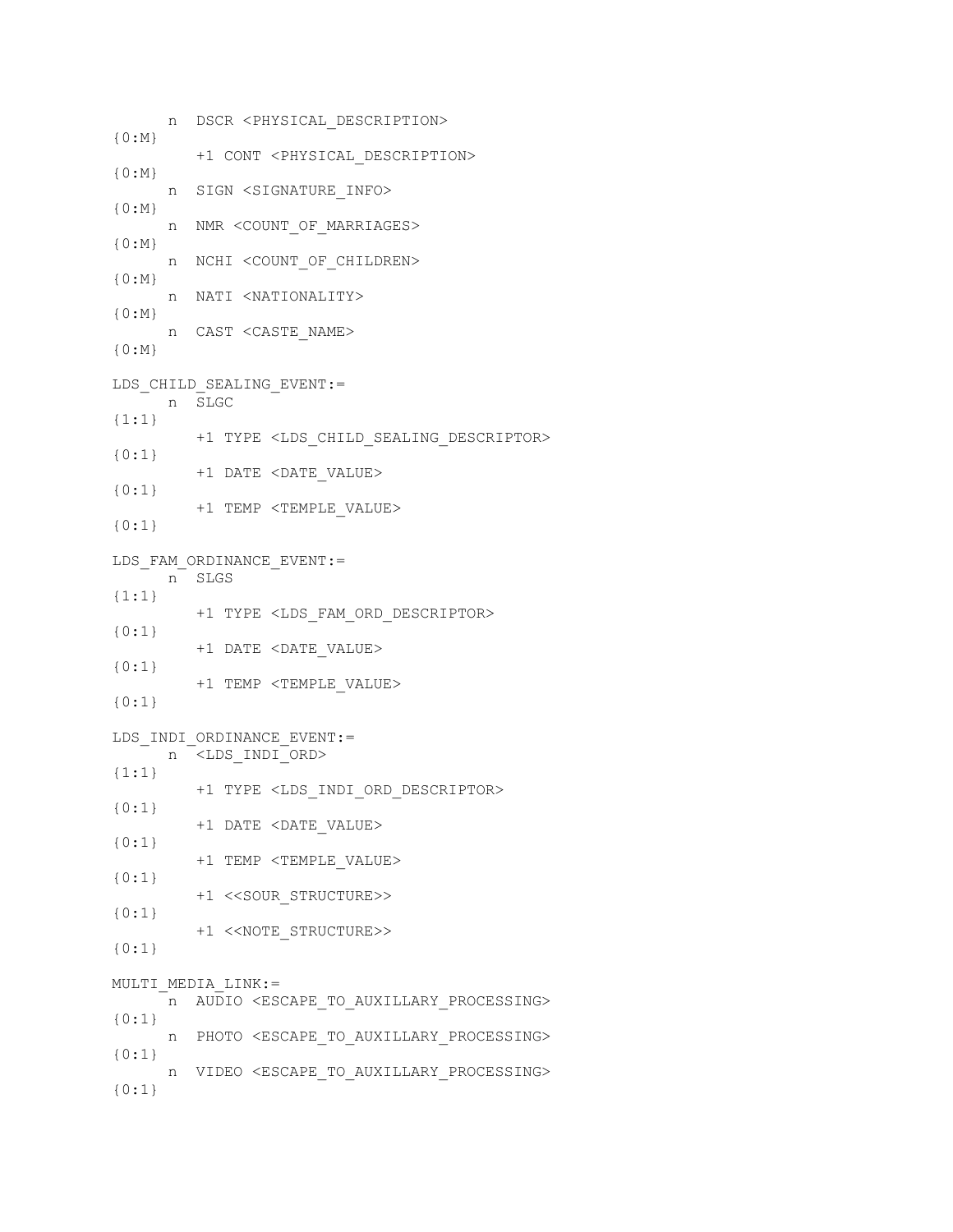```
      n  DSCR <PHYSICAL_DESCRIPTION>
{0:M}
         +1 CONT <PHYSICAL_DESCRIPTION>
{0:M}
      n  SIGN <SIGNATURE_INFO>
{0:M}
      n  NMR <COUNT_OF_MARRIAGES>
{0:M}
      n  NCHI <COUNT_OF_CHILDREN>
{0:M}
      n  NATI <NATIONALITY>
{0:M}
      n  CAST <CASTE_NAME>
{0:M}

LDS_CHILD_SEALING_EVENT:=
      n  SLGC
{1:1}
         +1 TYPE <LDS_CHILD_SEALING_DESCRIPTOR>
{0:1}
         +1 DATE <DATE_VALUE>
{0:1}
         +1 TEMP <TEMPLE_VALUE>
{0:1}

LDS_FAM_ORDINANCE_EVENT:=
      n  SLGS
{1:1}
         +1 TYPE <LDS_FAM_ORD_DESCRIPTOR>
{0:1}
         +1 DATE <DATE_VALUE>
{0:1}
         +1 TEMP <TEMPLE_VALUE>
{0:1}

LDS_INDI_ORDINANCE_EVENT:=
      n  <LDS_INDI_ORD>
{1:1}
         +1 TYPE <LDS_INDI_ORD_DESCRIPTOR>
{0:1}
         +1 DATE <DATE_VALUE>
{0:1}
         +1 TEMP <TEMPLE_VALUE>
{0:1}
         +1 <<SOUR_STRUCTURE>>
{0:1}
         +1 <<NOTE_STRUCTURE>>
{0:1}

MULTI_MEDIA_LINK:=
      n  AUDIO <ESCAPE_TO_AUXILLARY_PROCESSING>
{0:1}
      n  PHOTO <ESCAPE_TO_AUXILLARY_PROCESSING>
{0:1}
      n  VIDEO <ESCAPE_TO_AUXILLARY_PROCESSING>
{0:1}
```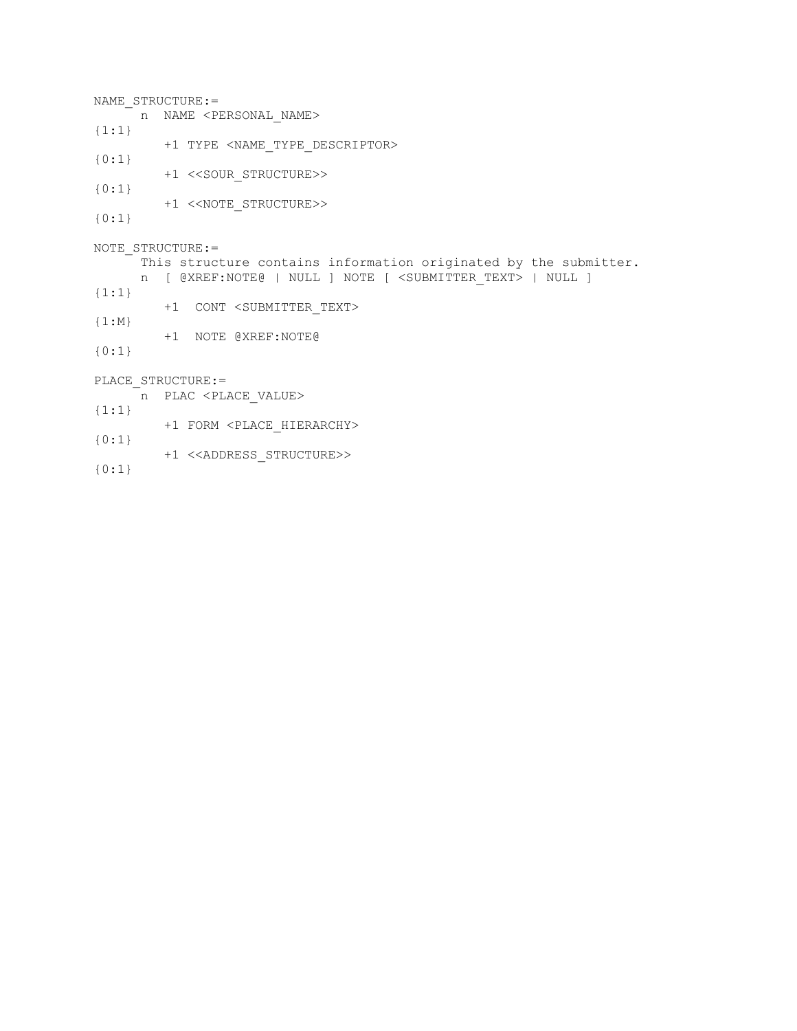```
NAME_STRUCTURE:=
     n  NAME <PERSONAL_NAME>
{1:1}
        +1 TYPE <NAME_TYPE_DESCRIPTOR>
{0:1}
        +1 <<SOUR_STRUCTURE>>
{0:1}
        +1 <<NOTE_STRUCTURE>>
{0:1}

NOTE_STRUCTURE:=
     This structure contains information originated by the submitter.
     n  [ @XREF:NOTE@ | NULL ] NOTE [ <SUBMITTER_TEXT> | NULL ]
{1:1}
        +1  CONT <SUBMITTER_TEXT>
{1:M}
        +1  NOTE @XREF:NOTE@
{0:1}

PLACE_STRUCTURE:=
     n  PLAC <PLACE_VALUE>
{1:1}
        +1 FORM <PLACE_HIERARCHY>
{0:1}
        +1 <<ADDRESS_STRUCTURE>>
{0:1}
```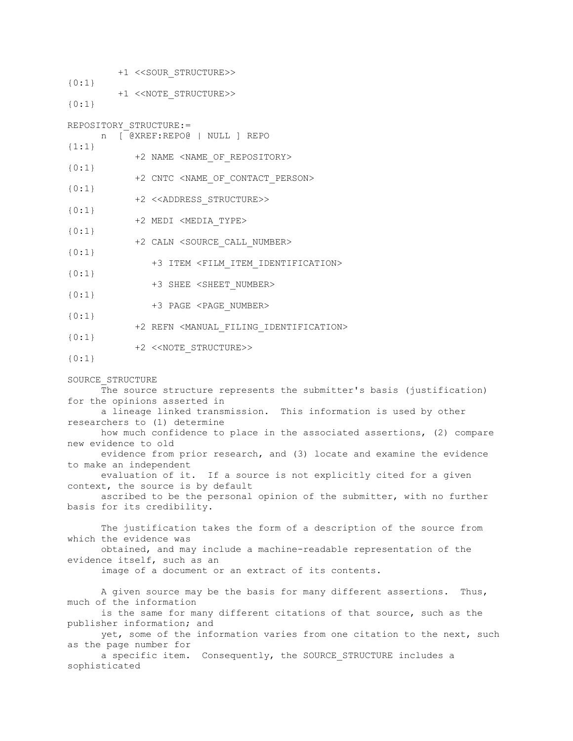```
         +1 <<SOUR_STRUCTURE>>
{0:1}
         +1 <<NOTE_STRUCTURE>>
{0:1}

REPOSITORY_STRUCTURE:=
      n  [ @XREF:REPO@ | NULL ] REPO
{1:1}
            +2 NAME <NAME_OF_REPOSITORY>
{0:1}
            +2 CNTC <NAME_OF_CONTACT_PERSON>
{0:1}
            +2 <<ADDRESS_STRUCTURE>>
{0:1}
            +2 MEDI <MEDIA_TYPE>
{0:1}
            +2 CALN <SOURCE_CALL_NUMBER>
{0:1}
               +3 ITEM <FILM_ITEM_IDENTIFICATION>
{0:1}
               +3 SHEE <SHEET_NUMBER>
{0:1}
               +3 PAGE <PAGE_NUMBER>
{0:1}
            +2 REFN <MANUAL_FILING_IDENTIFICATION>
{0:1}
            +2 <<NOTE_STRUCTURE>>
{0:1}
```

SOURCE_STRUCTURE

The source structure represents the submitter's basis (justification) for the opinions asserted in a lineage linked transmission. This information is used by other researchers to (1) determine how much confidence to place in the associated assertions, (2) compare new evidence to old evidence from prior research, and (3) locate and examine the evidence to make an independent evaluation of it. If a source is not explicitly cited for a given context, the source is by default ascribed to be the personal opinion of the submitter, with no further basis for its credibility.

The justification takes the form of a description of the source from which the evidence was obtained, and may include a machine-readable representation of the evidence itself, such as an image of a document or an extract of its contents.

A given source may be the basis for many different assertions. Thus, much of the information is the same for many different citations of that source, such as the publisher information; and yet, some of the information varies from one citation to the next, such as the page number for a specific item. Consequently, the SOURCE_STRUCTURE includes a sophisticated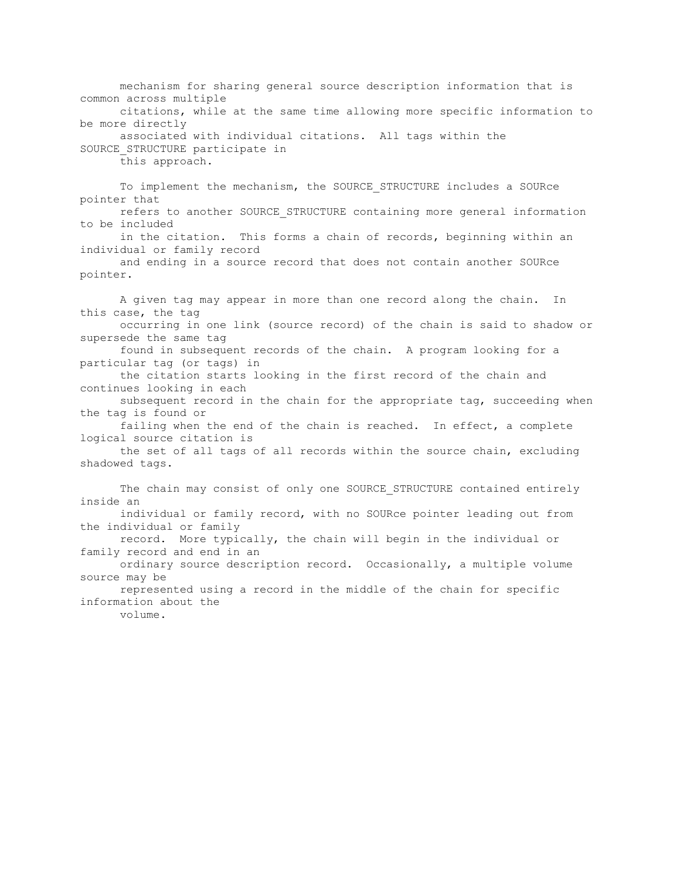mechanism for sharing general source description information that is common across multiple citations, while at the same time allowing more specific information to be more directly associated with individual citations. All tags within the SOURCE_STRUCTURE participate in this approach.

To implement the mechanism, the SOURCE_STRUCTURE includes a SOURce pointer that refers to another SOURCE_STRUCTURE containing more general information to be included in the citation. This forms a chain of records, beginning within an individual or family record and ending in a source record that does not contain another SOURce pointer.

A given tag may appear in more than one record along the chain. In this case, the tag occurring in one link (source record) of the chain is said to shadow or supersede the same tag found in subsequent records of the chain. A program looking for a particular tag (or tags) in the citation starts looking in the first record of the chain and continues looking in each subsequent record in the chain for the appropriate tag, succeeding when the tag is found or failing when the end of the chain is reached. In effect, a complete logical source citation is the set of all tags of all records within the source chain, excluding shadowed tags.

The chain may consist of only one SOURCE_STRUCTURE contained entirely inside an individual or family record, with no SOURce pointer leading out from the individual or family record. More typically, the chain will begin in the individual or family record and end in an ordinary source description record. Occasionally, a multiple volume source may be represented using a record in the middle of the chain for specific information about the volume.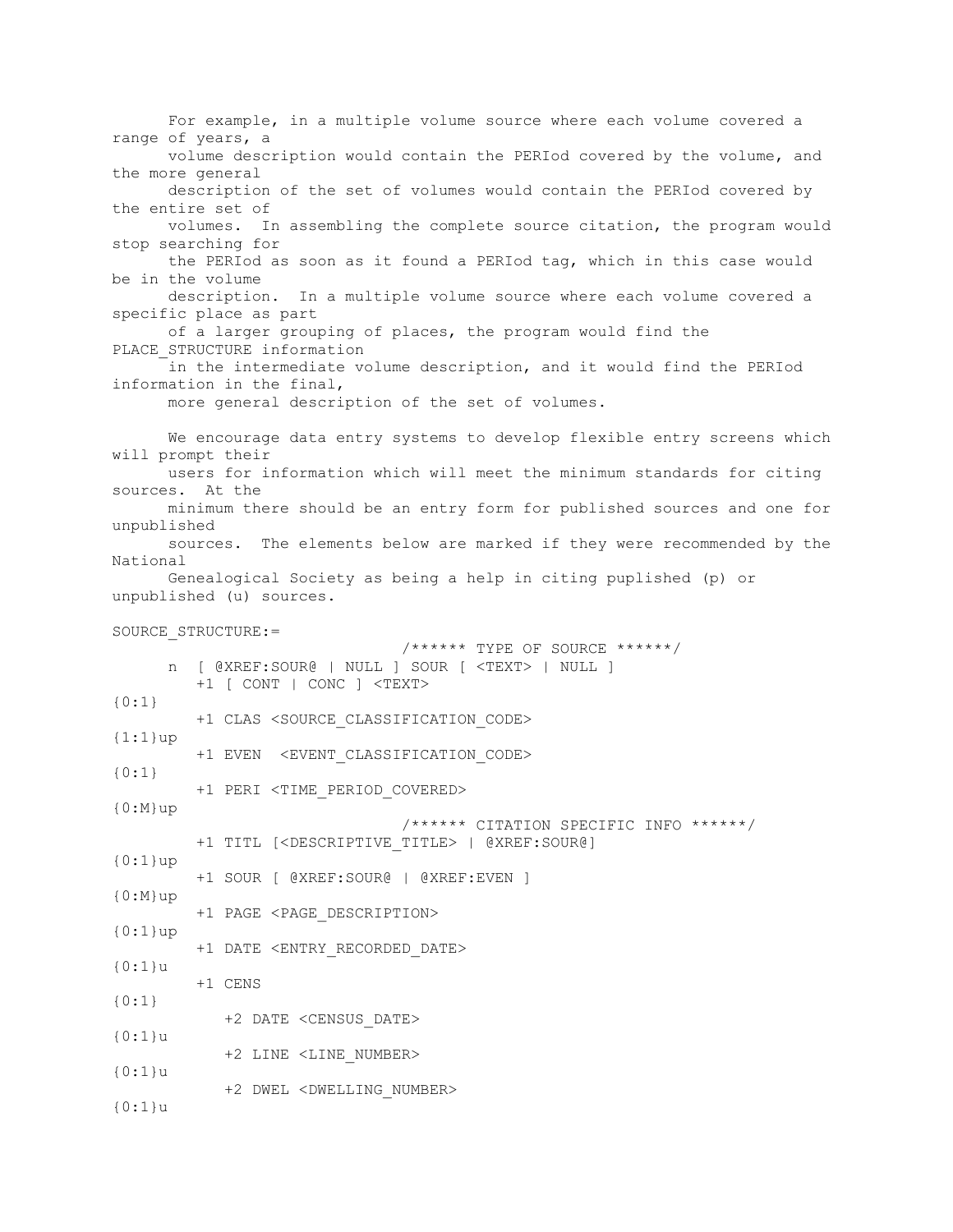For example, in a multiple volume source where each volume covered a range of years, a volume description would contain the PERIod covered by the volume, and the more general description of the set of volumes would contain the PERIod covered by the entire set of volumes. In assembling the complete source citation, the program would stop searching for the PERIod as soon as it found a PERIod tag, which in this case would be in the volume description. In a multiple volume source where each volume covered a specific place as part of a larger grouping of places, the program would find the PLACE_STRUCTURE information in the intermediate volume description, and it would find the PERIod information in the final, more general description of the set of volumes.

We encourage data entry systems to develop flexible entry screens which will prompt their users for information which will meet the minimum standards for citing sources. At the minimum there should be an entry form for published sources and one for unpublished sources. The elements below are marked if they were recommended by the National Genealogical Society as being a help in citing puplished (p) or unpublished (u) sources.

```
SOURCE_STRUCTURE:=
                              /****** TYPE OF SOURCE ******/
      n  [ @XREF:SOUR@ | NULL ] SOUR [ <TEXT> | NULL ]
         +1 [ CONT | CONC ] <TEXT>                              {0:1}
         +1 CLAS <SOURCE_CLASSIFICATION_CODE>                   {1:1}up
         +1 EVEN  <EVENT_CLASSIFICATION_CODE>                   {0:1}
         +1 PERI <TIME_PERIOD_COVERED>                          {0:M}up
                              /****** CITATION SPECIFIC INFO ******/
         +1 TITL [<DESCRIPTIVE_TITLE> | @XREF:SOUR@]            {0:1}up
         +1 SOUR [ @XREF:SOUR@ | @XREF:EVEN ]                   {0:M}up
         +1 PAGE <PAGE_DESCRIPTION>                             {0:1}up
         +1 DATE <ENTRY_RECORDED_DATE>                          {0:1}u
         +1 CENS                                                {0:1}
            +2 DATE <CENSUS_DATE>                               {0:1}u
            +2 LINE <LINE_NUMBER>                               {0:1}u
            +2 DWEL <DWELLING_NUMBER>                           {0:1}u
```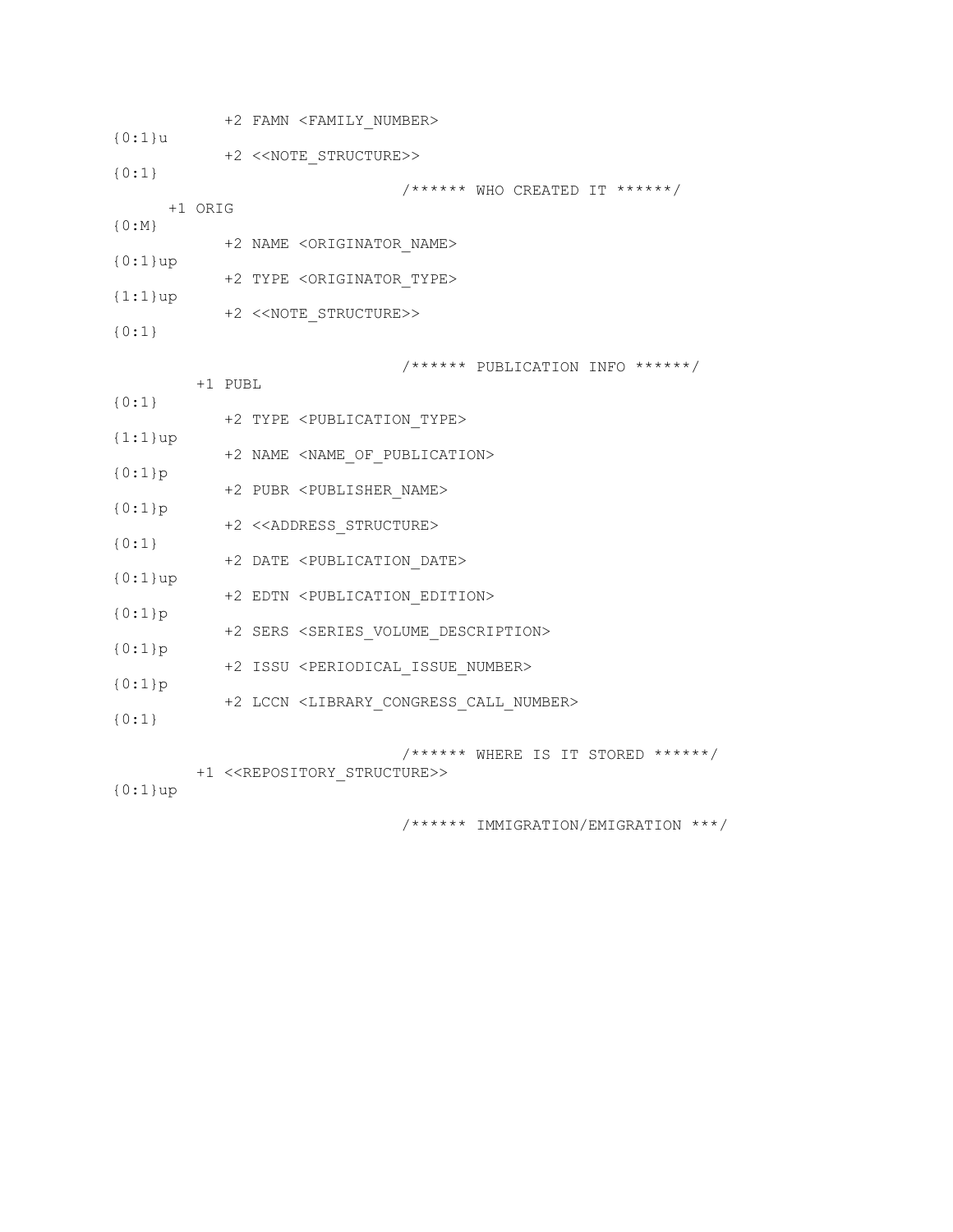```
            +2 FAMN <FAMILY_NUMBER>
{0:1}u
            +2 <<NOTE_STRUCTURE>>
{0:1}
                                /****** WHO CREATED IT ******/
      +1 ORIG
{0:M}
            +2 NAME <ORIGINATOR_NAME>
{0:1}up
            +2 TYPE <ORIGINATOR_TYPE>
{1:1}up
            +2 <<NOTE_STRUCTURE>>
{0:1}

                                /****** PUBLICATION INFO ******/
         +1 PUBL
{0:1}
            +2 TYPE <PUBLICATION_TYPE>
{1:1}up
            +2 NAME <NAME_OF_PUBLICATION>
{0:1}p
            +2 PUBR <PUBLISHER_NAME>
{0:1}p
            +2 <<ADDRESS_STRUCTURE>
{0:1}
            +2 DATE <PUBLICATION_DATE>
{0:1}up
            +2 EDTN <PUBLICATION_EDITION>
{0:1}p
            +2 SERS <SERIES_VOLUME_DESCRIPTION>
{0:1}p
            +2 ISSU <PERIODICAL_ISSUE_NUMBER>
{0:1}p
            +2 LCCN <LIBRARY_CONGRESS_CALL_NUMBER>
{0:1}

                                /****** WHERE IS IT STORED ******/
         +1 <<REPOSITORY_STRUCTURE>>
{0:1}up

                                /****** IMMIGRATION/EMIGRATION ***/
```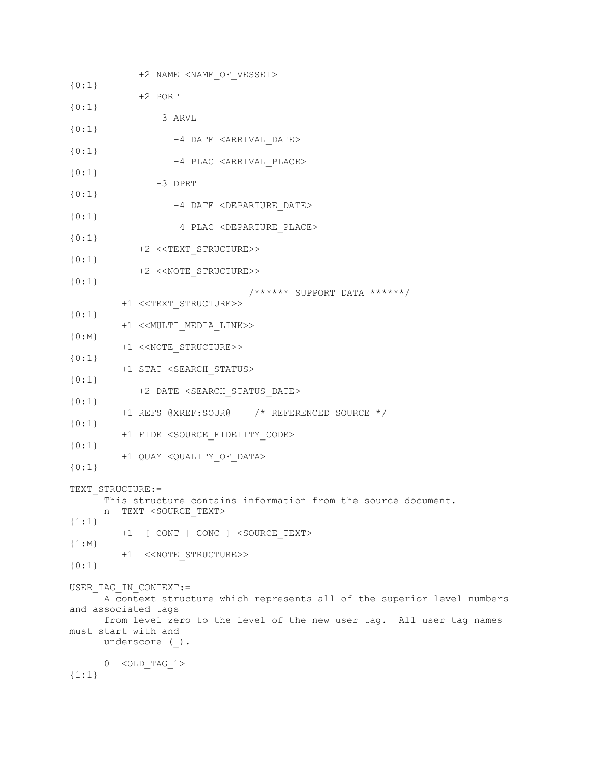```
            +2 NAME <NAME_OF_VESSEL>
{0:1}
            +2 PORT
{0:1}
               +3 ARVL
{0:1}
                  +4 DATE <ARRIVAL_DATE>
{0:1}
                  +4 PLAC <ARRIVAL_PLACE>
{0:1}
               +3 DPRT
{0:1}
                  +4 DATE <DEPARTURE_DATE>
{0:1}
                  +4 PLAC <DEPARTURE_PLACE>
{0:1}
            +2 <<TEXT_STRUCTURE>>
{0:1}
            +2 <<NOTE_STRUCTURE>>
{0:1}
                              /****** SUPPORT DATA ******/
         +1 <<TEXT_STRUCTURE>>
{0:1}
         +1 <<MULTI_MEDIA_LINK>>
{0:M}
         +1 <<NOTE_STRUCTURE>>
{0:1}
         +1 STAT <SEARCH_STATUS>
{0:1}
            +2 DATE <SEARCH_STATUS_DATE>
{0:1}
         +1 REFS @XREF:SOUR@    /* REFERENCED SOURCE */
{0:1}
         +1 FIDE <SOURCE_FIDELITY_CODE>
{0:1}
         +1 QUAY <QUALITY_OF_DATA>
{0:1}

TEXT_STRUCTURE:=
      This structure contains information from the source document.
      n  TEXT <SOURCE_TEXT>
{1:1}
         +1  [ CONT | CONC ] <SOURCE_TEXT>
{1:M}
         +1  <<NOTE_STRUCTURE>>
{0:1}

USER_TAG_IN_CONTEXT:=
      A context structure which represents all of the superior level numbers
and associated tags
      from level zero to the level of the new user tag.  All user tag names
must start with and
      underscore (_).

      0  <OLD_TAG_1>
{1:1}
```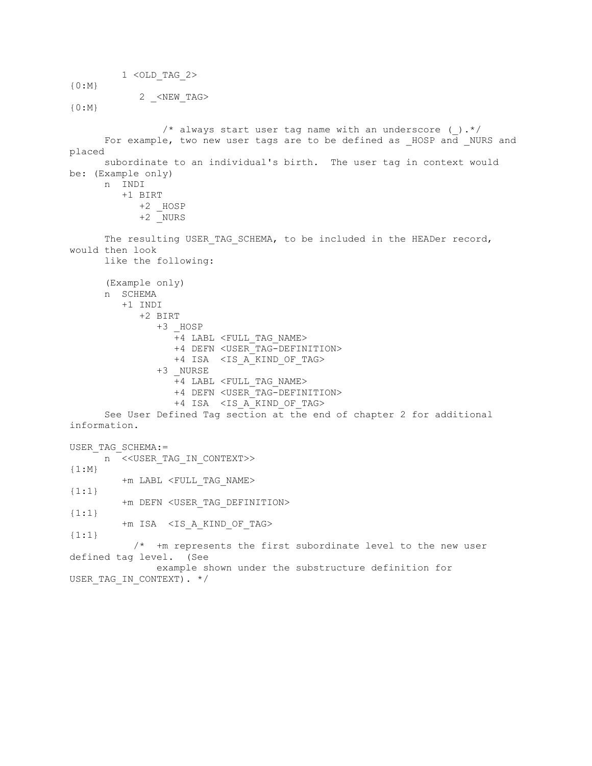```
        1 <OLD_TAG_2>                                          {0:M}
           2 _<NEW_TAG>                                        {0:M}

                /* always start user tag name with an underscore (_).*/
```

For example, two new user tags are to be defined as _HOSP and _NURS and placed subordinate to an individual's birth. The user tag in context would be: (Example only)

```
n  INDI
   +1 BIRT
      +2 _HOSP
      +2 _NURS
```

The resulting USER_TAG_SCHEMA, to be included in the HEADer record, would then look like the following:

(Example only)

```
n  SCHEMA
   +1 INDI
      +2 BIRT
         +3 _HOSP
            +4 LABL <FULL_TAG_NAME>
            +4 DEFN <USER_TAG-DEFINITION>
            +4 ISA  <IS_A_KIND_OF_TAG>
         +3 _NURSE
            +4 LABL <FULL_TAG_NAME>
            +4 DEFN <USER_TAG-DEFINITION>
            +4 ISA  <IS_A_KIND_OF_TAG>
```

See User Defined Tag section at the end of chapter 2 for additional information.

```
USER_TAG_SCHEMA:=
     n  <<USER_TAG_IN_CONTEXT>>                                {1:M}
        +m LABL <FULL_TAG_NAME>                                {1:1}
        +m DEFN <USER_TAG_DEFINITION>                          {1:1}
        +m ISA  <IS_A_KIND_OF_TAG>                             {1:1}
          /*  +m represents the first subordinate level to the new user defined tag level.  (See
              example shown under the substructure definition for USER_TAG_IN_CONTEXT). */
```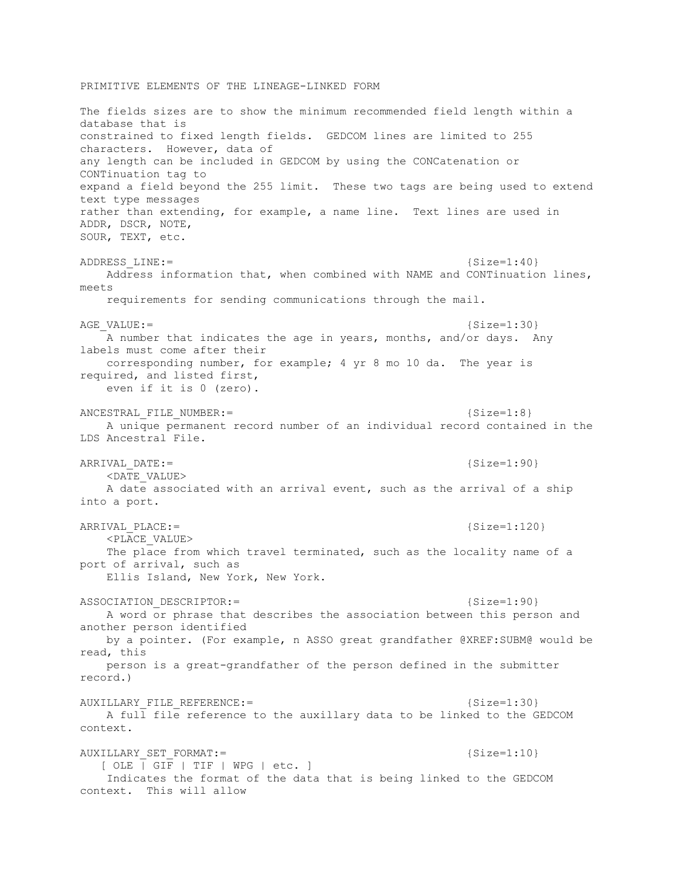PRIMITIVE ELEMENTS OF THE LINEAGE-LINKED FORM

The fields sizes are to show the minimum recommended field length within a database that is constrained to fixed length fields. GEDCOM lines are limited to 255 characters. However, data of any length can be included in GEDCOM by using the CONCatenation or CONTinuation tag to expand a field beyond the 255 limit. These two tags are being used to extend text type messages rather than extending, for example, a name line. Text lines are used in ADDR, DSCR, NOTE, SOUR, TEXT, etc.

```
ADDRESS_LINE:=                                        {Size=1:40}
    Address information that, when combined with NAME and CONTinuation lines, meets
    requirements for sending communications through the mail.

AGE_VALUE:=                                           {Size=1:30}
    A number that indicates the age in years, months, and/or days.  Any labels must come after their
    corresponding number, for example; 4 yr 8 mo 10 da.  The year is required, and listed first,
    even if it is 0 (zero).

ANCESTRAL_FILE_NUMBER:=                               {Size=1:8}
    A unique permanent record number of an individual record contained in the LDS Ancestral File.

ARRIVAL_DATE:=                                        {Size=1:90}
    <DATE_VALUE>
    A date associated with an arrival event, such as the arrival of a ship into a port.

ARRIVAL_PLACE:=                                       {Size=1:120}
    <PLACE_VALUE>
    The place from which travel terminated, such as the locality name of a port of arrival, such as
    Ellis Island, New York, New York.

ASSOCIATION_DESCRIPTOR:=                              {Size=1:90}
    A word or phrase that describes the association between this person and another person identified
    by a pointer. (For example, n ASSO great grandfather @XREF:SUBM@ would be read, this
    person is a great-grandfather of the person defined in the submitter record.)

AUXILLARY_FILE_REFERENCE:=                            {Size=1:30}
    A full file reference to the auxillary data to be linked to the GEDCOM context.

AUXILLARY_SET_FORMAT:=                                {Size=1:10}
   [ OLE | GIF | TIF | WPG | etc. ]
    Indicates the format of the data that is being linked to the GEDCOM context.  This will allow
```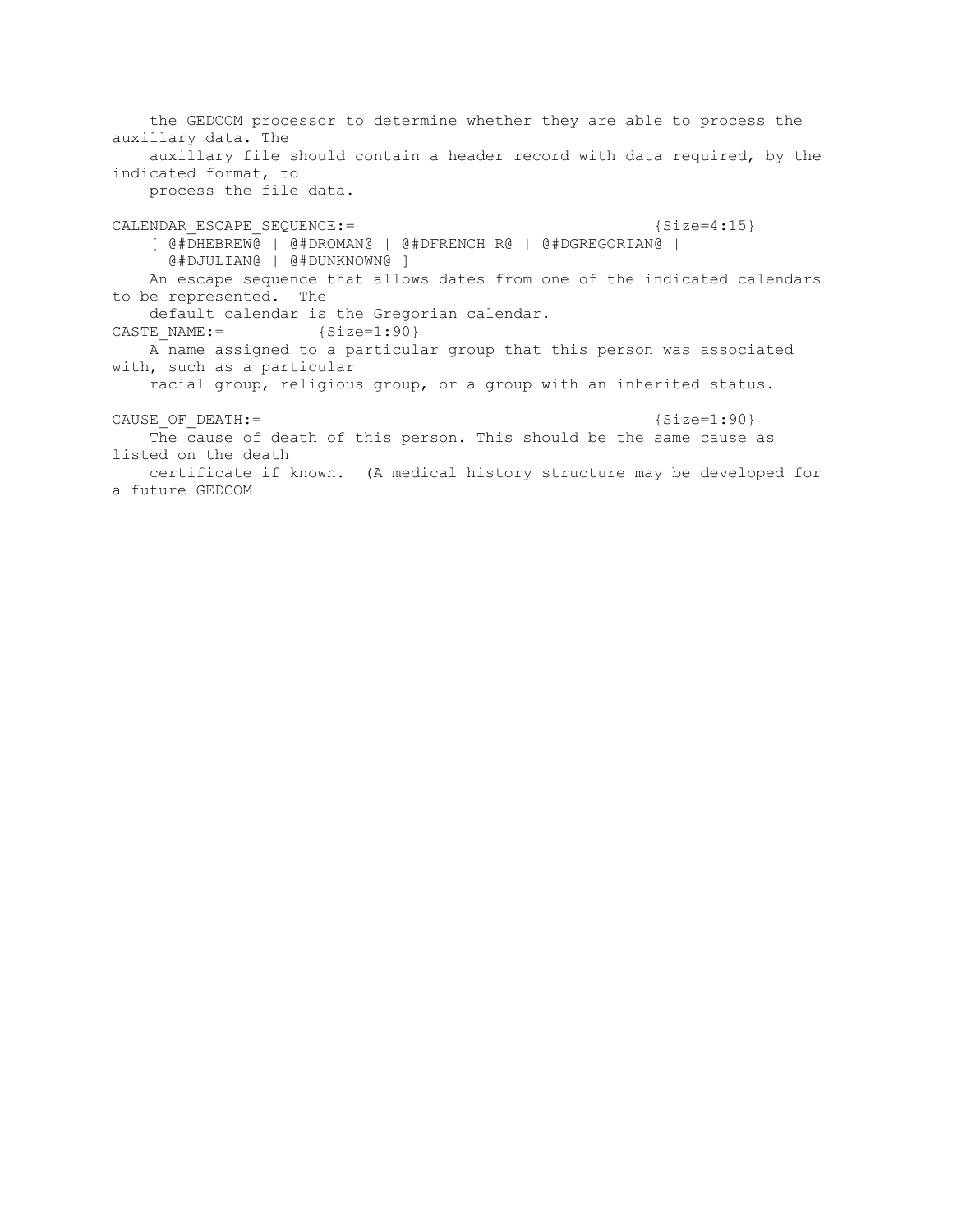the GEDCOM processor to determine whether they are able to process the auxillary data. The auxillary file should contain a header record with data required, by the indicated format, to process the file data.

CALENDAR_ESCAPE_SEQUENCE:= {Size=4:15}
[ @#DHEBREW@ | @#DROMAN@ | @#DFRENCH R@ | @#DGREGORIAN@ | @#DJULIAN@ | @#DUNKNOWN@ ]
An escape sequence that allows dates from one of the indicated calendars to be represented. The default calendar is the Gregorian calendar.

CASTE_NAME:= {Size=1:90}
A name assigned to a particular group that this person was associated with, such as a particular racial group, religious group, or a group with an inherited status.

CAUSE_OF_DEATH:= {Size=1:90}
The cause of death of this person. This should be the same cause as listed on the death certificate if known. (A medical history structure may be developed for a future GEDCOM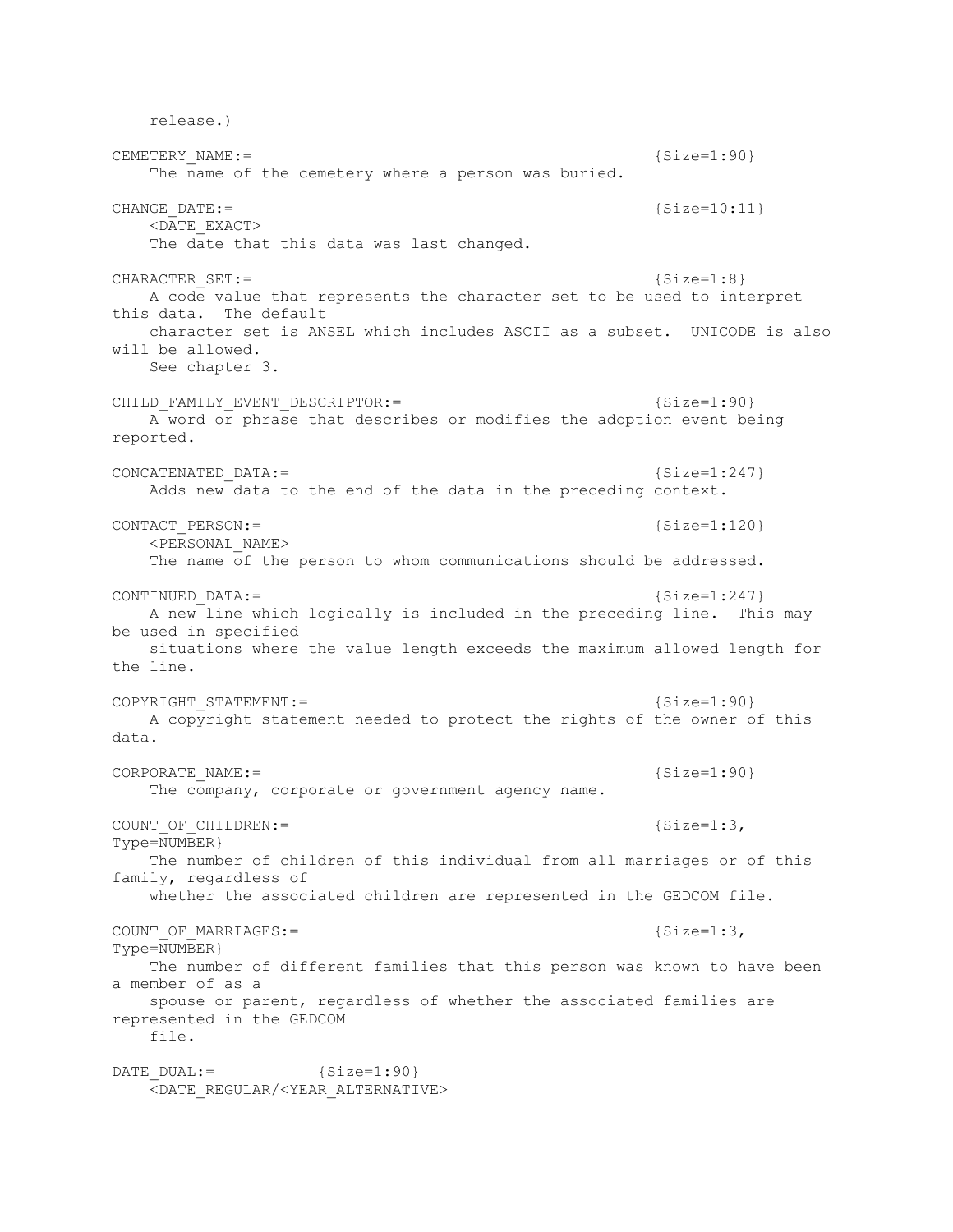release.)

CEMETERY_NAME:= {Size=1:90}
The name of the cemetery where a person was buried.

CHANGE_DATE:= {Size=10:11}
<DATE_EXACT>
The date that this data was last changed.

CHARACTER_SET:= {Size=1:8}
A code value that represents the character set to be used to interpret this data. The default character set is ANSEL which includes ASCII as a subset. UNICODE is also will be allowed.
See chapter 3.

CHILD_FAMILY_EVENT_DESCRIPTOR:= {Size=1:90}
A word or phrase that describes or modifies the adoption event being reported.

CONCATENATED_DATA:= {Size=1:247}
Adds new data to the end of the data in the preceding context.

CONTACT_PERSON:= {Size=1:120}
<PERSONAL_NAME>
The name of the person to whom communications should be addressed.

CONTINUED_DATA:= {Size=1:247}
A new line which logically is included in the preceding line. This may be used in specified situations where the value length exceeds the maximum allowed length for the line.

COPYRIGHT_STATEMENT:= {Size=1:90}
A copyright statement needed to protect the rights of the owner of this data.

CORPORATE_NAME:= {Size=1:90}
The company, corporate or government agency name.

COUNT_OF_CHILDREN:= {Size=1:3, Type=NUMBER}
The number of children of this individual from all marriages or of this family, regardless of whether the associated children are represented in the GEDCOM file.

COUNT_OF_MARRIAGES:= {Size=1:3, Type=NUMBER}
The number of different families that this person was known to have been a member of as a spouse or parent, regardless of whether the associated families are represented in the GEDCOM file.

DATE_DUAL:= {Size=1:90}
<DATE_REGULAR/<YEAR_ALTERNATIVE>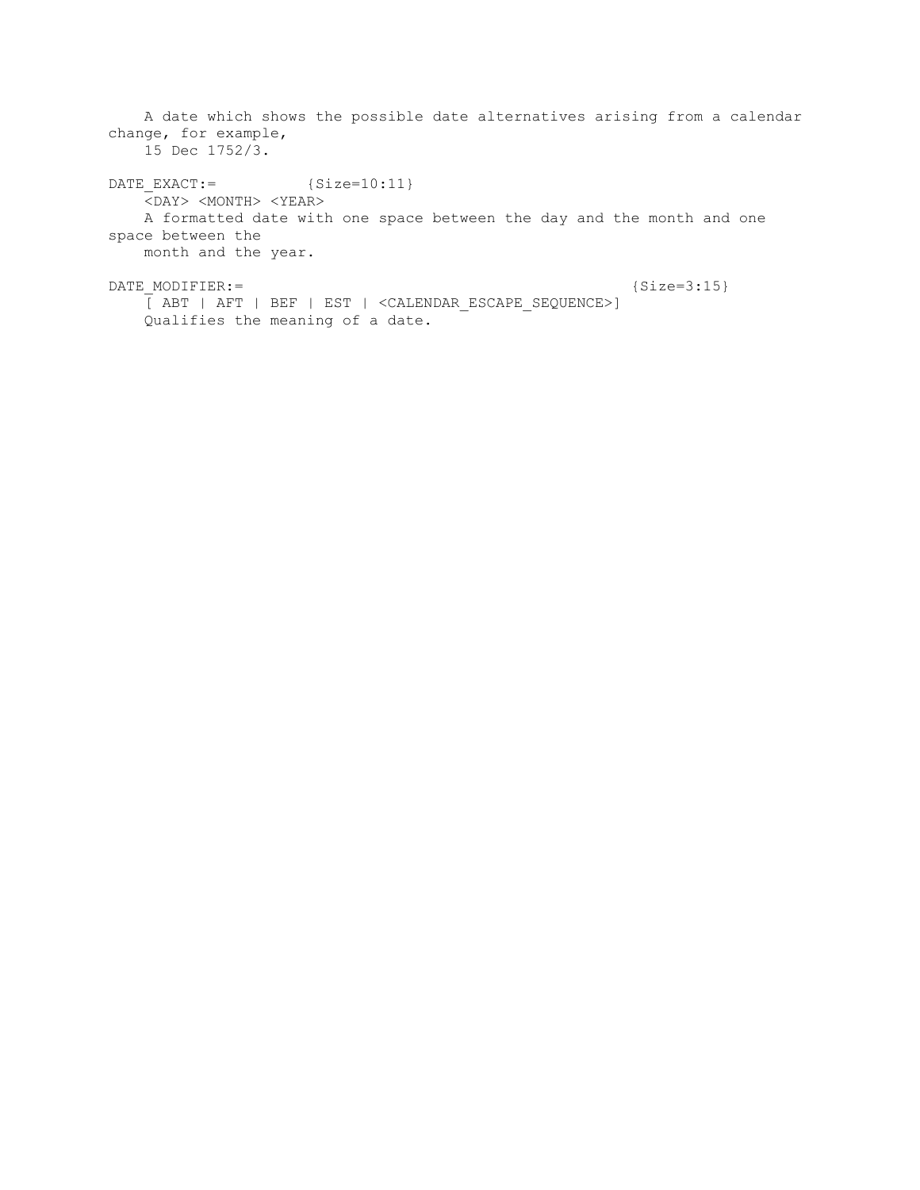A date which shows the possible date alternatives arising from a calendar change, for example,
15 Dec 1752/3.

DATE_EXACT:= {Size=10:11}
<DAY> <MONTH> <YEAR>
A formatted date with one space between the day and the month and one space between the
month and the year.

DATE_MODIFIER:= {Size=3:15}
[ ABT | AFT | BEF | EST | <CALENDAR_ESCAPE_SEQUENCE>]
Qualifies the meaning of a date.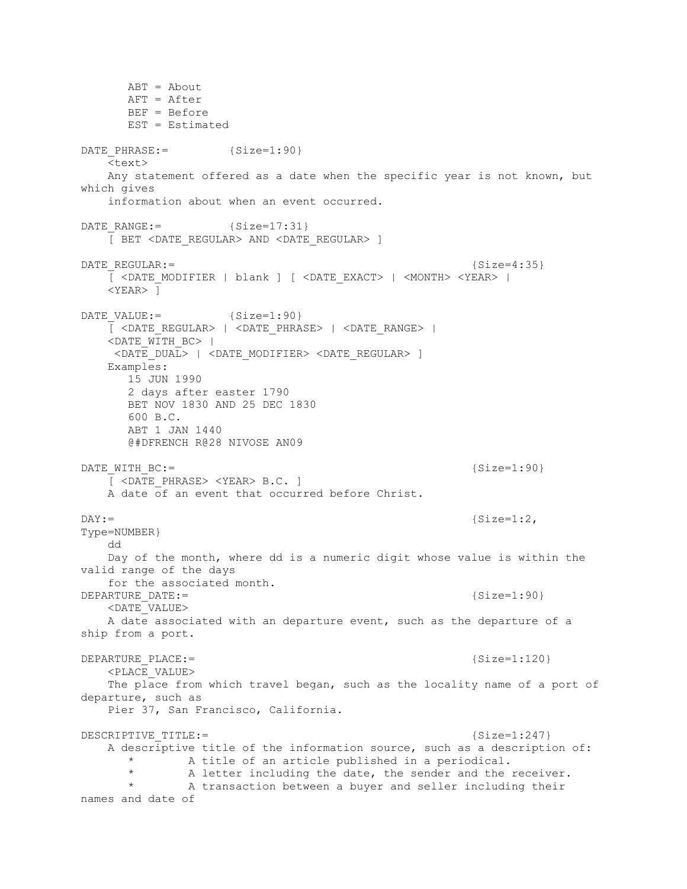```
       ABT = About
       AFT = After
       BEF = Before
       EST = Estimated

DATE_PHRASE:=         {Size=1:90}
    <text>
    Any statement offered as a date when the specific year is not known, but which gives
    information about when an event occurred.

DATE_RANGE:=          {Size=17:31}
    [ BET <DATE_REGULAR> AND <DATE_REGULAR> ]

DATE_REGULAR:=                                          {Size=4:35}
    [ <DATE_MODIFIER | blank ] [ <DATE_EXACT> | <MONTH> <YEAR> |
    <YEAR> ]

DATE_VALUE:=          {Size=1:90}
    [ <DATE_REGULAR> | <DATE_PHRASE> | <DATE_RANGE> |
    <DATE_WITH_BC> |
     <DATE_DUAL> | <DATE_MODIFIER> <DATE_REGULAR> ]
    Examples:
       15 JUN 1990
       2 days after easter 1790
       BET NOV 1830 AND 25 DEC 1830
       600 B.C.
       ABT 1 JAN 1440
       @#DFRENCH R@28 NIVOSE AN09

DATE_WITH_BC:=                                          {Size=1:90}
    [ <DATE_PHRASE> <YEAR> B.C. ]
    A date of an event that occurred before Christ.

DAY:=                                                   {Size=1:2, Type=NUMBER}
    dd
    Day of the month, where dd is a numeric digit whose value is within the valid range of the days
    for the associated month.
DEPARTURE_DATE:=                                        {Size=1:90}
    <DATE_VALUE>
    A date associated with an departure event, such as the departure of a ship from a port.

DEPARTURE_PLACE:=                                       {Size=1:120}
    <PLACE_VALUE>
    The place from which travel began, such as the locality name of a port of departure, such as
    Pier 37, San Francisco, California.

DESCRIPTIVE_TITLE:=                                     {Size=1:247}
    A descriptive title of the information source, such as a description of:
       *        A title of an article published in a periodical.
       *        A letter including the date, the sender and the receiver.
       *        A transaction between a buyer and seller including their names and date of
```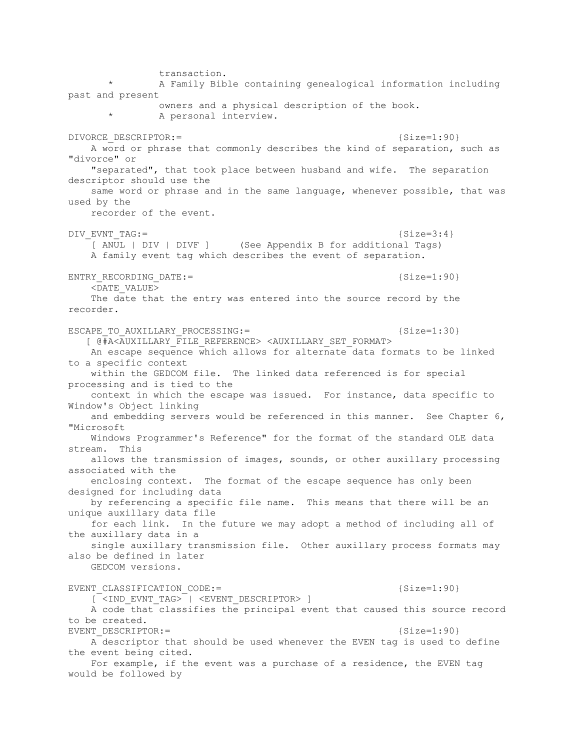transaction.

* A Family Bible containing genealogical information including past and present owners and a physical description of the book.
* A personal interview.

DIVORCE_DESCRIPTOR:= {Size=1:90}

A word or phrase that commonly describes the kind of separation, such as "divorce" or "separated", that took place between husband and wife. The separation descriptor should use the same word or phrase and in the same language, whenever possible, that was used by the recorder of the event.

DIV_EVNT_TAG:= {Size=3:4}

[ ANUL | DIV | DIVF ] (See Appendix B for additional Tags)

A family event tag which describes the event of separation.

ENTRY_RECORDING_DATE:= {Size=1:90}

<DATE_VALUE>

The date that the entry was entered into the source record by the recorder.

ESCAPE_TO_AUXILLARY_PROCESSING:= {Size=1:30}

[ @#A<AUXILLARY_FILE_REFERENCE> <AUXILLARY_SET_FORMAT>

An escape sequence which allows for alternate data formats to be linked to a specific context within the GEDCOM file. The linked data referenced is for special processing and is tied to the context in which the escape was issued. For instance, data specific to Window's Object linking and embedding servers would be referenced in this manner. See Chapter 6, "Microsoft Windows Programmer's Reference" for the format of the standard OLE data stream. This allows the transmission of images, sounds, or other auxillary processing associated with the enclosing context. The format of the escape sequence has only been designed for including data by referencing a specific file name. This means that there will be an unique auxillary data file for each link. In the future we may adopt a method of including all of the auxillary data in a single auxillary transmission file. Other auxillary process formats may also be defined in later GEDCOM versions.

EVENT_CLASSIFICATION_CODE:= {Size=1:90}

[ <IND_EVNT_TAG> | <EVENT_DESCRIPTOR> ]

A code that classifies the principal event that caused this source record to be created.

EVENT_DESCRIPTOR:= {Size=1:90}

A descriptor that should be used whenever the EVEN tag is used to define the event being cited. For example, if the event was a purchase of a residence, the EVEN tag would be followed by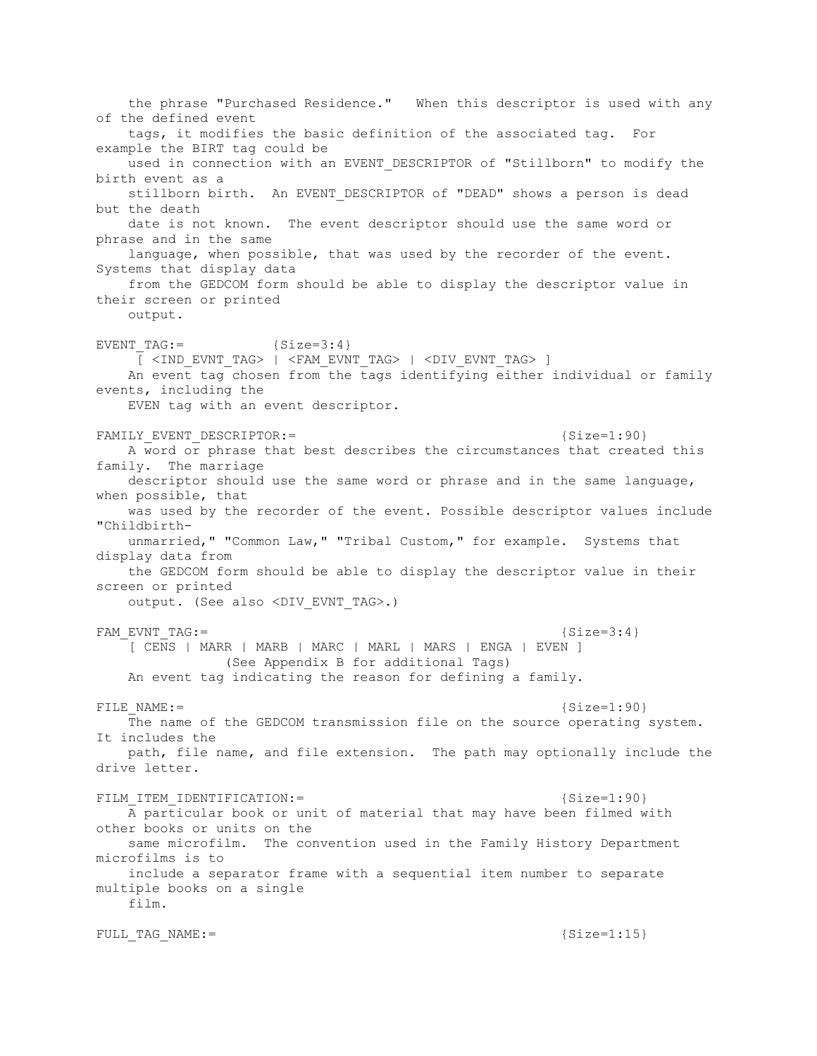the phrase "Purchased Residence." When this descriptor is used with any of the defined event tags, it modifies the basic definition of the associated tag. For example the BIRT tag could be used in connection with an EVENT_DESCRIPTOR of "Stillborn" to modify the birth event as a stillborn birth. An EVENT_DESCRIPTOR of "DEAD" shows a person is dead but the death date is not known. The event descriptor should use the same word or phrase and in the same language, when possible, that was used by the recorder of the event. Systems that display data from the GEDCOM form should be able to display the descriptor value in their screen or printed output.

EVENT_TAG:= {Size=3:4}

[ <IND_EVNT_TAG> | <FAM_EVNT_TAG> | <DIV_EVNT_TAG> ]

An event tag chosen from the tags identifying either individual or family events, including the EVEN tag with an event descriptor.

FAMILY_EVENT_DESCRIPTOR:= {Size=1:90}

A word or phrase that best describes the circumstances that created this family. The marriage descriptor should use the same word or phrase and in the same language, when possible, that was used by the recorder of the event. Possible descriptor values include "Childbirth-unmarried," "Common Law," "Tribal Custom," for example. Systems that display data from the GEDCOM form should be able to display the descriptor value in their screen or printed output. (See also <DIV_EVNT_TAG>.)

FAM_EVNT_TAG:= {Size=3:4}

[ CENS | MARR | MARB | MARC | MARL | MARS | ENGA | EVEN ]

(See Appendix B for additional Tags)

An event tag indicating the reason for defining a family.

FILE_NAME:= {Size=1:90}

The name of the GEDCOM transmission file on the source operating system. It includes the path, file name, and file extension. The path may optionally include the drive letter.

FILM_ITEM_IDENTIFICATION:= {Size=1:90}

A particular book or unit of material that may have been filmed with other books or units on the same microfilm. The convention used in the Family History Department microfilms is to include a separator frame with a sequential item number to separate multiple books on a single film.

FULL_TAG_NAME:= {Size=1:15}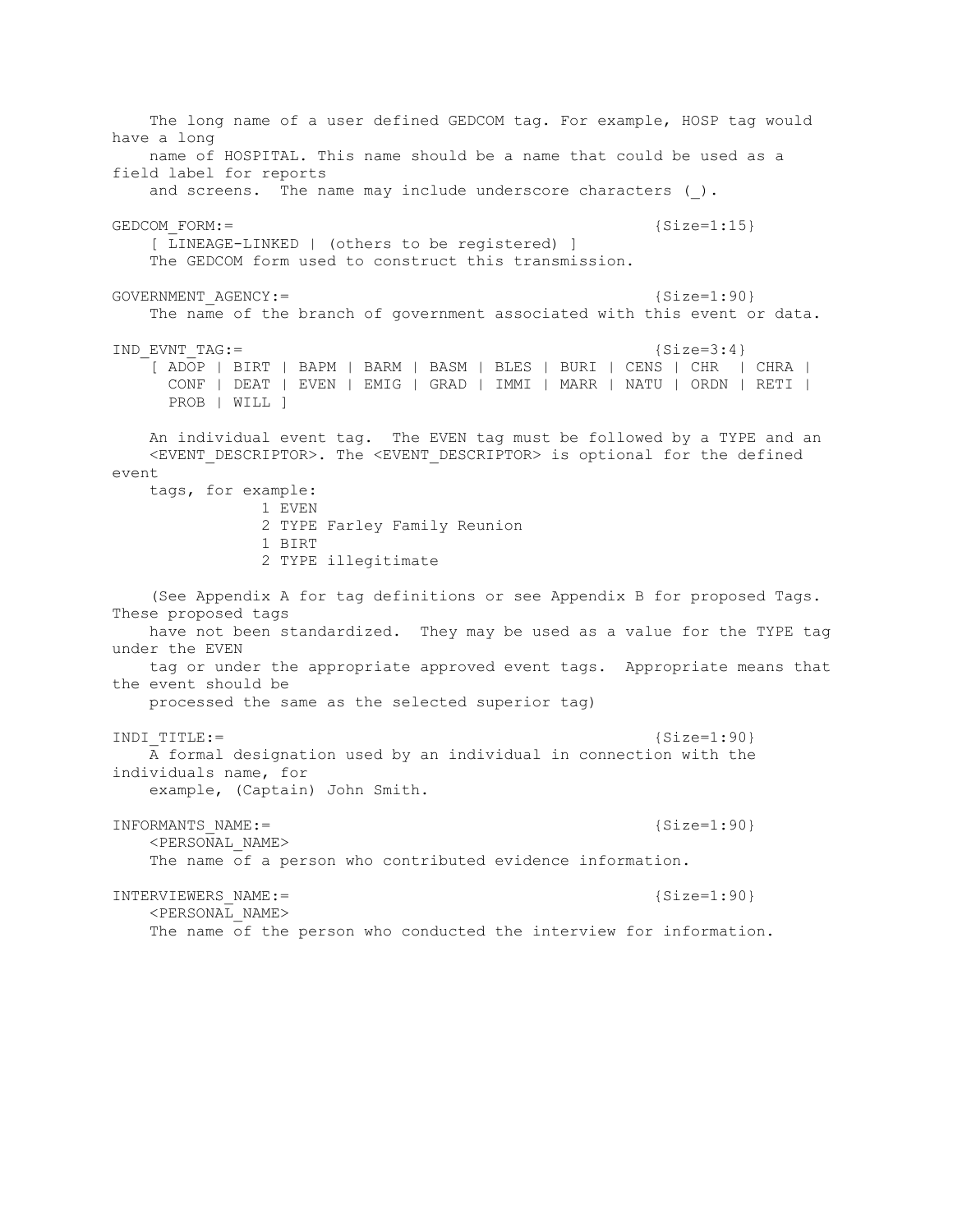The long name of a user defined GEDCOM tag. For example, HOSP tag would have a long name of HOSPITAL. This name should be a name that could be used as a field label for reports and screens. The name may include underscore characters (_).

```
GEDCOM_FORM:=                                              {Size=1:15}
    [ LINEAGE-LINKED | (others to be registered) ]
    The GEDCOM form used to construct this transmission.

GOVERNMENT_AGENCY:=                                        {Size=1:90}
    The name of the branch of government associated with this event or data.

IND_EVNT_TAG:=                                             {Size=3:4}
    [ ADOP | BIRT | BAPM | BARM | BASM | BLES | BURI | CENS | CHR  | CHRA |
      CONF | DEAT | EVEN | EMIG | GRAD | IMMI | MARR | NATU | ORDN | RETI |
      PROB | WILL ]
```

An individual event tag. The EVEN tag must be followed by a TYPE and an <EVENT_DESCRIPTOR>. The <EVENT_DESCRIPTOR> is optional for the defined event tags, for example:

```
            1 EVEN
            2 TYPE Farley Family Reunion
            1 BIRT
            2 TYPE illegitimate
```

(See Appendix A for tag definitions or see Appendix B for proposed Tags. These proposed tags have not been standardized. They may be used as a value for the TYPE tag under the EVEN tag or under the appropriate approved event tags. Appropriate means that the event should be processed the same as the selected superior tag)

```
INDI_TITLE:=                                               {Size=1:90}
    A formal designation used by an individual in connection with the
    individuals name, for example, (Captain) John Smith.

INFORMANTS_NAME:=                                          {Size=1:90}
    <PERSONAL_NAME>
    The name of a person who contributed evidence information.

INTERVIEWERS_NAME:=                                        {Size=1:90}
    <PERSONAL_NAME>
    The name of the person who conducted the interview for information.
```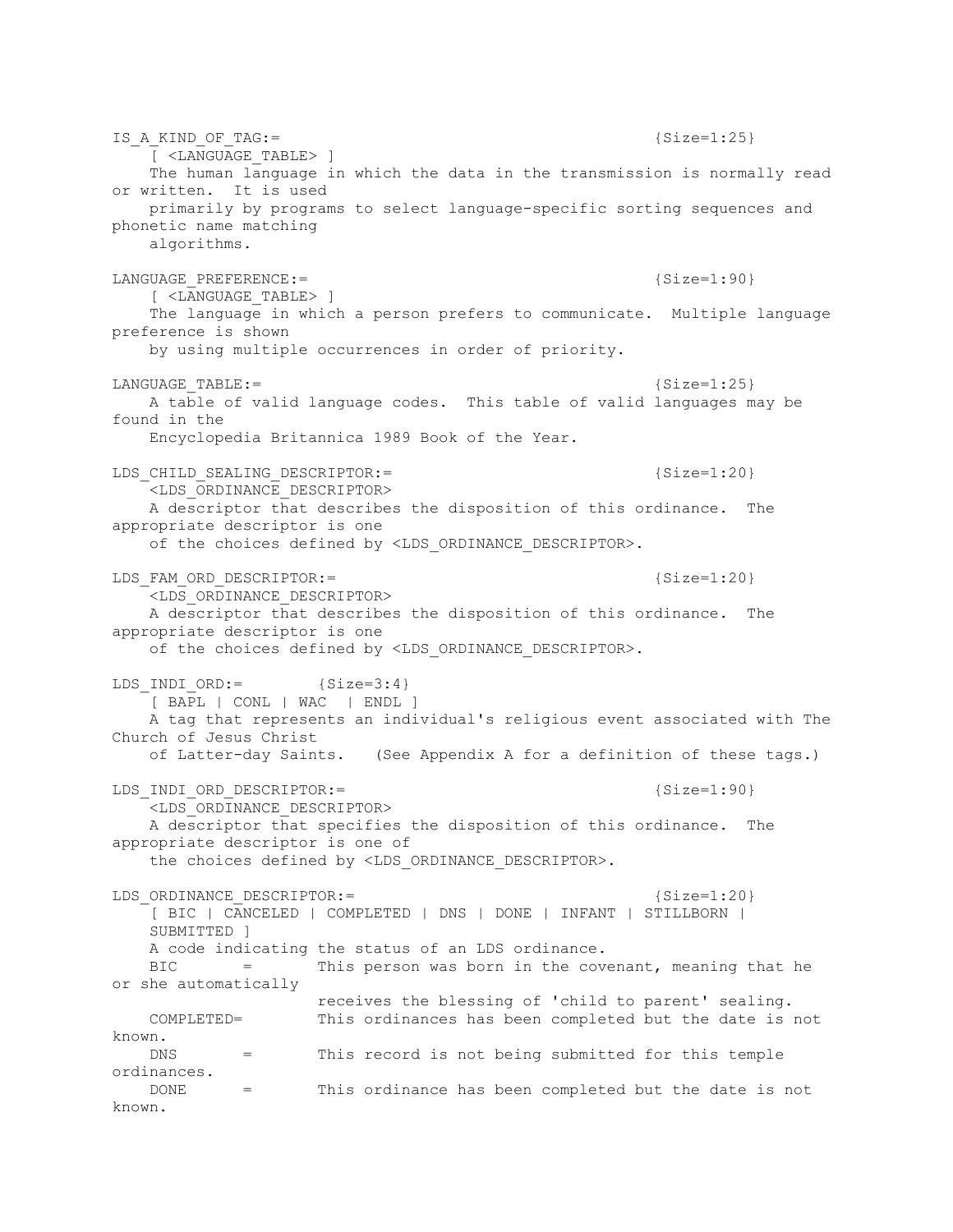IS_A_KIND_OF_TAG:= {Size=1:25}
[ <LANGUAGE_TABLE> ]
The human language in which the data in the transmission is normally read or written. It is used primarily by programs to select language-specific sorting sequences and phonetic name matching algorithms.

LANGUAGE_PREFERENCE:= {Size=1:90}
[ <LANGUAGE_TABLE> ]
The language in which a person prefers to communicate. Multiple language preference is shown by using multiple occurrences in order of priority.

LANGUAGE_TABLE:= {Size=1:25}
A table of valid language codes. This table of valid languages may be found in the Encyclopedia Britannica 1989 Book of the Year.

LDS_CHILD_SEALING_DESCRIPTOR:= {Size=1:20}
<LDS_ORDINANCE_DESCRIPTOR>
A descriptor that describes the disposition of this ordinance. The appropriate descriptor is one of the choices defined by <LDS_ORDINANCE_DESCRIPTOR>.

LDS_FAM_ORD_DESCRIPTOR:= {Size=1:20}
<LDS_ORDINANCE_DESCRIPTOR>
A descriptor that describes the disposition of this ordinance. The appropriate descriptor is one of the choices defined by <LDS_ORDINANCE_DESCRIPTOR>.

LDS_INDI_ORD:= {Size=3:4}
[ BAPL | CONL | WAC | ENDL ]
A tag that represents an individual's religious event associated with The Church of Jesus Christ of Latter-day Saints. (See Appendix A for a definition of these tags.)

LDS_INDI_ORD_DESCRIPTOR:= {Size=1:90}
<LDS_ORDINANCE_DESCRIPTOR>
A descriptor that specifies the disposition of this ordinance. The appropriate descriptor is one of the choices defined by <LDS_ORDINANCE_DESCRIPTOR>.

LDS_ORDINANCE_DESCRIPTOR:= {Size=1:20}
[ BIC | CANCELED | COMPLETED | DNS | DONE | INFANT | STILLBORN | SUBMITTED ]
A code indicating the status of an LDS ordinance.
BIC = This person was born in the covenant, meaning that he or she automatically receives the blessing of 'child to parent' sealing.
COMPLETED= This ordinances has been completed but the date is not known.
DNS = This record is not being submitted for this temple ordinances.
DONE = This ordinance has been completed but the date is not known.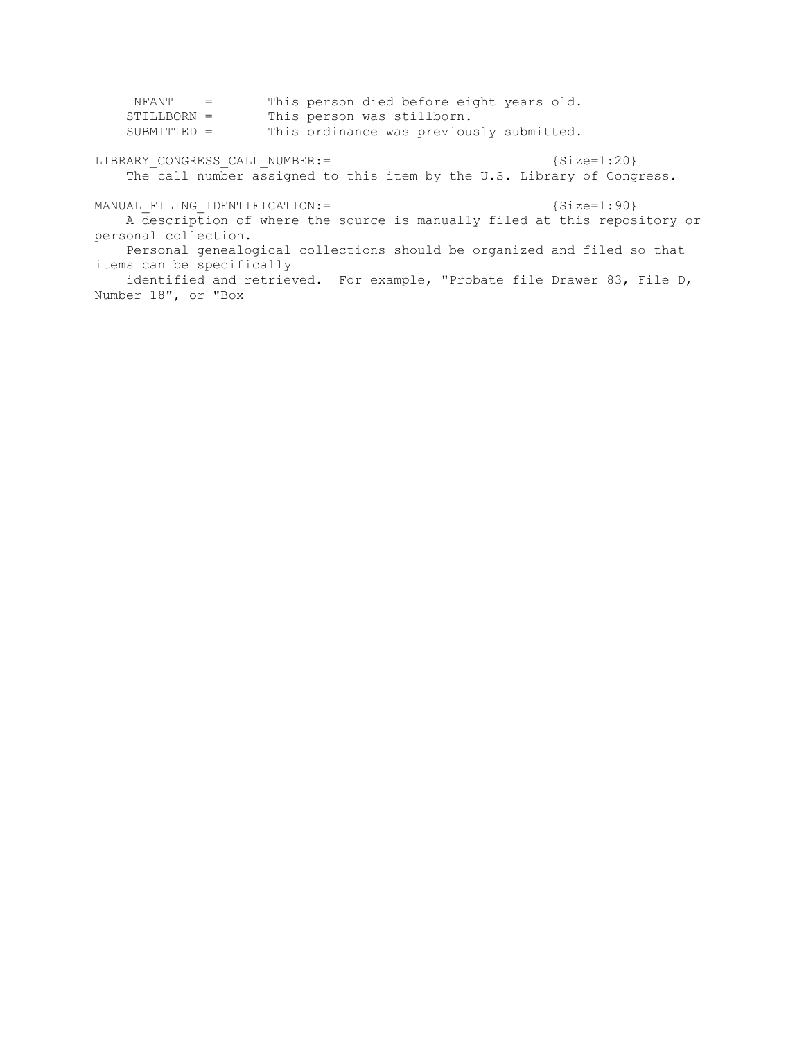INFANT    =       This person died before eight years old.
STILLBORN =       This person was stillborn.
SUBMITTED =       This ordinance was previously submitted.

LIBRARY_CONGRESS_CALL_NUMBER:=                              {Size=1:20}
    The call number assigned to this item by the U.S. Library of Congress.

MANUAL_FILING_IDENTIFICATION:=                              {Size=1:90}
    A description of where the source is manually filed at this repository or personal collection.
    Personal genealogical collections should be organized and filed so that items can be specifically
    identified and retrieved.  For example, "Probate file Drawer 83, File D, Number 18", or "Box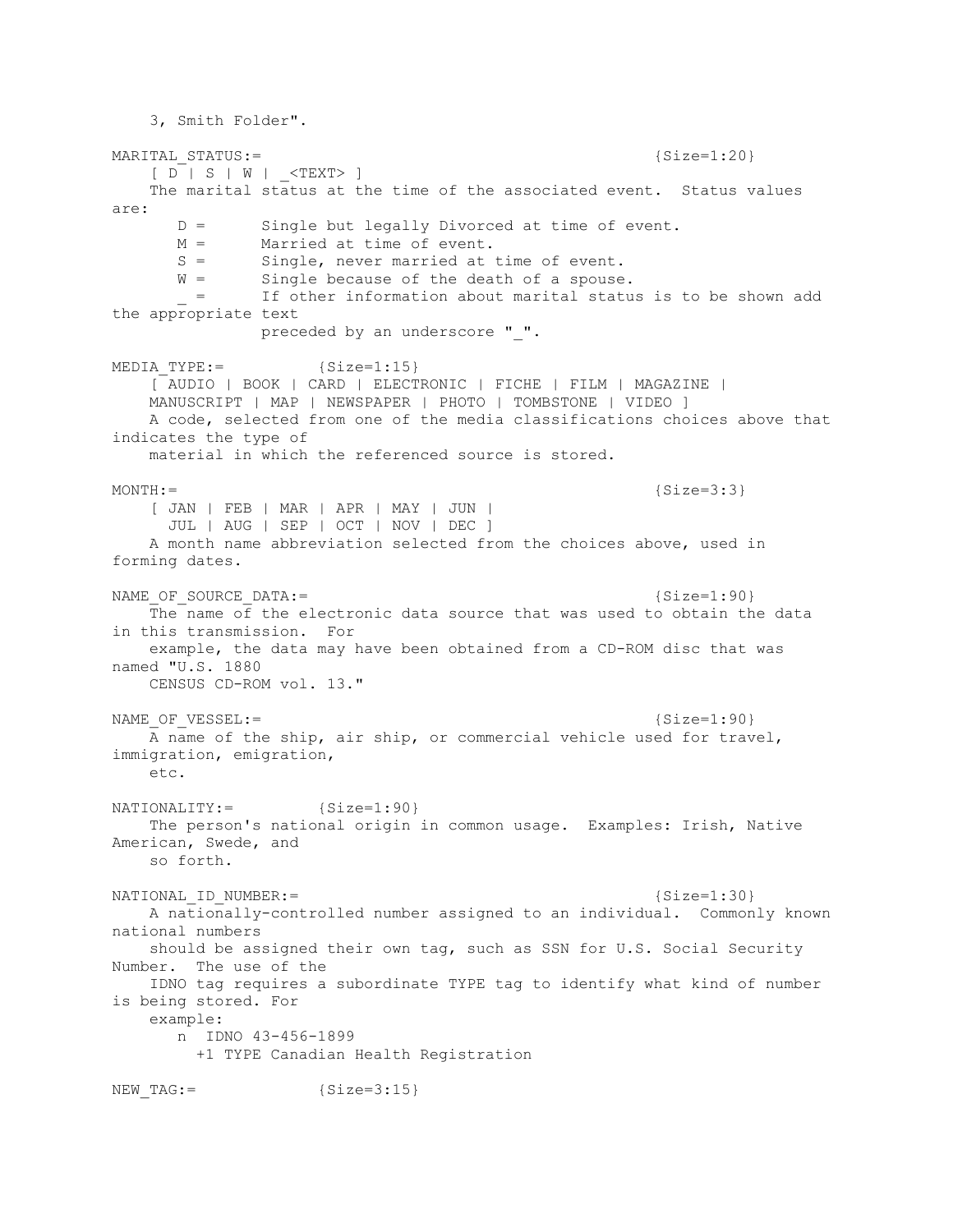3, Smith Folder".

MARITAL_STATUS:= {Size=1:20}

[ D | S | W | _<TEXT> ]

The marital status at the time of the associated event. Status values are:

- D = Single but legally Divorced at time of event.
- M = Married at time of event.
- S = Single, never married at time of event.
- W = Single because of the death of a spouse.
- _ = If other information about marital status is to be shown add the appropriate text preceded by an underscore "_".

MEDIA_TYPE:= {Size=1:15}

[ AUDIO | BOOK | CARD | ELECTRONIC | FICHE | FILM | MAGAZINE | MANUSCRIPT | MAP | NEWSPAPER | PHOTO | TOMBSTONE | VIDEO ]

A code, selected from one of the media classifications choices above that indicates the type of material in which the referenced source is stored.

MONTH:= {Size=3:3}

[ JAN | FEB | MAR | APR | MAY | JUN | JUL | AUG | SEP | OCT | NOV | DEC ]

A month name abbreviation selected from the choices above, used in forming dates.

NAME_OF_SOURCE_DATA:= {Size=1:90}

The name of the electronic data source that was used to obtain the data in this transmission. For example, the data may have been obtained from a CD-ROM disc that was named "U.S. 1880 CENSUS CD-ROM vol. 13."

NAME_OF_VESSEL:= {Size=1:90}

A name of the ship, air ship, or commercial vehicle used for travel, immigration, emigration, etc.

NATIONALITY:= {Size=1:90}

The person's national origin in common usage. Examples: Irish, Native American, Swede, and so forth.

NATIONAL_ID_NUMBER:= {Size=1:30}

A nationally-controlled number assigned to an individual. Commonly known national numbers should be assigned their own tag, such as SSN for U.S. Social Security Number. The use of the IDNO tag requires a subordinate TYPE tag to identify what kind of number is being stored. For example:

```
n  IDNO 43-456-1899
  +1 TYPE Canadian Health Registration
```

NEW_TAG:= {Size=3:15}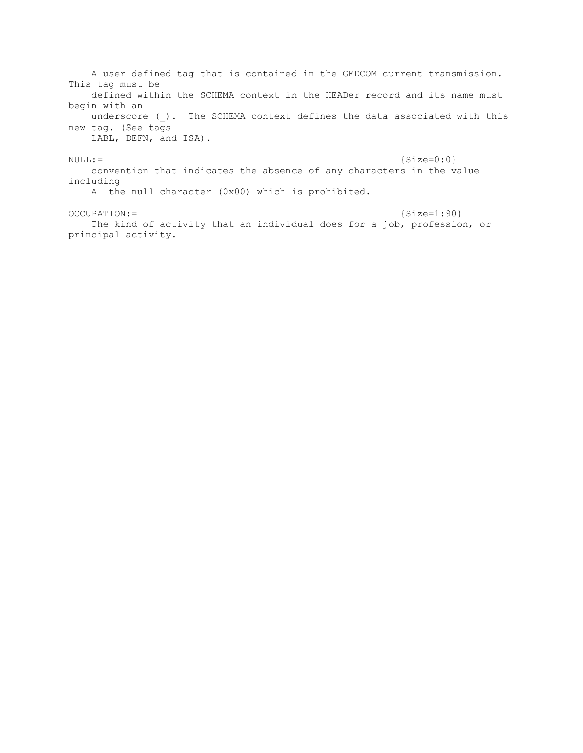A user defined tag that is contained in the GEDCOM current transmission. This tag must be defined within the SCHEMA context in the HEADer record and its name must begin with an underscore (_). The SCHEMA context defines the data associated with this new tag. (See tags LABL, DEFN, and ISA).

NULL:= {Size=0:0}

convention that indicates the absence of any characters in the value including
A the null character (0x00) which is prohibited.

OCCUPATION:= {Size=1:90}

The kind of activity that an individual does for a job, profession, or principal activity.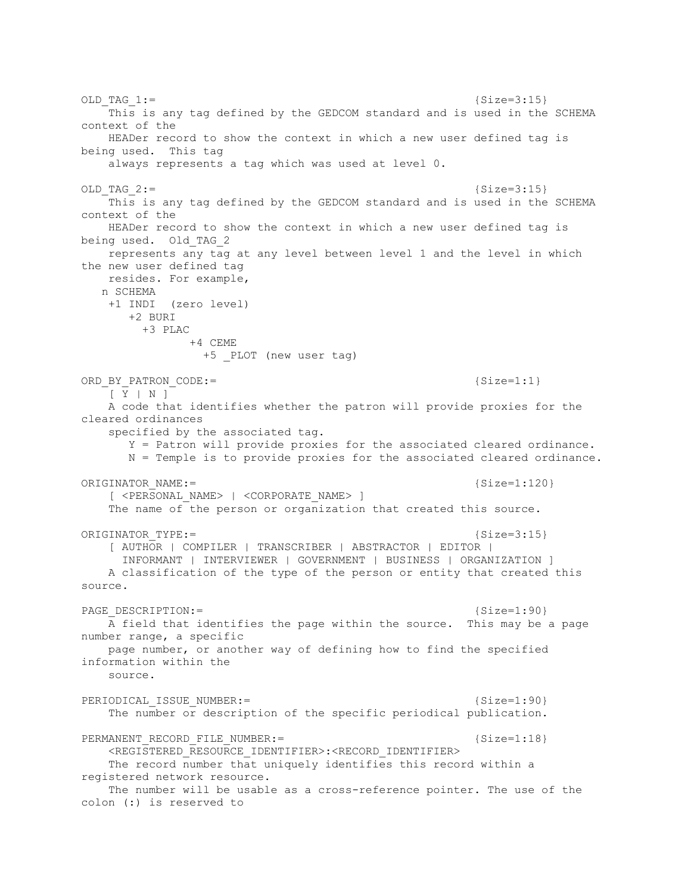```
OLD_TAG_1:=                                              {Size=3:15}
    This is any tag defined by the GEDCOM standard and is used in the SCHEMA
context of the
    HEADer record to show the context in which a new user defined tag is
being used.  This tag
    always represents a tag which was used at level 0.

OLD_TAG_2:=                                              {Size=3:15}
    This is any tag defined by the GEDCOM standard and is used in the SCHEMA
context of the
    HEADer record to show the context in which a new user defined tag is
being used.  Old_TAG_2
    represents any tag at any level between level 1 and the level in which
the new user defined tag
    resides. For example,
   n SCHEMA
    +1 INDI  (zero level)
       +2 BURI
         +3 PLAC
                +4 CEME
                  +5 _PLOT (new user tag)

ORD_BY_PATRON_CODE:=                                     {Size=1:1}
    [ Y | N ]
    A code that identifies whether the patron will provide proxies for the
cleared ordinances
    specified by the associated tag.
       Y = Patron will provide proxies for the associated cleared ordinance.
       N = Temple is to provide proxies for the associated cleared ordinance.

ORIGINATOR_NAME:=                                        {Size=1:120}
    [ <PERSONAL_NAME> | <CORPORATE_NAME> ]
    The name of the person or organization that created this source.

ORIGINATOR_TYPE:=                                        {Size=3:15}
    [ AUTHOR | COMPILER | TRANSCRIBER | ABSTRACTOR | EDITOR |
      INFORMANT | INTERVIEWER | GOVERNMENT | BUSINESS | ORGANIZATION ]
    A classification of the type of the person or entity that created this
source.

PAGE_DESCRIPTION:=                                       {Size=1:90}
    A field that identifies the page within the source.  This may be a page
number range, a specific
    page number, or another way of defining how to find the specified
information within the
    source.

PERIODICAL_ISSUE_NUMBER:=                                {Size=1:90}
    The number or description of the specific periodical publication.

PERMANENT_RECORD_FILE_NUMBER:=                           {Size=1:18}
    <REGISTERED_RESOURCE_IDENTIFIER>:<RECORD_IDENTIFIER>
    The record number that uniquely identifies this record within a
registered network resource.
    The number will be usable as a cross-reference pointer. The use of the
colon (:) is reserved to
```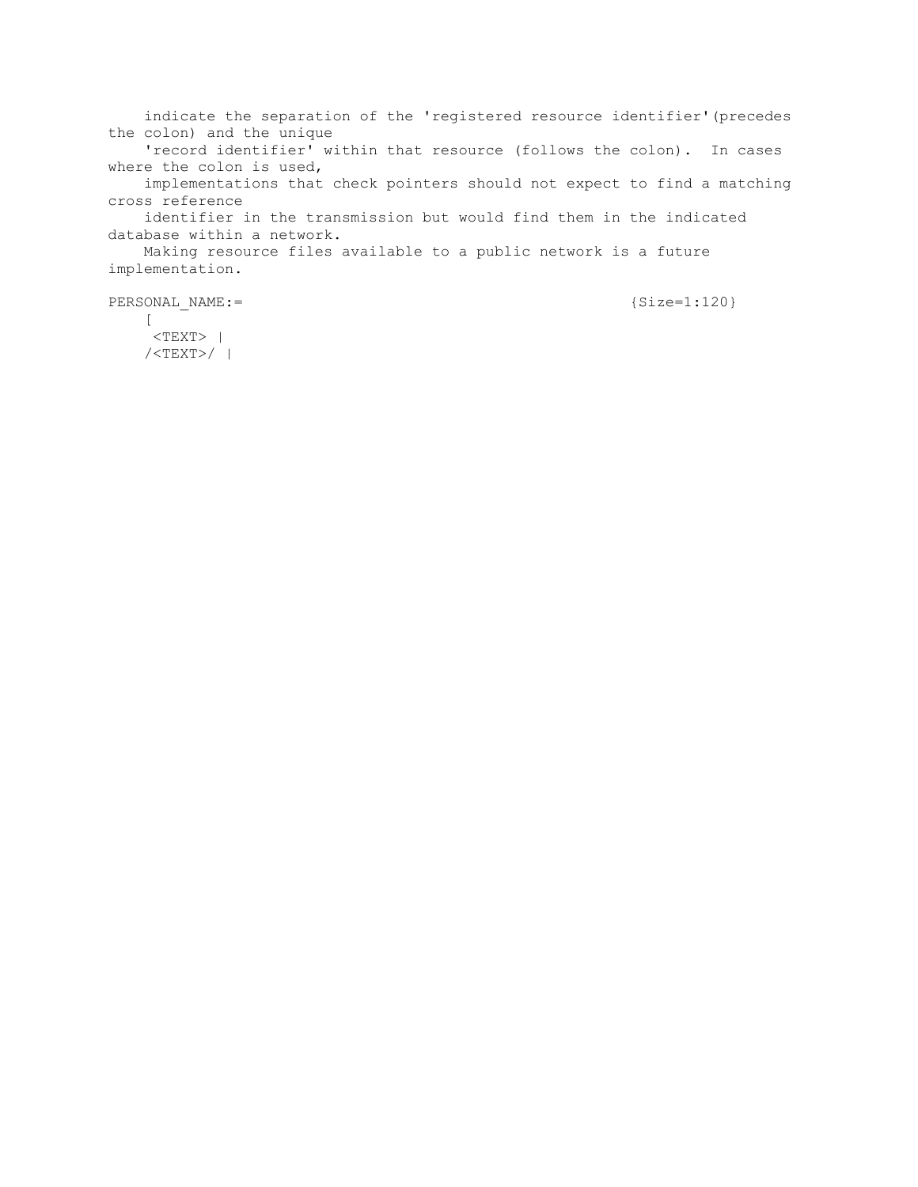indicate the separation of the 'registered resource identifier'(precedes the colon) and the unique 'record identifier' within that resource (follows the colon). In cases where the colon is used, implementations that check pointers should not expect to find a matching cross reference identifier in the transmission but would find them in the indicated database within a network.
Making resource files available to a public network is a future implementation.

```
PERSONAL_NAME:=                                              {Size=1:120}
    [
     <TEXT> |
    /<TEXT>/ |
```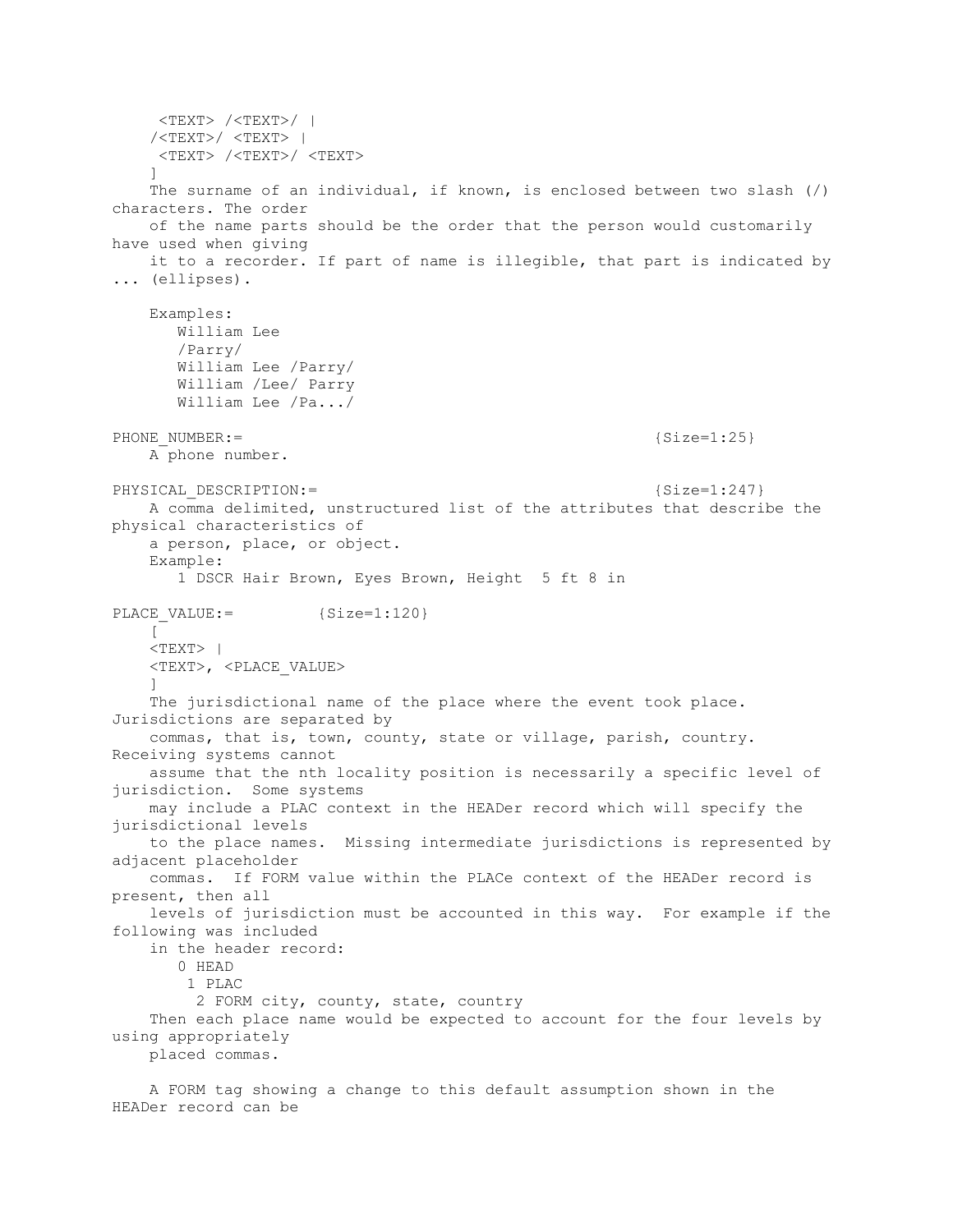```
     <TEXT> /<TEXT>/ |
    /<TEXT>/ <TEXT> |
     <TEXT> /<TEXT>/ <TEXT>
    ]
```

The surname of an individual, if known, is enclosed between two slash (/) characters. The order of the name parts should be the order that the person would customarily have used when giving it to a recorder. If part of name is illegible, that part is indicated by ... (ellipses).

Examples:

```
William Lee
/Parry/
William Lee /Parry/
William /Lee/ Parry
William Lee /Pa.../
```

PHONE_NUMBER:= {Size=1:25}

A phone number.

PHYSICAL_DESCRIPTION:= {Size=1:247}

A comma delimited, unstructured list of the attributes that describe the physical characteristics of a person, place, or object.

Example:

```
1 DSCR Hair Brown, Eyes Brown, Height  5 ft 8 in
```

PLACE_VALUE:= {Size=1:120}

```
[
<TEXT> |
<TEXT>, <PLACE_VALUE>
]
```

The jurisdictional name of the place where the event took place. Jurisdictions are separated by commas, that is, town, county, state or village, parish, country. Receiving systems cannot assume that the nth locality position is necessarily a specific level of jurisdiction. Some systems may include a PLAC context in the HEADer record which will specify the jurisdictional levels to the place names. Missing intermediate jurisdictions is represented by adjacent placeholder commas. If FORM value within the PLACe context of the HEADer record is present, then all levels of jurisdiction must be accounted in this way. For example if the following was included in the header record:

```
0 HEAD
 1 PLAC
  2 FORM city, county, state, country
```

Then each place name would be expected to account for the four levels by using appropriately placed commas.

A FORM tag showing a change to this default assumption shown in the HEADer record can be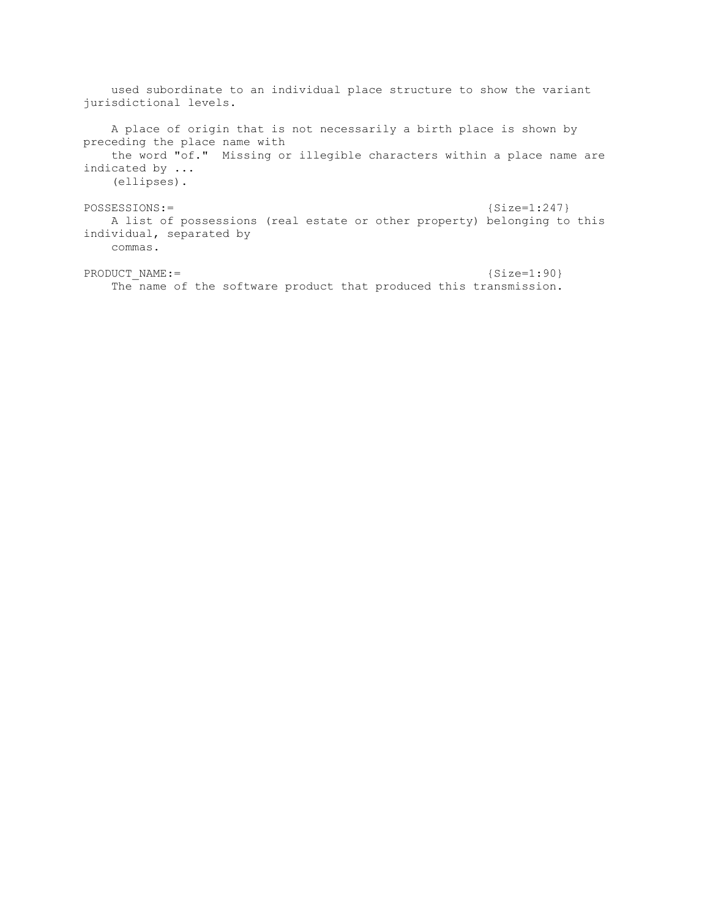used subordinate to an individual place structure to show the variant jurisdictional levels.

A place of origin that is not necessarily a birth place is shown by preceding the place name with the word "of." Missing or illegible characters within a place name are indicated by ... (ellipses).

POSSESSIONS:= {Size=1:247}

A list of possessions (real estate or other property) belonging to this individual, separated by commas.

PRODUCT_NAME:= {Size=1:90}

The name of the software product that produced this transmission.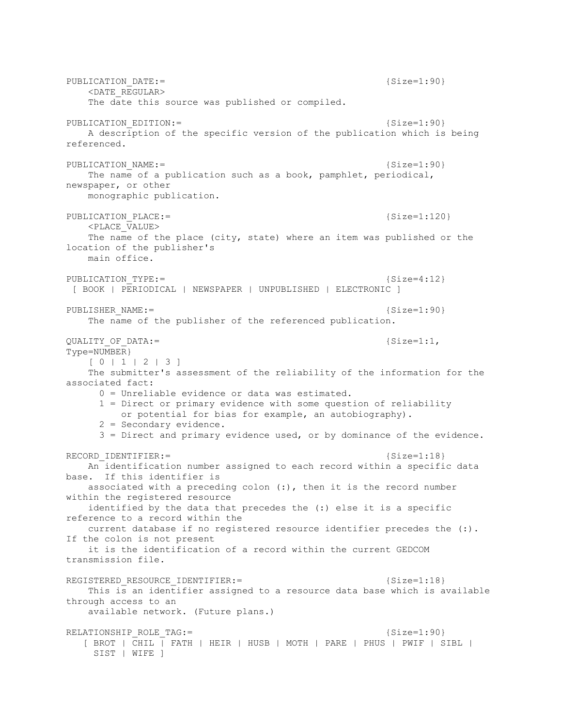```
PUBLICATION_DATE:=                                          {Size=1:90}
    <DATE_REGULAR>
    The date this source was published or compiled.

PUBLICATION_EDITION:=                                       {Size=1:90}
    A description of the specific version of the publication which is being
referenced.

PUBLICATION_NAME:=                                          {Size=1:90}
    The name of a publication such as a book, pamphlet, periodical,
newspaper, or other
    monographic publication.

PUBLICATION_PLACE:=                                         {Size=1:120}
    <PLACE_VALUE>
    The name of the place (city, state) where an item was published or the
location of the publisher's
    main office.

PUBLICATION_TYPE:=                                          {Size=4:12}
 [ BOOK | PERIODICAL | NEWSPAPER | UNPUBLISHED | ELECTRONIC ]

PUBLISHER_NAME:=                                            {Size=1:90}
    The name of the publisher of the referenced publication.

QUALITY_OF_DATA:=                                           {Size=1:1,
Type=NUMBER}
    [ 0 | 1 | 2 | 3 ]
    The submitter's assessment of the reliability of the information for the
associated fact:
      0 = Unreliable evidence or data was estimated.
      1 = Direct or primary evidence with some question of reliability
          or potential for bias for example, an autobiography).
      2 = Secondary evidence.
      3 = Direct and primary evidence used, or by dominance of the evidence.

RECORD_IDENTIFIER:=                                         {Size=1:18}
    An identification number assigned to each record within a specific data
base.  If this identifier is
    associated with a preceding colon (:), then it is the record number
within the registered resource
    identified by the data that precedes the (:) else it is a specific
reference to a record within the
    current database if no registered resource identifier precedes the (:).
If the colon is not present
    it is the identification of a record within the current GEDCOM
transmission file.

REGISTERED_RESOURCE_IDENTIFIER:=                            {Size=1:18}
    This is an identifier assigned to a resource data base which is available
through access to an
    available network. (Future plans.)

RELATIONSHIP_ROLE_TAG:=                                     {Size=1:90}
   [ BROT | CHIL | FATH | HEIR | HUSB | MOTH | PARE | PHUS | PWIF | SIBL |
     SIST | WIFE ]
```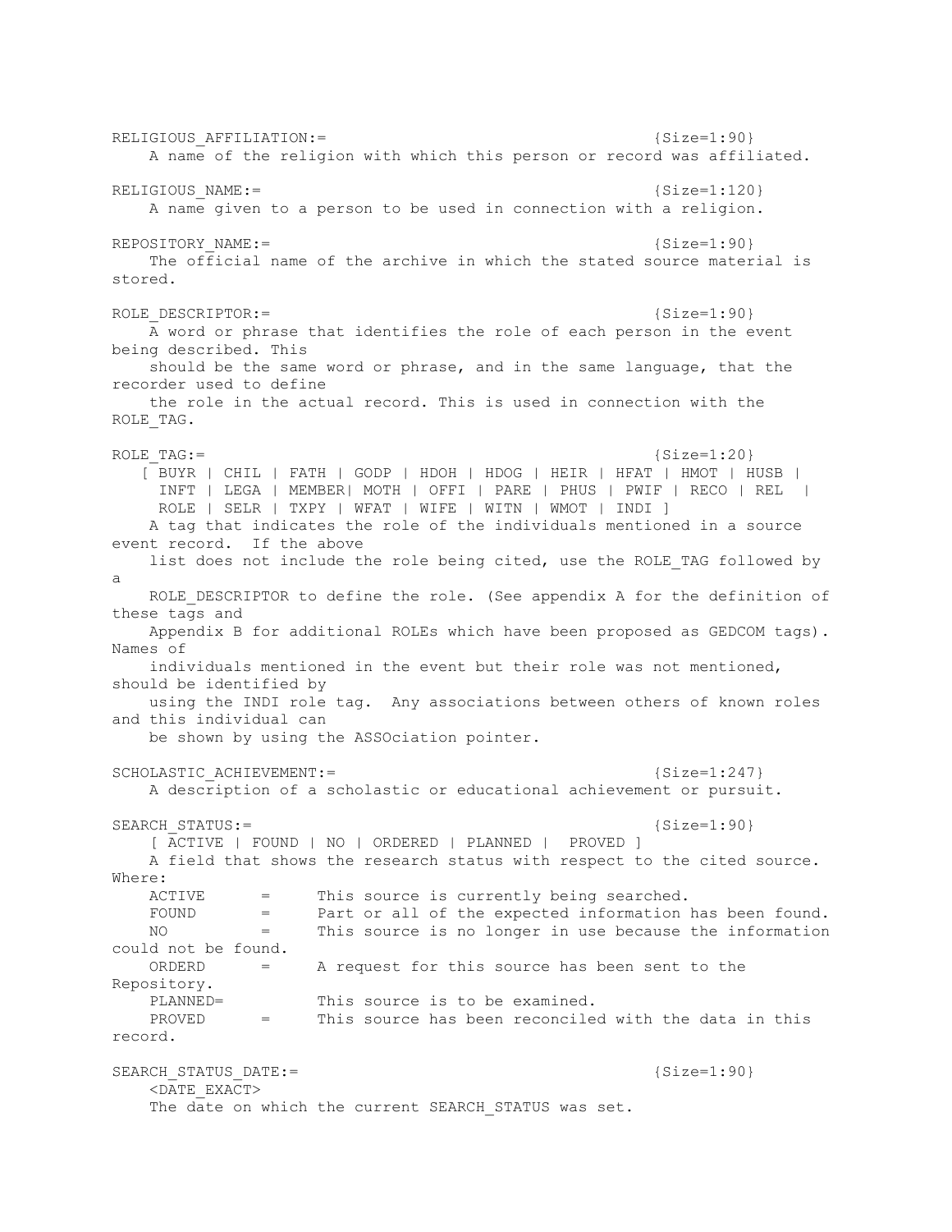RELIGIOUS_AFFILIATION:= {Size=1:90}

A name of the religion with which this person or record was affiliated.

RELIGIOUS_NAME:= {Size=1:120}

A name given to a person to be used in connection with a religion.

REPOSITORY_NAME:= {Size=1:90}

The official name of the archive in which the stated source material is stored.

ROLE_DESCRIPTOR:= {Size=1:90}

A word or phrase that identifies the role of each person in the event being described. This should be the same word or phrase, and in the same language, that the recorder used to define the role in the actual record. This is used in connection with the ROLE_TAG.

ROLE_TAG:= {Size=1:20}

[ BUYR | CHIL | FATH | GODP | HDOH | HDOG | HEIR | HFAT | HMOT | HUSB | INFT | LEGA | MEMBER| MOTH | OFFI | PARE | PHUS | PWIF | RECO | REL | ROLE | SELR | TXPY | WFAT | WIFE | WITN | WMOT | INDI ]

A tag that indicates the role of the individuals mentioned in a source event record. If the above list does not include the role being cited, use the ROLE_TAG followed by a ROLE_DESCRIPTOR to define the role. (See appendix A for the definition of these tags and Appendix B for additional ROLEs which have been proposed as GEDCOM tags). Names of individuals mentioned in the event but their role was not mentioned, should be identified by using the INDI role tag. Any associations between others of known roles and this individual can be shown by using the ASSOciation pointer.

SCHOLASTIC_ACHIEVEMENT:= {Size=1:247}

A description of a scholastic or educational achievement or pursuit.

SEARCH_STATUS:= {Size=1:90}

[ ACTIVE | FOUND | NO | ORDERED | PLANNED | PROVED ]

A field that shows the research status with respect to the cited source. Where:

ACTIVE = This source is currently being searched.
FOUND = Part or all of the expected information has been found.
NO = This source is no longer in use because the information could not be found.
ORDERD = A request for this source has been sent to the Repository.
PLANNED= This source is to be examined.
PROVED = This source has been reconciled with the data in this record.

SEARCH_STATUS_DATE:= {Size=1:90}

<DATE_EXACT>

The date on which the current SEARCH_STATUS was set.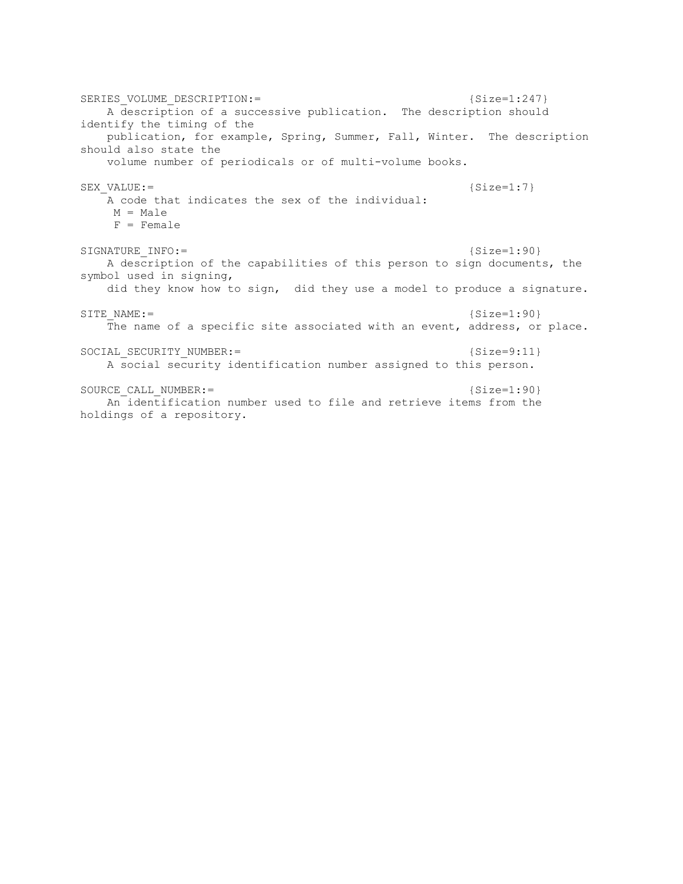SERIES_VOLUME_DESCRIPTION:= {Size=1:247}
A description of a successive publication. The description should identify the timing of the publication, for example, Spring, Summer, Fall, Winter. The description should also state the volume number of periodicals or of multi-volume books.

SEX_VALUE:= {Size=1:7}
A code that indicates the sex of the individual:
M = Male
F = Female

SIGNATURE_INFO:= {Size=1:90}
A description of the capabilities of this person to sign documents, the symbol used in signing, did they know how to sign, did they use a model to produce a signature.

SITE_NAME:= {Size=1:90}
The name of a specific site associated with an event, address, or place.

SOCIAL_SECURITY_NUMBER:= {Size=9:11}
A social security identification number assigned to this person.

SOURCE_CALL_NUMBER:= {Size=1:90}
An identification number used to file and retrieve items from the holdings of a repository.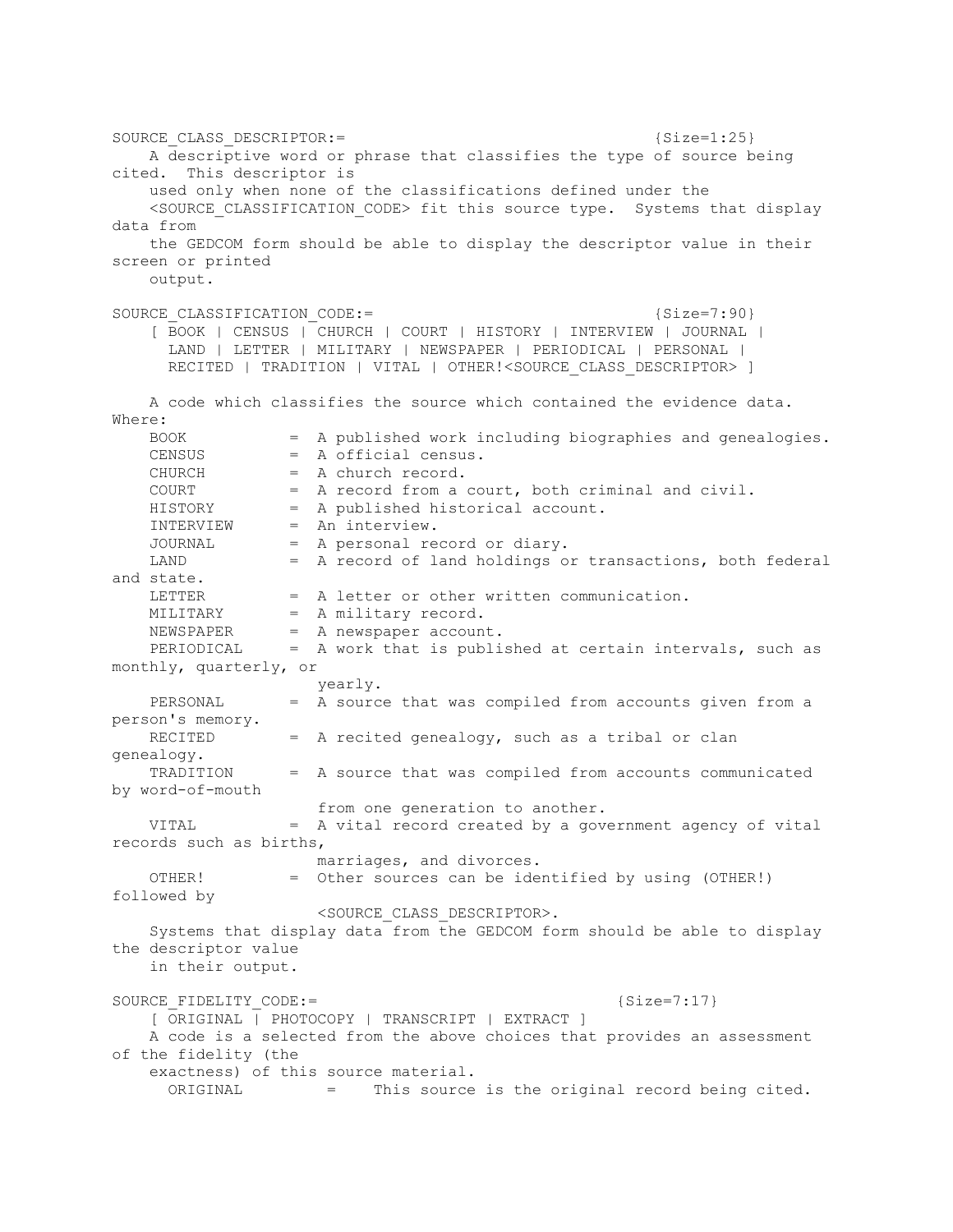SOURCE_CLASS_DESCRIPTOR:= {Size=1:25}

A descriptive word or phrase that classifies the type of source being cited. This descriptor is used only when none of the classifications defined under the <SOURCE_CLASSIFICATION_CODE> fit this source type. Systems that display data from the GEDCOM form should be able to display the descriptor value in their screen or printed output.

SOURCE_CLASSIFICATION_CODE:= {Size=7:90}

[ BOOK | CENSUS | CHURCH | COURT | HISTORY | INTERVIEW | JOURNAL | LAND | LETTER | MILITARY | NEWSPAPER | PERIODICAL | PERSONAL | RECITED | TRADITION | VITAL | OTHER!<SOURCE_CLASS_DESCRIPTOR> ]

A code which classifies the source which contained the evidence data. Where:

- BOOK = A published work including biographies and genealogies.
- CENSUS = A official census.
- CHURCH = A church record.
- COURT = A record from a court, both criminal and civil.
- HISTORY = A published historical account.
- INTERVIEW = An interview.
- JOURNAL = A personal record or diary.
- LAND = A record of land holdings or transactions, both federal and state.
- LETTER = A letter or other written communication.
- MILITARY = A military record.
- NEWSPAPER = A newspaper account.
- PERIODICAL = A work that is published at certain intervals, such as monthly, quarterly, or yearly.
- PERSONAL = A source that was compiled from accounts given from a person's memory.
- RECITED = A recited genealogy, such as a tribal or clan genealogy.
- TRADITION = A source that was compiled from accounts communicated by word-of-mouth from one generation to another.
- VITAL = A vital record created by a government agency of vital records such as births, marriages, and divorces.
- OTHER! = Other sources can be identified by using (OTHER!) followed by <SOURCE_CLASS_DESCRIPTOR>.

Systems that display data from the GEDCOM form should be able to display the descriptor value in their output.

SOURCE_FIDELITY_CODE:= {Size=7:17}

[ ORIGINAL | PHOTOCOPY | TRANSCRIPT | EXTRACT ]

A code is a selected from the above choices that provides an assessment of the fidelity (the exactness) of this source material.

- ORIGINAL = This source is the original record being cited.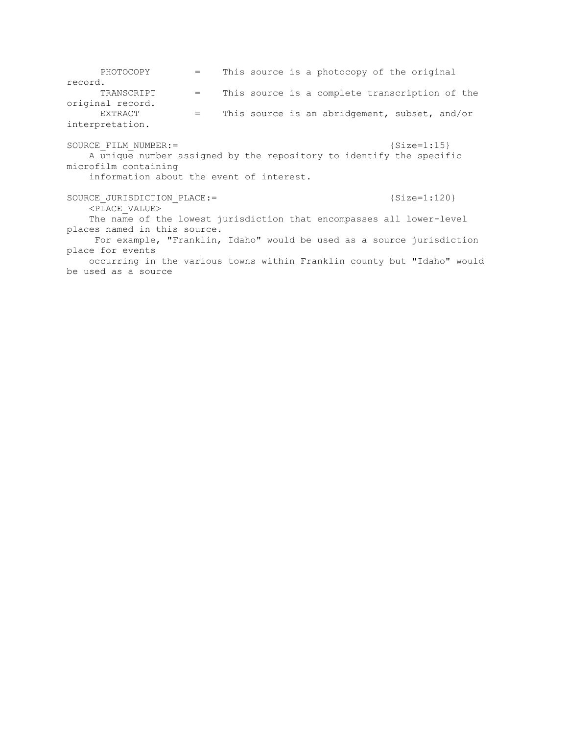```
      PHOTOCOPY        =    This source is a photocopy of the original record.
      TRANSCRIPT       =    This source is a complete transcription of the original record.
      EXTRACT          =    This source is an abridgement, subset, and/or interpretation.

SOURCE_FILM_NUMBER:=                                       {Size=1:15}
    A unique number assigned by the repository to identify the specific microfilm containing
    information about the event of interest.

SOURCE_JURISDICTION_PLACE:=                                {Size=1:120}
    <PLACE_VALUE>
    The name of the lowest jurisdiction that encompasses all lower-level places named in this source.
     For example, "Franklin, Idaho" would be used as a source jurisdiction place for events
    occurring in the various towns within Franklin county but "Idaho" would be used as a source
```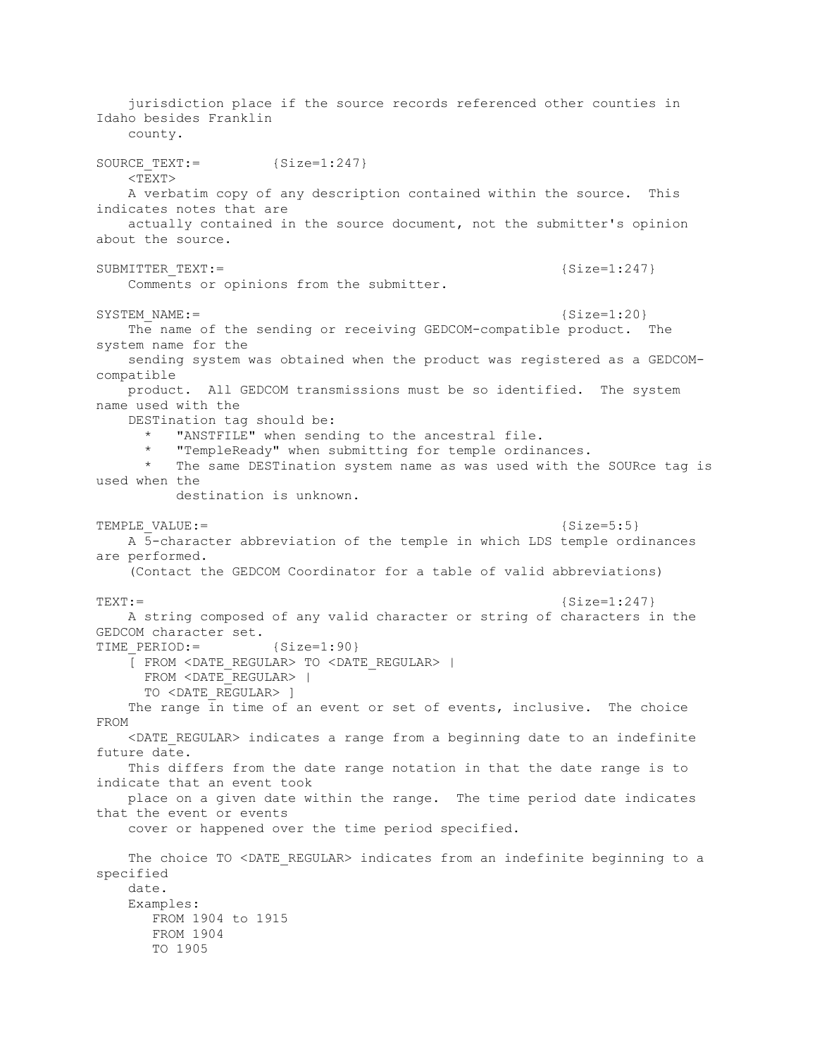jurisdiction place if the source records referenced other counties in Idaho besides Franklin county.

SOURCE_TEXT:= {Size=1:247}
<TEXT>
A verbatim copy of any description contained within the source. This indicates notes that are actually contained in the source document, not the submitter's opinion about the source.

SUBMITTER_TEXT:= {Size=1:247}
Comments or opinions from the submitter.

SYSTEM_NAME:= {Size=1:20}
The name of the sending or receiving GEDCOM-compatible product. The system name for the sending system was obtained when the product was registered as a GEDCOM-compatible product. All GEDCOM transmissions must be so identified. The system name used with the DESTination tag should be:

* "ANSTFILE" when sending to the ancestral file.
* "TempleReady" when submitting for temple ordinances.
* The same DESTination system name as was used with the SOURce tag is used when the destination is unknown.

TEMPLE_VALUE:= {Size=5:5}
A 5-character abbreviation of the temple in which LDS temple ordinances are performed.
(Contact the GEDCOM Coordinator for a table of valid abbreviations)

TEXT:= {Size=1:247}
A string composed of any valid character or string of characters in the GEDCOM character set.

TIME_PERIOD:= {Size=1:90}
[ FROM <DATE_REGULAR> TO <DATE_REGULAR> |
FROM <DATE_REGULAR> |
TO <DATE_REGULAR> ]
The range in time of an event or set of events, inclusive. The choice FROM <DATE_REGULAR> indicates a range from a beginning date to an indefinite future date.
This differs from the date range notation in that the date range is to indicate that an event took place on a given date within the range. The time period date indicates that the event or events cover or happened over the time period specified.

The choice TO <DATE_REGULAR> indicates from an indefinite beginning to a specified date.
Examples:

```
FROM 1904 to 1915
FROM 1904
TO 1905
```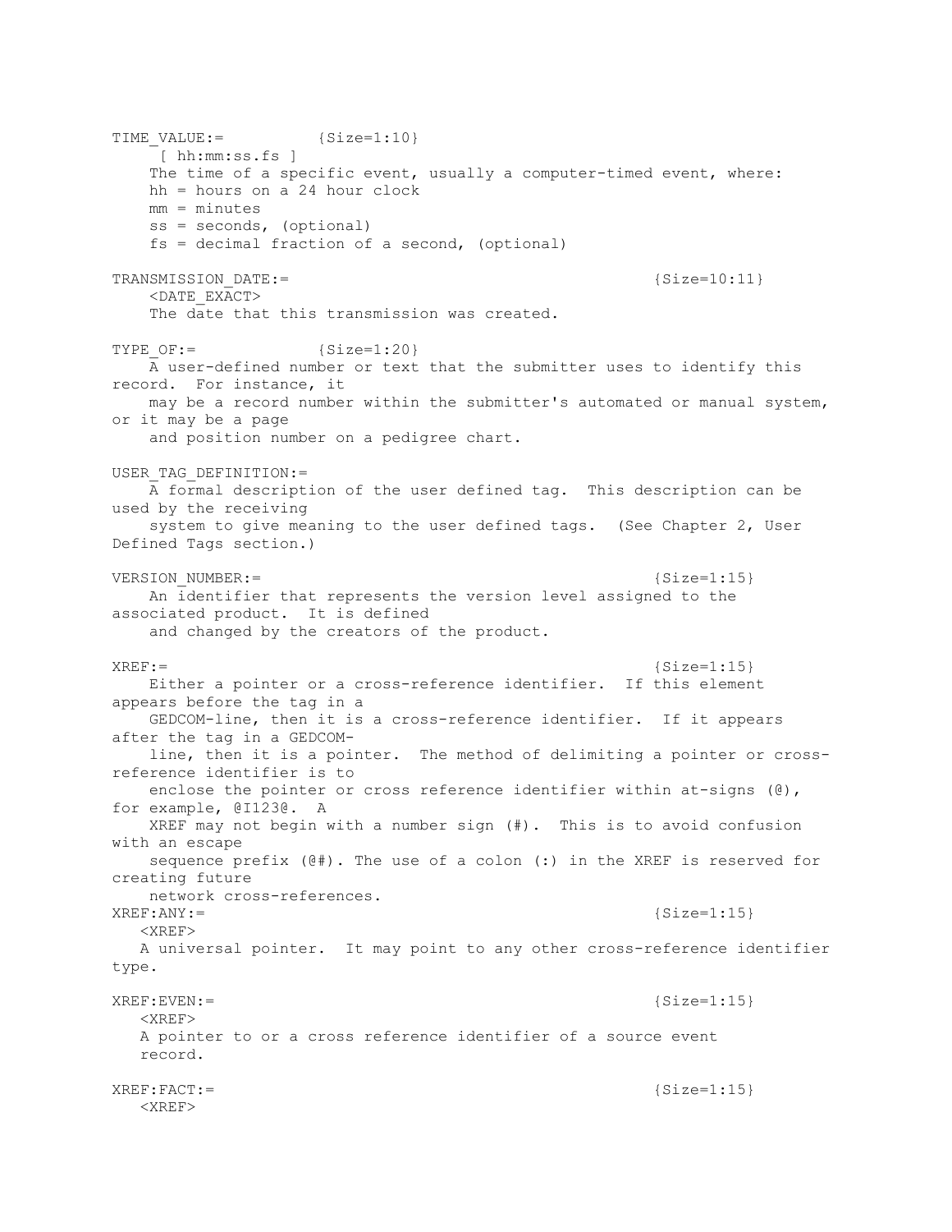TIME_VALUE:= {Size=1:10}

[ hh:mm:ss.fs ]

The time of a specific event, usually a computer-timed event, where:

hh = hours on a 24 hour clock

mm = minutes

ss = seconds, (optional)

fs = decimal fraction of a second, (optional)

TRANSMISSION_DATE:= {Size=10:11}

<DATE_EXACT>

The date that this transmission was created.

TYPE_OF:= {Size=1:20}

A user-defined number or text that the submitter uses to identify this record. For instance, it may be a record number within the submitter's automated or manual system, or it may be a page and position number on a pedigree chart.

USER_TAG_DEFINITION:=

A formal description of the user defined tag. This description can be used by the receiving system to give meaning to the user defined tags. (See Chapter 2, User Defined Tags section.)

VERSION_NUMBER:= {Size=1:15}

An identifier that represents the version level assigned to the associated product. It is defined and changed by the creators of the product.

XREF:= {Size=1:15}

Either a pointer or a cross-reference identifier. If this element appears before the tag in a GEDCOM-line, then it is a cross-reference identifier. If it appears after the tag in a GEDCOM-line, then it is a pointer. The method of delimiting a pointer or cross-reference identifier is to enclose the pointer or cross reference identifier within at-signs (@), for example, @I123@. A XREF may not begin with a number sign (#). This is to avoid confusion with an escape sequence prefix (@#). The use of a colon (:) in the XREF is reserved for creating future network cross-references.

XREF:ANY:= {Size=1:15}

<XREF>

A universal pointer. It may point to any other cross-reference identifier type.

XREF:EVEN:= {Size=1:15}

<XREF>

A pointer to or a cross reference identifier of a source event record.

XREF:FACT:= {Size=1:15}

<XREF>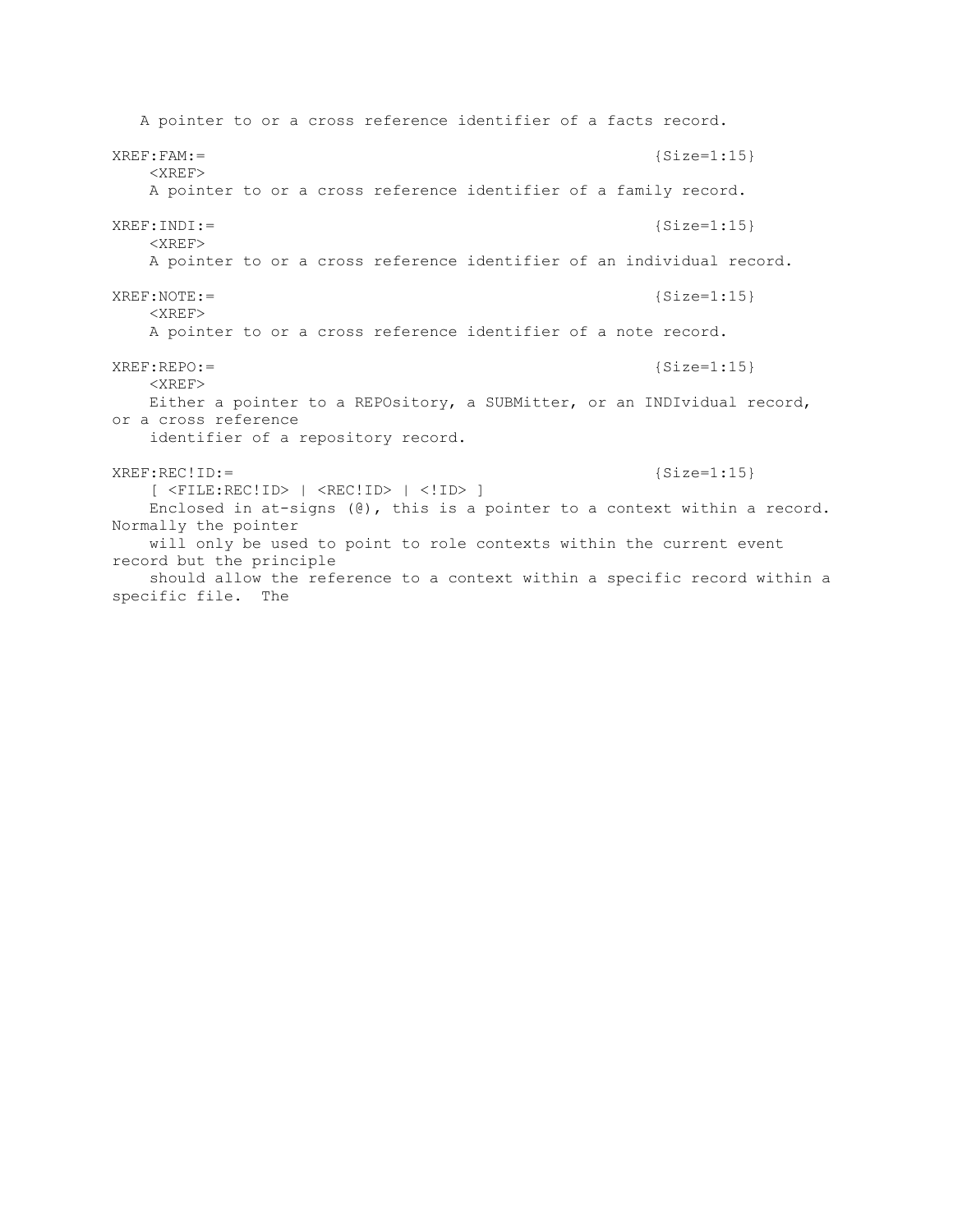A pointer to or a cross reference identifier of a facts record.

```
XREF:FAM:=                                                  {Size=1:15}
    <XREF>
    A pointer to or a cross reference identifier of a family record.

XREF:INDI:=                                                 {Size=1:15}
    <XREF>
    A pointer to or a cross reference identifier of an individual record.

XREF:NOTE:=                                                 {Size=1:15}
    <XREF>
    A pointer to or a cross reference identifier of a note record.

XREF:REPO:=                                                 {Size=1:15}
    <XREF>
    Either a pointer to a REPOsitory, a SUBMitter, or an INDIvidual record,
or a cross reference
    identifier of a repository record.

XREF:REC!ID:=                                               {Size=1:15}
    [ <FILE:REC!ID> | <REC!ID> | <!ID> ]
    Enclosed in at-signs (@), this is a pointer to a context within a record.
Normally the pointer
    will only be used to point to role contexts within the current event
record but the principle
    should allow the reference to a context within a specific record within a
specific file.  The
```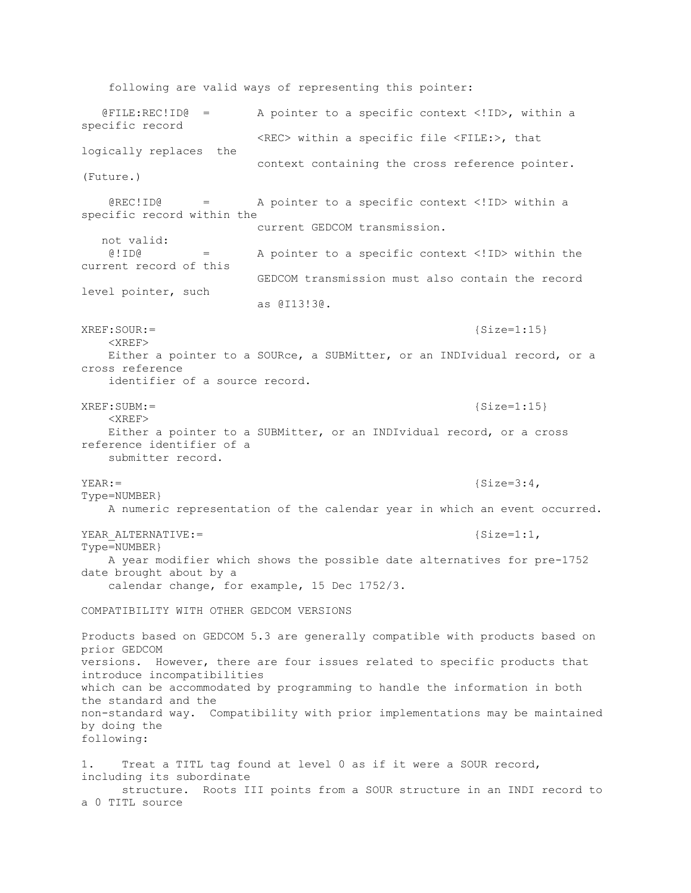following are valid ways of representing this pointer:

```
   @FILE:REC!ID@  =       A pointer to a specific context <!ID>, within a specific record
                          <REC> within a specific file <FILE:>, that logically replaces  the
                          context containing the cross reference pointer. (Future.)

    @REC!ID@      =       A pointer to a specific context <!ID> within a specific record within the
                          current GEDCOM transmission.
   not valid:
    @!ID@         =       A pointer to a specific context <!ID> within the current record of this
                          GEDCOM transmission must also contain the record level pointer, such
                          as @I13!3@.
```

XREF:SOUR:= {Size=1:15}

<XREF>

Either a pointer to a SOURce, a SUBMitter, or an INDIvidual record, or a cross reference identifier of a source record.

XREF:SUBM:= {Size=1:15}

<XREF>

Either a pointer to a SUBMitter, or an INDIvidual record, or a cross reference identifier of a submitter record.

YEAR:= {Size=3:4, Type=NUMBER}

A numeric representation of the calendar year in which an event occurred.

YEAR_ALTERNATIVE:= {Size=1:1, Type=NUMBER}

A year modifier which shows the possible date alternatives for pre-1752 date brought about by a calendar change, for example, 15 Dec 1752/3.

COMPATIBILITY WITH OTHER GEDCOM VERSIONS

Products based on GEDCOM 5.3 are generally compatible with products based on prior GEDCOM versions. However, there are four issues related to specific products that introduce incompatibilities which can be accommodated by programming to handle the information in both the standard and the non-standard way. Compatibility with prior implementations may be maintained by doing the following:

1. Treat a TITL tag found at level 0 as if it were a SOUR record, including its subordinate structure. Roots III points from a SOUR structure in an INDI record to a 0 TITL source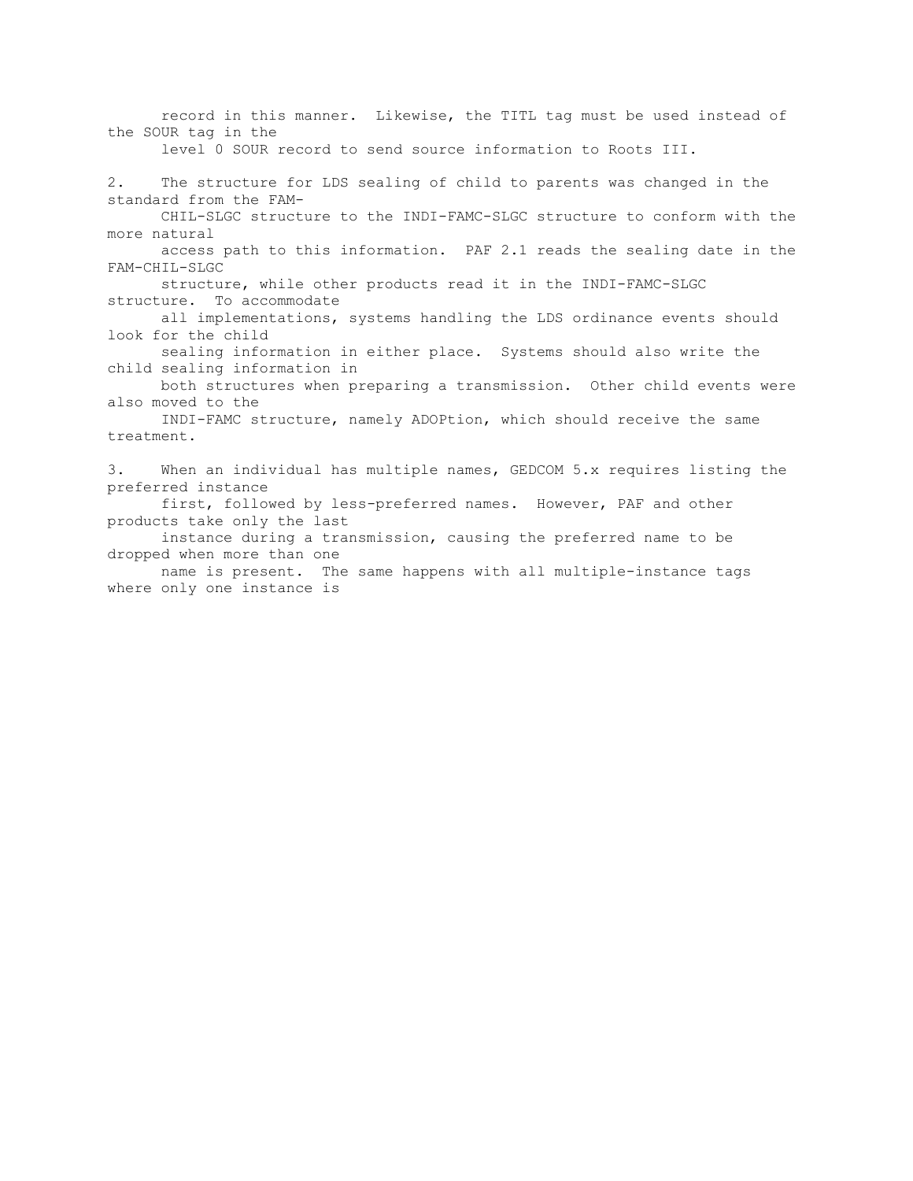record in this manner. Likewise, the TITL tag must be used instead of the SOUR tag in the level 0 SOUR record to send source information to Roots III.

2. The structure for LDS sealing of child to parents was changed in the standard from the FAM-CHIL-SLGC structure to the INDI-FAMC-SLGC structure to conform with the more natural access path to this information. PAF 2.1 reads the sealing date in the FAM-CHIL-SLGC structure, while other products read it in the INDI-FAMC-SLGC structure. To accommodate all implementations, systems handling the LDS ordinance events should look for the child sealing information in either place. Systems should also write the child sealing information in both structures when preparing a transmission. Other child events were also moved to the INDI-FAMC structure, namely ADOPtion, which should receive the same treatment.

3. When an individual has multiple names, GEDCOM 5.x requires listing the preferred instance first, followed by less-preferred names. However, PAF and other products take only the last instance during a transmission, causing the preferred name to be dropped when more than one name is present. The same happens with all multiple-instance tags where only one instance is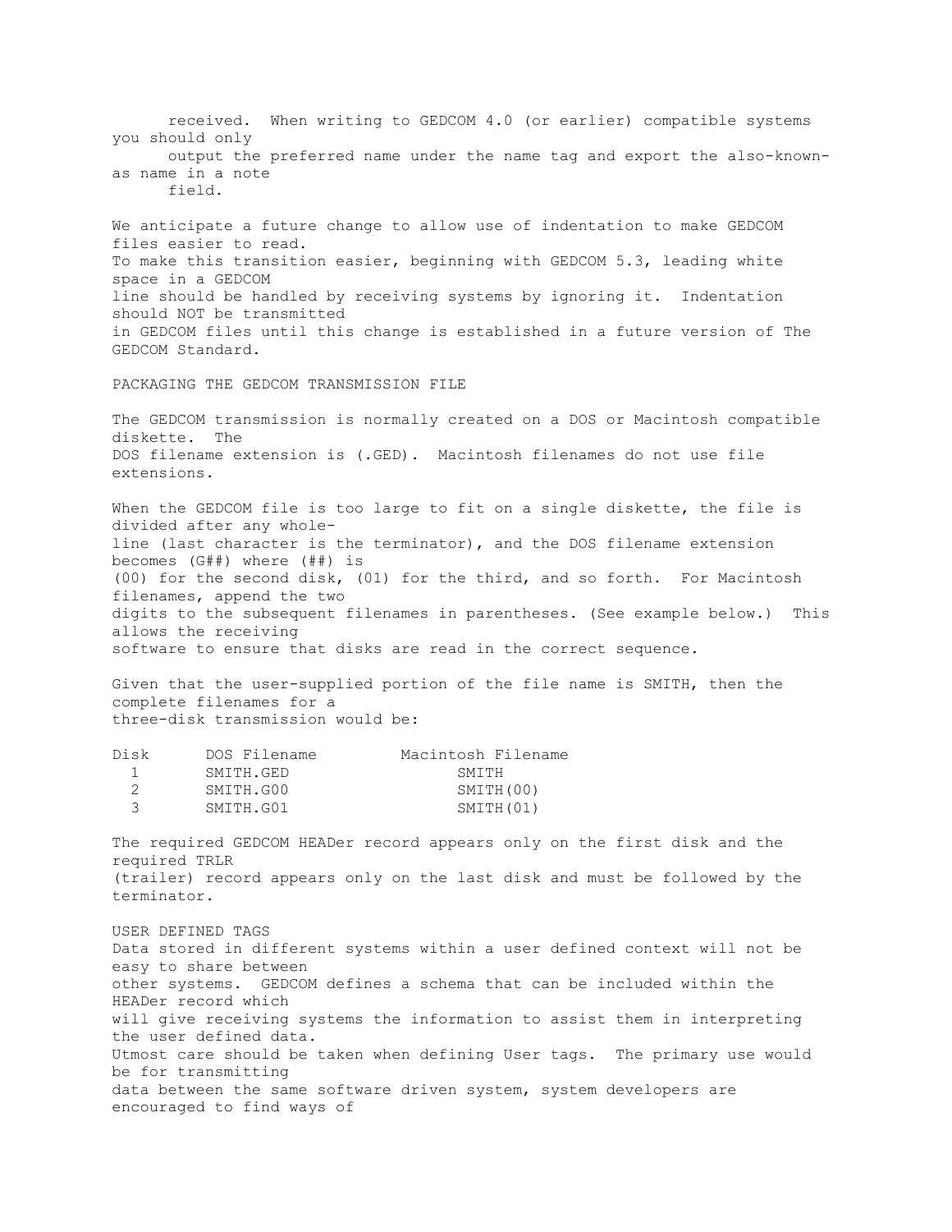received. When writing to GEDCOM 4.0 (or earlier) compatible systems you should only output the preferred name under the name tag and export the also-known-as name in a note field.

We anticipate a future change to allow use of indentation to make GEDCOM files easier to read. To make this transition easier, beginning with GEDCOM 5.3, leading white space in a GEDCOM line should be handled by receiving systems by ignoring it. Indentation should NOT be transmitted in GEDCOM files until this change is established in a future version of The GEDCOM Standard.

## PACKAGING THE GEDCOM TRANSMISSION FILE

The GEDCOM transmission is normally created on a DOS or Macintosh compatible diskette. The DOS filename extension is (.GED). Macintosh filenames do not use file extensions.

When the GEDCOM file is too large to fit on a single diskette, the file is divided after any whole-line (last character is the terminator), and the DOS filename extension becomes (G##) where (##) is (00) for the second disk, (01) for the third, and so forth. For Macintosh filenames, append the two digits to the subsequent filenames in parentheses. (See example below.) This allows the receiving software to ensure that disks are read in the correct sequence.

Given that the user-supplied portion of the file name is SMITH, then the complete filenames for a three-disk transmission would be:

| Disk | DOS Filename | Macintosh Filename |
|---|---|---|
| 1 | SMITH.GED | SMITH |
| 2 | SMITH.G00 | SMITH(00) |
| 3 | SMITH.G01 | SMITH(01) |

The required GEDCOM HEADer record appears only on the first disk and the required TRLR (trailer) record appears only on the last disk and must be followed by the terminator.

## USER DEFINED TAGS

Data stored in different systems within a user defined context will not be easy to share between other systems. GEDCOM defines a schema that can be included within the HEADer record which will give receiving systems the information to assist them in interpreting the user defined data. Utmost care should be taken when defining User tags. The primary use would be for transmitting data between the same software driven system, system developers are encouraged to find ways of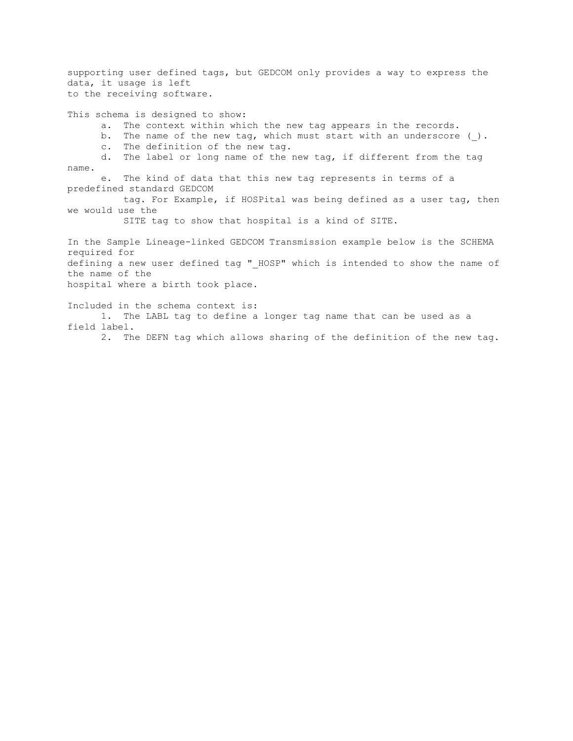supporting user defined tags, but GEDCOM only provides a way to express the data, it usage is left to the receiving software.

This schema is designed to show:

a. The context within which the new tag appears in the records.
b. The name of the new tag, which must start with an underscore (_).
c. The definition of the new tag.
d. The label or long name of the new tag, if different from the tag name.
e. The kind of data that this new tag represents in terms of a predefined standard GEDCOM tag. For Example, if HOSPital was being defined as a user tag, then we would use the SITE tag to show that hospital is a kind of SITE.

In the Sample Lineage-linked GEDCOM Transmission example below is the SCHEMA required for defining a new user defined tag "_HOSP" which is intended to show the name of the name of the hospital where a birth took place.

Included in the schema context is:

1. The LABL tag to define a longer tag name that can be used as a field label.
2. The DEFN tag which allows sharing of the definition of the new tag.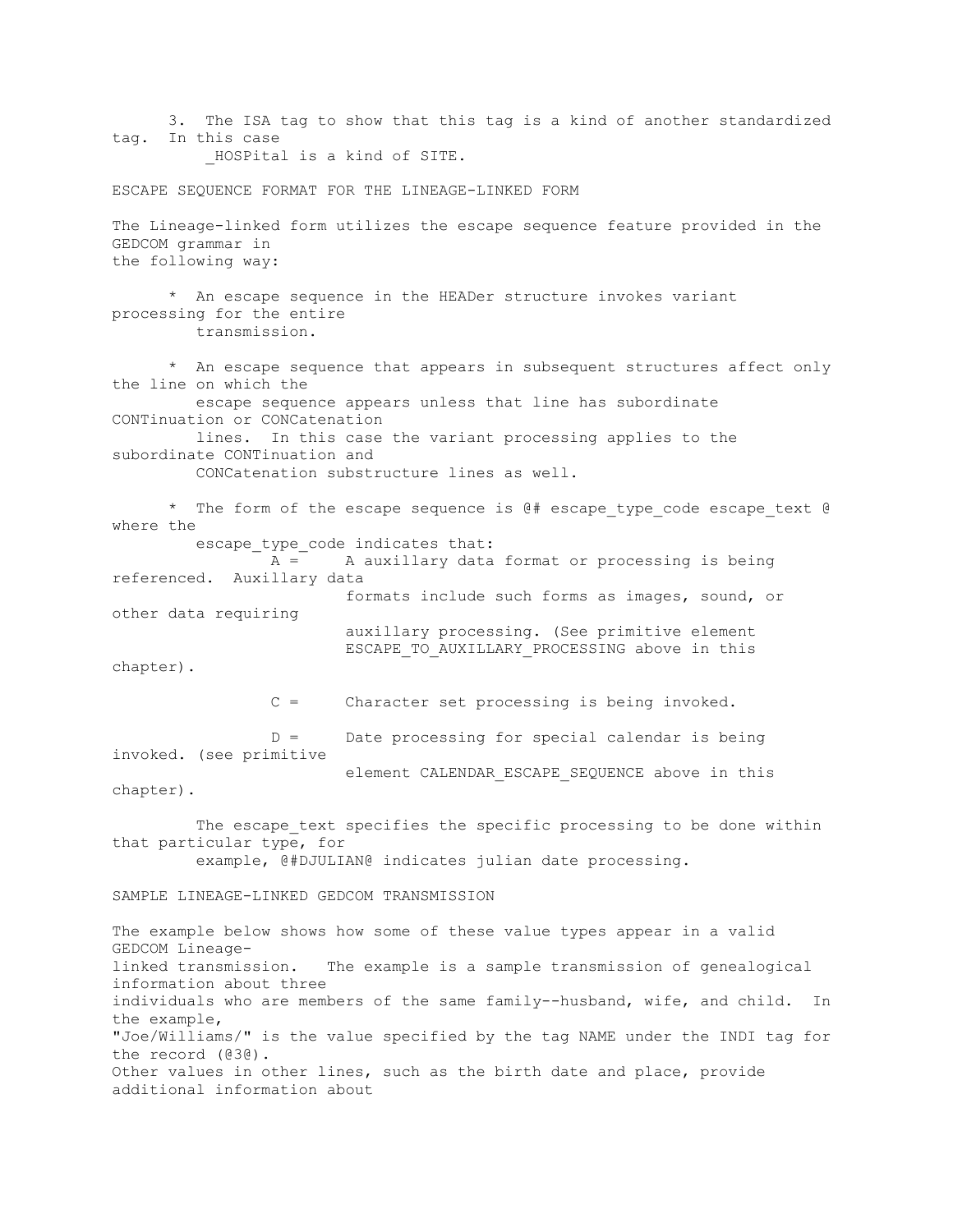3. The ISA tag to show that this tag is a kind of another standardized tag. In this case _HOSPital is a kind of SITE.

## ESCAPE SEQUENCE FORMAT FOR THE LINEAGE-LINKED FORM

The Lineage-linked form utilizes the escape sequence feature provided in the GEDCOM grammar in the following way:

* An escape sequence in the HEADer structure invokes variant processing for the entire transmission.

* An escape sequence that appears in subsequent structures affect only the line on which the escape sequence appears unless that line has subordinate CONTinuation or CONCatenation lines. In this case the variant processing applies to the subordinate CONTinuation and CONCatenation substructure lines as well.

* The form of the escape sequence is @# escape_type_code escape_text @ where the escape_type_code indicates that:
  - A = A auxillary data format or processing is being referenced. Auxillary data formats include such forms as images, sound, or other data requiring auxillary processing. (See primitive element ESCAPE_TO_AUXILLARY_PROCESSING above in this chapter).
  - C = Character set processing is being invoked.
  - D = Date processing for special calendar is being invoked. (see primitive element CALENDAR_ESCAPE_SEQUENCE above in this chapter).

  The escape_text specifies the specific processing to be done within that particular type, for example, @#DJULIAN@ indicates julian date processing.

## SAMPLE LINEAGE-LINKED GEDCOM TRANSMISSION

The example below shows how some of these value types appear in a valid GEDCOM Lineage-linked transmission. The example is a sample transmission of genealogical information about three individuals who are members of the same family--husband, wife, and child. In the example, "Joe/Williams/" is the value specified by the tag NAME under the INDI tag for the record (@3@). Other values in other lines, such as the birth date and place, provide additional information about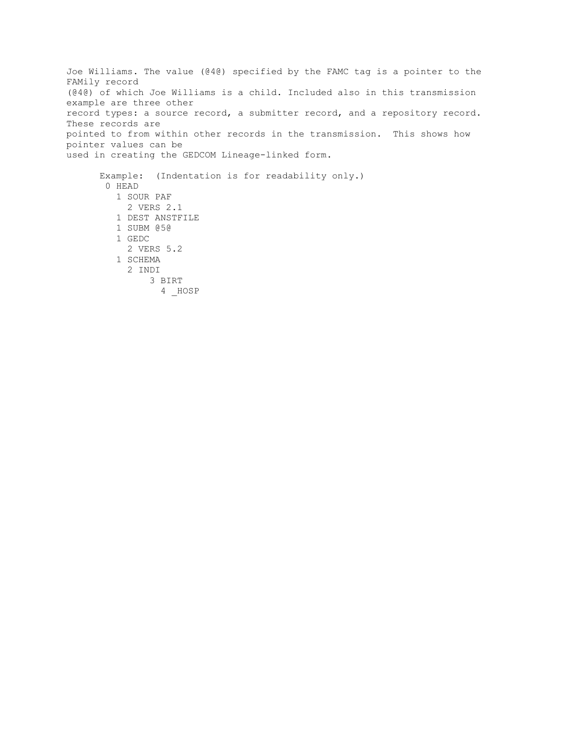Joe Williams. The value (@4@) specified by the FAMC tag is a pointer to the FAMily record (@4@) of which Joe Williams is a child. Included also in this transmission example are three other record types: a source record, a submitter record, and a repository record. These records are pointed to from within other records in the transmission. This shows how pointer values can be used in creating the GEDCOM Lineage-linked form.

Example: (Indentation is for readability only.)

```
0 HEAD
  1 SOUR PAF
    2 VERS 2.1
  1 DEST ANSTFILE
  1 SUBM @5@
  1 GEDC
    2 VERS 5.2
  1 SCHEMA
    2 INDI
        3 BIRT
          4 _HOSP
```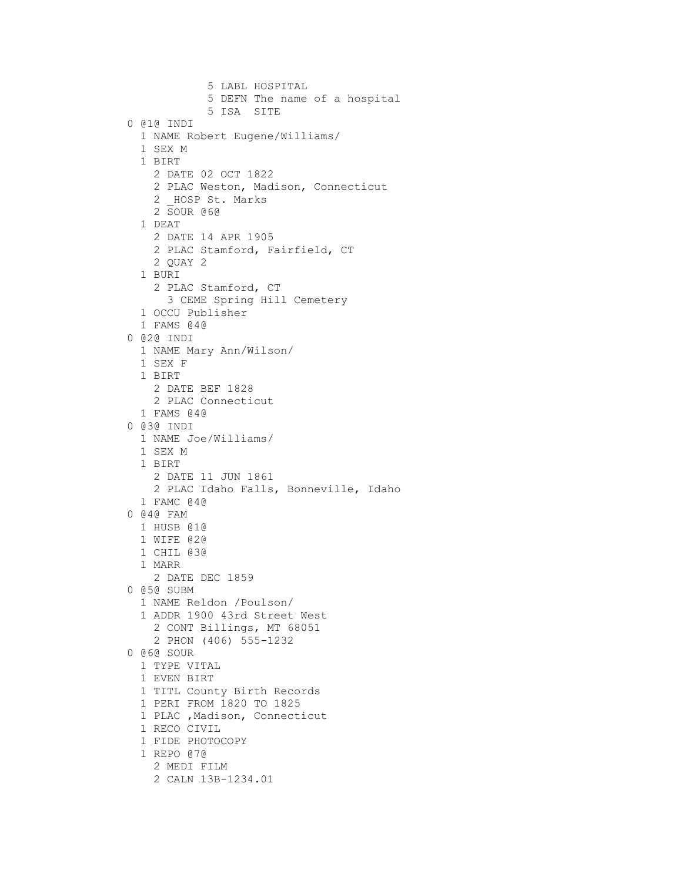```
            5 LABL HOSPITAL
            5 DEFN The name of a hospital
            5 ISA  SITE
0 @1@ INDI
  1 NAME Robert Eugene/Williams/
  1 SEX M
  1 BIRT
    2 DATE 02 OCT 1822
    2 PLAC Weston, Madison, Connecticut
    2 _HOSP St. Marks
    2 SOUR @6@
  1 DEAT
    2 DATE 14 APR 1905
    2 PLAC Stamford, Fairfield, CT
    2 QUAY 2
  1 BURI
    2 PLAC Stamford, CT
      3 CEME Spring Hill Cemetery
  1 OCCU Publisher
  1 FAMS @4@
0 @2@ INDI
  1 NAME Mary Ann/Wilson/
  1 SEX F
  1 BIRT
    2 DATE BEF 1828
    2 PLAC Connecticut
  1 FAMS @4@
0 @3@ INDI
  1 NAME Joe/Williams/
  1 SEX M
  1 BIRT
    2 DATE 11 JUN 1861
    2 PLAC Idaho Falls, Bonneville, Idaho
  1 FAMC @4@
0 @4@ FAM
  1 HUSB @1@
  1 WIFE @2@
  1 CHIL @3@
  1 MARR
    2 DATE DEC 1859
0 @5@ SUBM
  1 NAME Reldon /Poulson/
  1 ADDR 1900 43rd Street West
    2 CONT Billings, MT 68051
    2 PHON (406) 555-1232
0 @6@ SOUR
  1 TYPE VITAL
  1 EVEN BIRT
  1 TITL County Birth Records
  1 PERI FROM 1820 TO 1825
  1 PLAC ,Madison, Connecticut
  1 RECO CIVIL
  1 FIDE PHOTOCOPY
  1 REPO @7@
    2 MEDI FILM
    2 CALN 13B-1234.01
```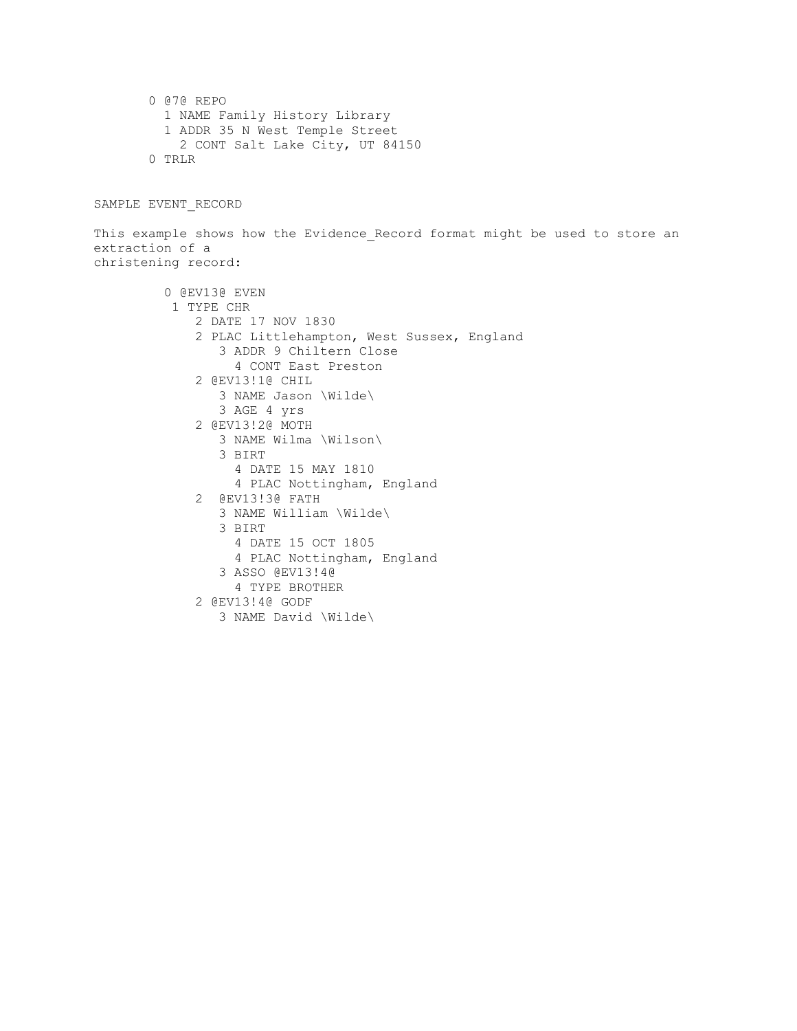```
0 @7@ REPO
  1 NAME Family History Library
  1 ADDR 35 N West Temple Street
    2 CONT Salt Lake City, UT 84150
0 TRLR
```

SAMPLE EVENT_RECORD

This example shows how the Evidence_Record format might be used to store an extraction of a
christening record:

```
0 @EV13@ EVEN
 1 TYPE CHR
    2 DATE 17 NOV 1830
    2 PLAC Littlehampton, West Sussex, England
       3 ADDR 9 Chiltern Close
         4 CONT East Preston
    2 @EV13!1@ CHIL
       3 NAME Jason \Wilde\
       3 AGE 4 yrs
    2 @EV13!2@ MOTH
       3 NAME Wilma \Wilson\
       3 BIRT
         4 DATE 15 MAY 1810
         4 PLAC Nottingham, England
    2  @EV13!3@ FATH
       3 NAME William \Wilde\
       3 BIRT
         4 DATE 15 OCT 1805
         4 PLAC Nottingham, England
       3 ASSO @EV13!4@
         4 TYPE BROTHER
    2 @EV13!4@ GODF
       3 NAME David \Wilde\
```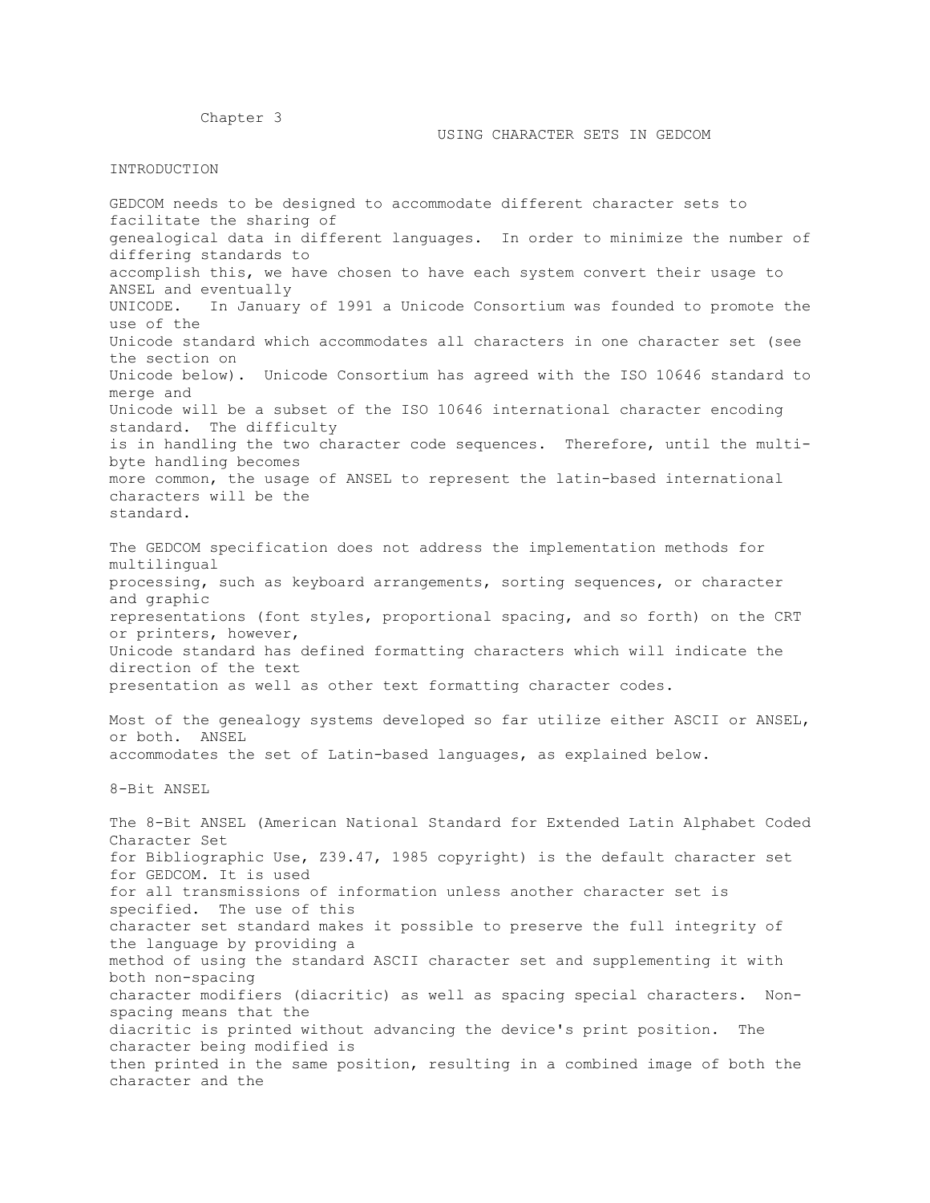Chapter 3

# USING CHARACTER SETS IN GEDCOM

## INTRODUCTION

GEDCOM needs to be designed to accommodate different character sets to facilitate the sharing of genealogical data in different languages. In order to minimize the number of differing standards to accomplish this, we have chosen to have each system convert their usage to ANSEL and eventually UNICODE. In January of 1991 a Unicode Consortium was founded to promote the use of the Unicode standard which accommodates all characters in one character set (see the section on Unicode below). Unicode Consortium has agreed with the ISO 10646 standard to merge and Unicode will be a subset of the ISO 10646 international character encoding standard. The difficulty is in handling the two character code sequences. Therefore, until the multi-byte handling becomes more common, the usage of ANSEL to represent the latin-based international characters will be the standard.

The GEDCOM specification does not address the implementation methods for multilingual processing, such as keyboard arrangements, sorting sequences, or character and graphic representations (font styles, proportional spacing, and so forth) on the CRT or printers, however, Unicode standard has defined formatting characters which will indicate the direction of the text presentation as well as other text formatting character codes.

Most of the genealogy systems developed so far utilize either ASCII or ANSEL, or both. ANSEL accommodates the set of Latin-based languages, as explained below.

## 8-Bit ANSEL

The 8-Bit ANSEL (American National Standard for Extended Latin Alphabet Coded Character Set for Bibliographic Use, Z39.47, 1985 copyright) is the default character set for GEDCOM. It is used for all transmissions of information unless another character set is specified. The use of this character set standard makes it possible to preserve the full integrity of the language by providing a method of using the standard ASCII character set and supplementing it with both non-spacing character modifiers (diacritic) as well as spacing special characters. Non-spacing means that the diacritic is printed without advancing the device's print position. The character being modified is then printed in the same position, resulting in a combined image of both the character and the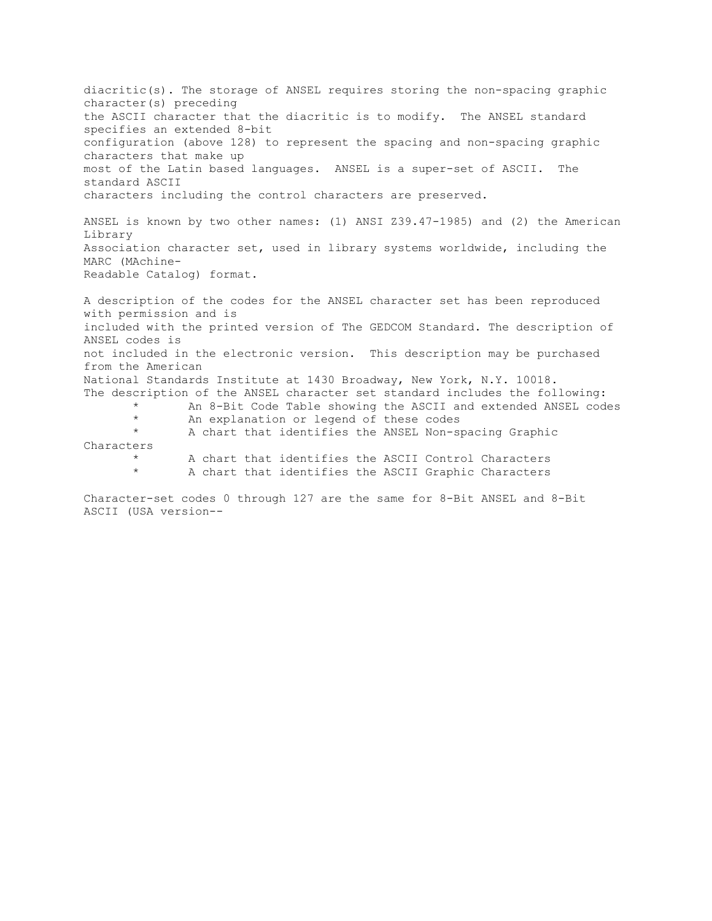diacritic(s). The storage of ANSEL requires storing the non-spacing graphic character(s) preceding the ASCII character that the diacritic is to modify. The ANSEL standard specifies an extended 8-bit configuration (above 128) to represent the spacing and non-spacing graphic characters that make up most of the Latin based languages. ANSEL is a super-set of ASCII. The standard ASCII characters including the control characters are preserved.

ANSEL is known by two other names: (1) ANSI Z39.47-1985) and (2) the American Library Association character set, used in library systems worldwide, including the MARC (MAchine-Readable Catalog) format.

A description of the codes for the ANSEL character set has been reproduced with permission and is included with the printed version of The GEDCOM Standard. The description of ANSEL codes is not included in the electronic version. This description may be purchased from the American National Standards Institute at 1430 Broadway, New York, N.Y. 10018.
The description of the ANSEL character set standard includes the following:

* An 8-Bit Code Table showing the ASCII and extended ANSEL codes
* An explanation or legend of these codes
* A chart that identifies the ANSEL Non-spacing Graphic Characters
* A chart that identifies the ASCII Control Characters
* A chart that identifies the ASCII Graphic Characters

Character-set codes 0 through 127 are the same for 8-Bit ANSEL and 8-Bit ASCII (USA version--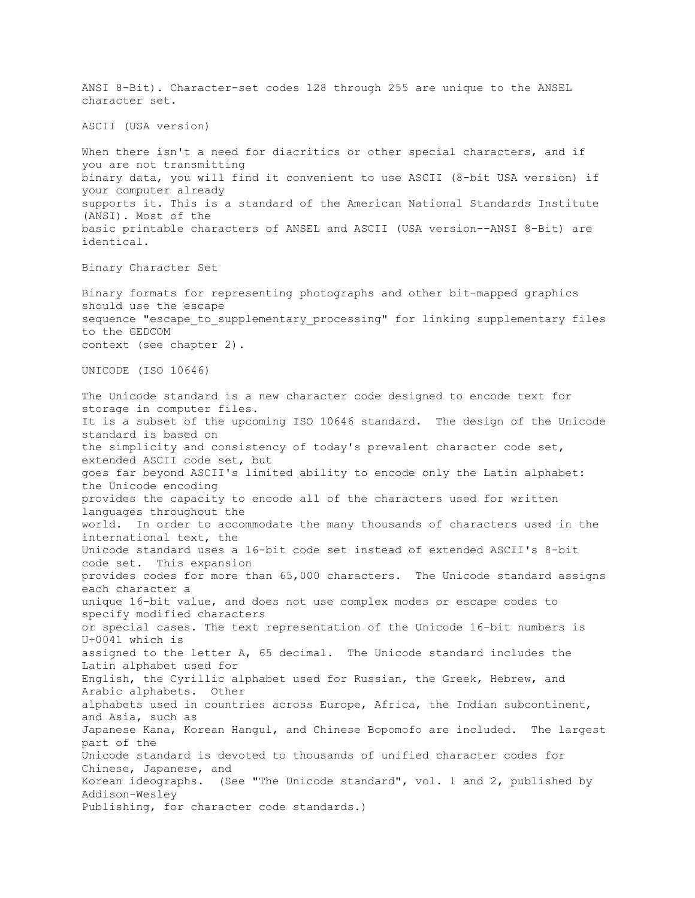ANSI 8-Bit). Character-set codes 128 through 255 are unique to the ANSEL character set.

### ASCII (USA version)

When there isn't a need for diacritics or other special characters, and if you are not transmitting binary data, you will find it convenient to use ASCII (8-bit USA version) if your computer already supports it. This is a standard of the American National Standards Institute (ANSI). Most of the basic printable characters of ANSEL and ASCII (USA version--ANSI 8-Bit) are identical.

### Binary Character Set

Binary formats for representing photographs and other bit-mapped graphics should use the escape sequence "escape_to_supplementary_processing" for linking supplementary files to the GEDCOM context (see chapter 2).

### UNICODE (ISO 10646)

The Unicode standard is a new character code designed to encode text for storage in computer files. It is a subset of the upcoming ISO 10646 standard. The design of the Unicode standard is based on the simplicity and consistency of today's prevalent character code set, extended ASCII code set, but goes far beyond ASCII's limited ability to encode only the Latin alphabet: the Unicode encoding provides the capacity to encode all of the characters used for written languages throughout the world. In order to accommodate the many thousands of characters used in the international text, the Unicode standard uses a 16-bit code set instead of extended ASCII's 8-bit code set. This expansion provides codes for more than 65,000 characters. The Unicode standard assigns each character a unique 16-bit value, and does not use complex modes or escape codes to specify modified characters or special cases. The text representation of the Unicode 16-bit numbers is U+0041 which is assigned to the letter A, 65 decimal. The Unicode standard includes the Latin alphabet used for English, the Cyrillic alphabet used for Russian, the Greek, Hebrew, and Arabic alphabets. Other alphabets used in countries across Europe, Africa, the Indian subcontinent, and Asia, such as Japanese Kana, Korean Hangul, and Chinese Bopomofo are included. The largest part of the Unicode standard is devoted to thousands of unified character codes for Chinese, Japanese, and Korean ideographs. (See "The Unicode standard", vol. 1 and 2, published by Addison-Wesley Publishing, for character code standards.)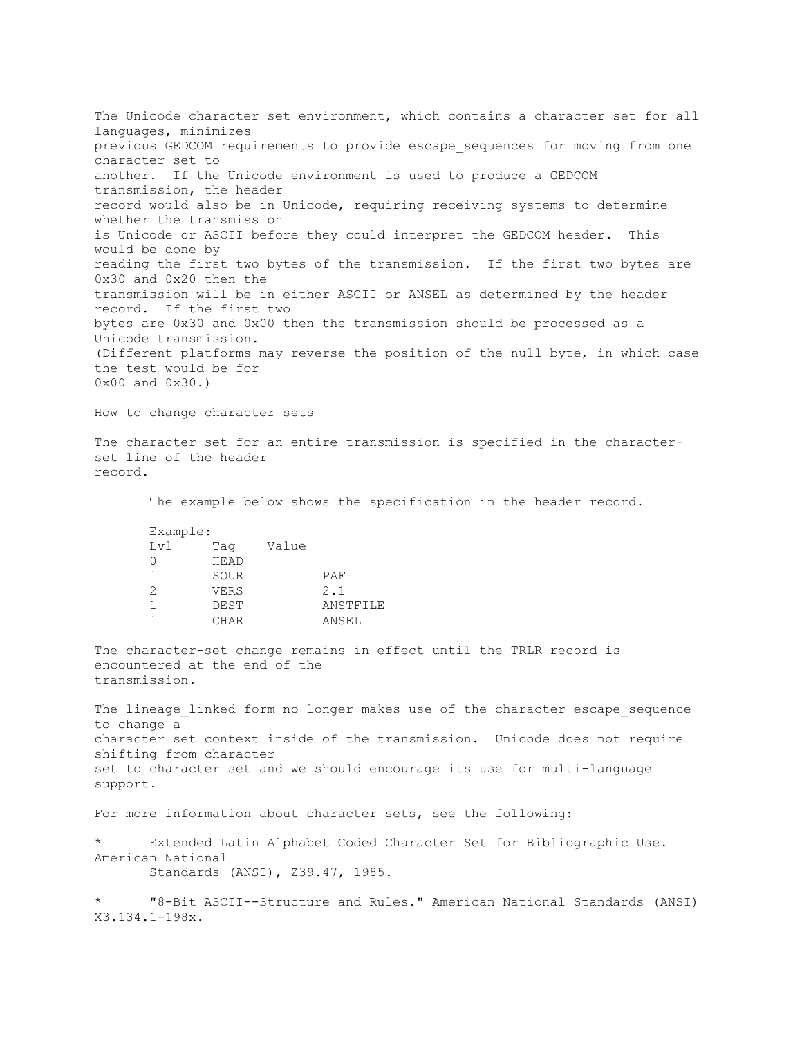The Unicode character set environment, which contains a character set for all languages, minimizes previous GEDCOM requirements to provide escape_sequences for moving from one character set to another. If the Unicode environment is used to produce a GEDCOM transmission, the header record would also be in Unicode, requiring receiving systems to determine whether the transmission is Unicode or ASCII before they could interpret the GEDCOM header. This would be done by reading the first two bytes of the transmission. If the first two bytes are 0x30 and 0x20 then the transmission will be in either ASCII or ANSEL as determined by the header record. If the first two bytes are 0x30 and 0x00 then the transmission should be processed as a Unicode transmission. (Different platforms may reverse the position of the null byte, in which case the test would be for 0x00 and 0x30.)

How to change character sets

The character set for an entire transmission is specified in the character-set line of the header record.

The example below shows the specification in the header record.

Example:

| Lvl | Tag | Value |
|---|---|---|
| 0 | HEAD | |
| 1 | SOUR | PAF |
| 2 | VERS | 2.1 |
| 1 | DEST | ANSTFILE |
| 1 | CHAR | ANSEL |

The character-set change remains in effect until the TRLR record is encountered at the end of the transmission.

The lineage_linked form no longer makes use of the character escape_sequence to change a character set context inside of the transmission. Unicode does not require shifting from character set to character set and we should encourage its use for multi-language support.

For more information about character sets, see the following:

* Extended Latin Alphabet Coded Character Set for Bibliographic Use. American National Standards (ANSI), Z39.47, 1985.

* "8-Bit ASCII--Structure and Rules." American National Standards (ANSI) X3.134.1-198x.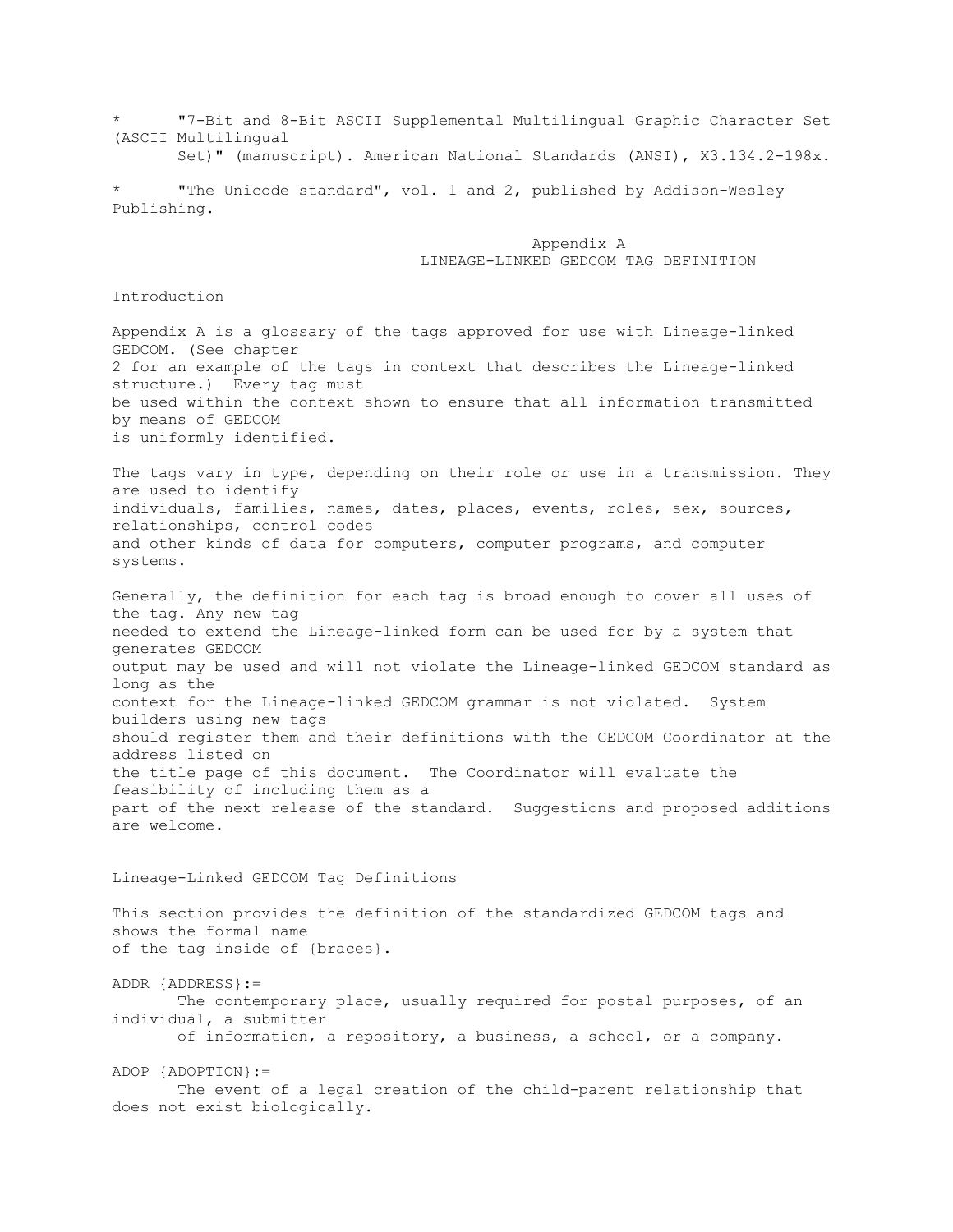* "7-Bit and 8-Bit ASCII Supplemental Multilingual Graphic Character Set (ASCII Multilingual Set)" (manuscript). American National Standards (ANSI), X3.134.2-198x.

* "The Unicode standard", vol. 1 and 2, published by Addison-Wesley Publishing.

# Appendix A
# LINEAGE-LINKED GEDCOM TAG DEFINITION

## Introduction

Appendix A is a glossary of the tags approved for use with Lineage-linked GEDCOM. (See chapter 2 for an example of the tags in context that describes the Lineage-linked structure.) Every tag must be used within the context shown to ensure that all information transmitted by means of GEDCOM is uniformly identified.

The tags vary in type, depending on their role or use in a transmission. They are used to identify individuals, families, names, dates, places, events, roles, sex, sources, relationships, control codes and other kinds of data for computers, computer programs, and computer systems.

Generally, the definition for each tag is broad enough to cover all uses of the tag. Any new tag needed to extend the Lineage-linked form can be used for by a system that generates GEDCOM output may be used and will not violate the Lineage-linked GEDCOM standard as long as the context for the Lineage-linked GEDCOM grammar is not violated. System builders using new tags should register them and their definitions with the GEDCOM Coordinator at the address listed on the title page of this document. The Coordinator will evaluate the feasibility of including them as a part of the next release of the standard. Suggestions and proposed additions are welcome.

## Lineage-Linked GEDCOM Tag Definitions

This section provides the definition of the standardized GEDCOM tags and shows the formal name of the tag inside of {braces}.

ADDR {ADDRESS}:=
The contemporary place, usually required for postal purposes, of an individual, a submitter of information, a repository, a business, a school, or a company.

ADOP {ADOPTION}:=
The event of a legal creation of the child-parent relationship that does not exist biologically.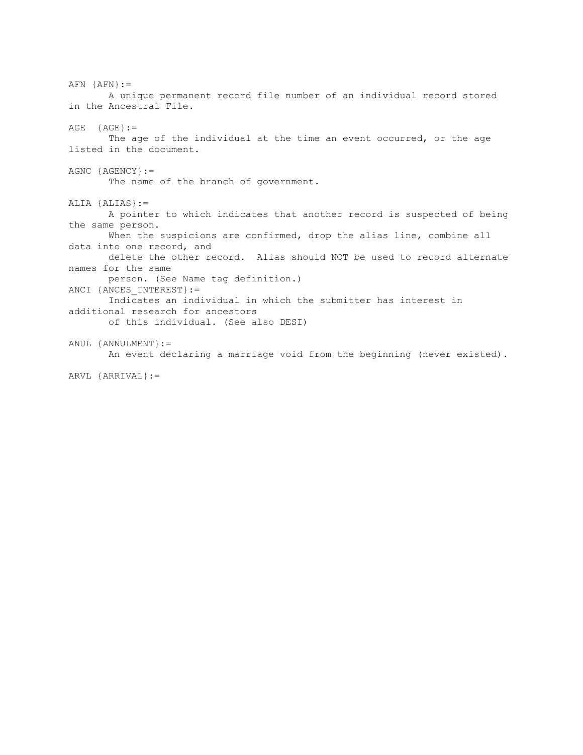AFN {AFN}:=
A unique permanent record file number of an individual record stored in the Ancestral File.

AGE {AGE}:=
The age of the individual at the time an event occurred, or the age listed in the document.

AGNC {AGENCY}:=
The name of the branch of government.

ALIA {ALIAS}:=
A pointer to which indicates that another record is suspected of being the same person.
When the suspicions are confirmed, drop the alias line, combine all data into one record, and
delete the other record. Alias should NOT be used to record alternate names for the same
person. (See Name tag definition.)

ANCI {ANCES_INTEREST}:=
Indicates an individual in which the submitter has interest in additional research for ancestors
of this individual. (See also DESI)

ANUL {ANNULMENT}:=
An event declaring a marriage void from the beginning (never existed).

ARVL {ARRIVAL}:=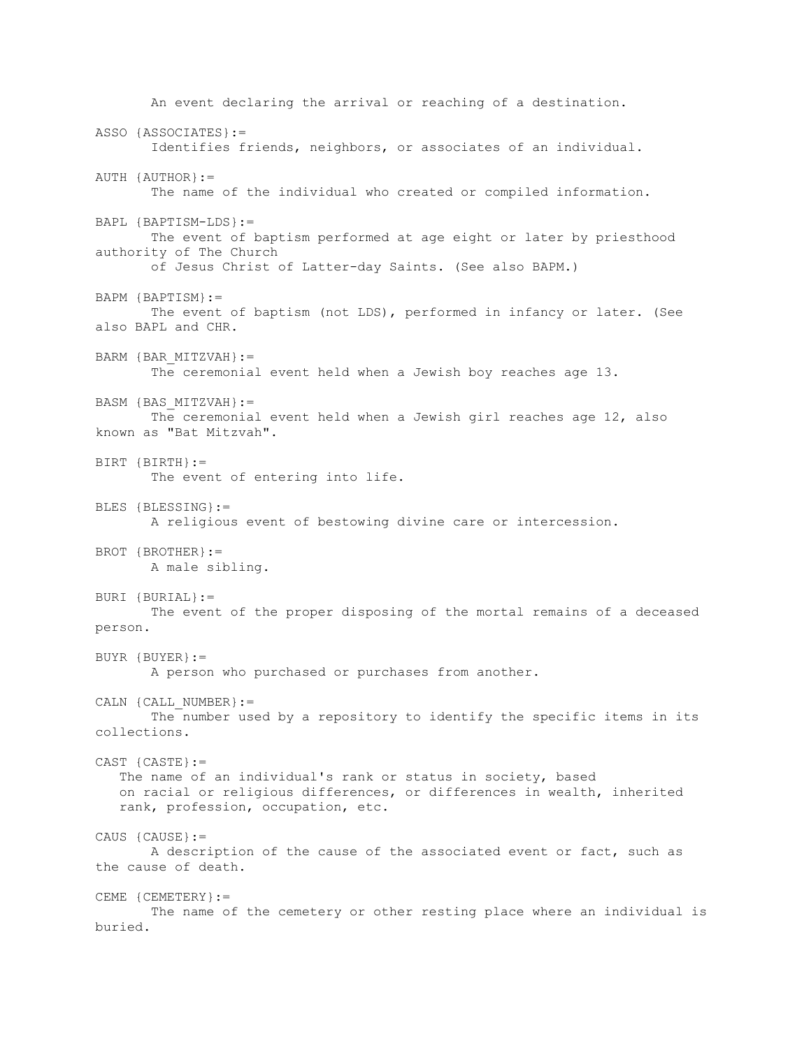An event declaring the arrival or reaching of a destination.

ASSO {ASSOCIATES}:=
Identifies friends, neighbors, or associates of an individual.

AUTH {AUTHOR}:=
The name of the individual who created or compiled information.

BAPL {BAPTISM-LDS}:=
The event of baptism performed at age eight or later by priesthood authority of The Church of Jesus Christ of Latter-day Saints. (See also BAPM.)

BAPM {BAPTISM}:=
The event of baptism (not LDS), performed in infancy or later. (See also BAPL and CHR.

BARM {BAR_MITZVAH}:=
The ceremonial event held when a Jewish boy reaches age 13.

BASM {BAS_MITZVAH}:=
The ceremonial event held when a Jewish girl reaches age 12, also known as "Bat Mitzvah".

BIRT {BIRTH}:=
The event of entering into life.

BLES {BLESSING}:=
A religious event of bestowing divine care or intercession.

BROT {BROTHER}:=
A male sibling.

BURI {BURIAL}:=
The event of the proper disposing of the mortal remains of a deceased person.

BUYR {BUYER}:=
A person who purchased or purchases from another.

CALN {CALL_NUMBER}:=
The number used by a repository to identify the specific items in its collections.

CAST {CASTE}:=
The name of an individual's rank or status in society, based on racial or religious differences, or differences in wealth, inherited rank, profession, occupation, etc.

CAUS {CAUSE}:=
A description of the cause of the associated event or fact, such as the cause of death.

CEME {CEMETERY}:=
The name of the cemetery or other resting place where an individual is buried.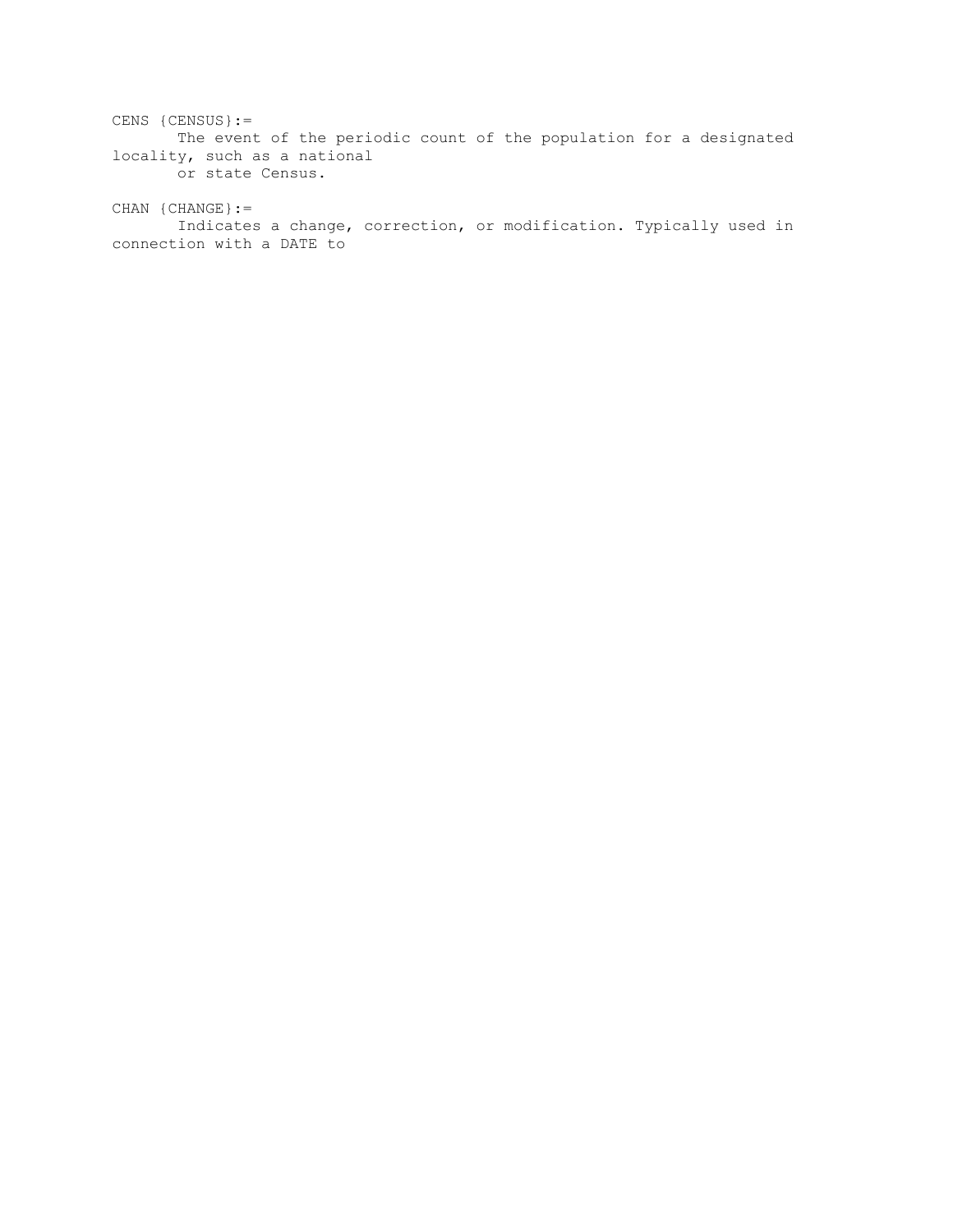CENS {CENSUS}:=
The event of the periodic count of the population for a designated locality, such as a national or state Census.

CHAN {CHANGE}:=
Indicates a change, correction, or modification. Typically used in connection with a DATE to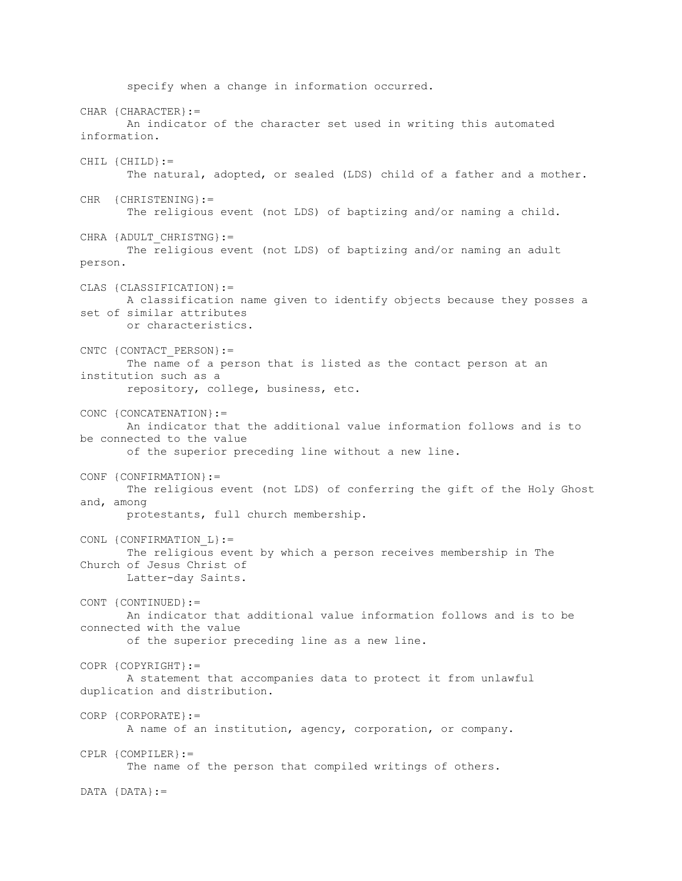specify when a change in information occurred.

CHAR {CHARACTER}:=
An indicator of the character set used in writing this automated information.

CHIL {CHILD}:=
The natural, adopted, or sealed (LDS) child of a father and a mother.

CHR {CHRISTENING}:=
The religious event (not LDS) of baptizing and/or naming a child.

CHRA {ADULT_CHRISTNG}:=
The religious event (not LDS) of baptizing and/or naming an adult person.

CLAS {CLASSIFICATION}:=
A classification name given to identify objects because they posses a set of similar attributes or characteristics.

CNTC {CONTACT_PERSON}:=
The name of a person that is listed as the contact person at an institution such as a repository, college, business, etc.

CONC {CONCATENATION}:=
An indicator that the additional value information follows and is to be connected to the value of the superior preceding line without a new line.

CONF {CONFIRMATION}:=
The religious event (not LDS) of conferring the gift of the Holy Ghost and, among protestants, full church membership.

CONL {CONFIRMATION_L}:=
The religious event by which a person receives membership in The Church of Jesus Christ of Latter-day Saints.

CONT {CONTINUED}:=
An indicator that additional value information follows and is to be connected with the value of the superior preceding line as a new line.

COPR {COPYRIGHT}:=
A statement that accompanies data to protect it from unlawful duplication and distribution.

CORP {CORPORATE}:=
A name of an institution, agency, corporation, or company.

CPLR {COMPILER}:=
The name of the person that compiled writings of others.

DATA {DATA}:=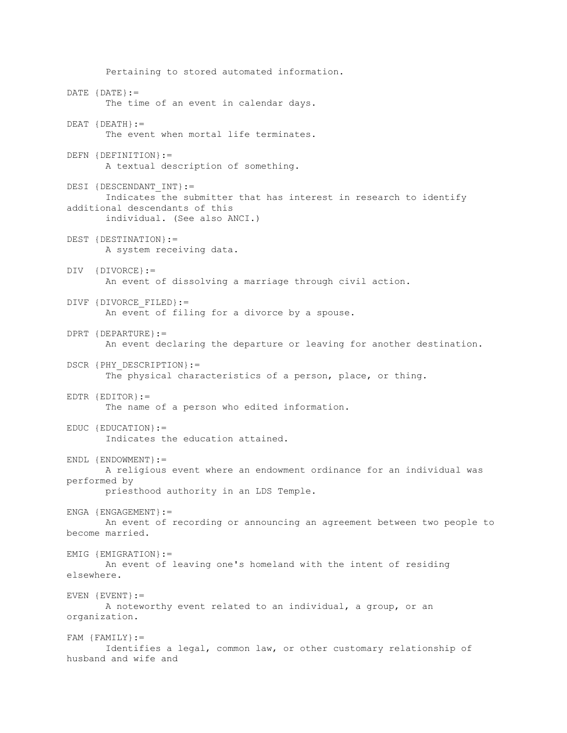Pertaining to stored automated information.

DATE {DATE}:=
The time of an event in calendar days.

DEAT {DEATH}:=
The event when mortal life terminates.

DEFN {DEFINITION}:=
A textual description of something.

DESI {DESCENDANT_INT}:=
Indicates the submitter that has interest in research to identify additional descendants of this individual. (See also ANCI.)

DEST {DESTINATION}:=
A system receiving data.

DIV {DIVORCE}:=
An event of dissolving a marriage through civil action.

DIVF {DIVORCE_FILED}:=
An event of filing for a divorce by a spouse.

DPRT {DEPARTURE}:=
An event declaring the departure or leaving for another destination.

DSCR {PHY_DESCRIPTION}:=
The physical characteristics of a person, place, or thing.

EDTR {EDITOR}:=
The name of a person who edited information.

EDUC {EDUCATION}:=
Indicates the education attained.

ENDL {ENDOWMENT}:=
A religious event where an endowment ordinance for an individual was performed by priesthood authority in an LDS Temple.

ENGA {ENGAGEMENT}:=
An event of recording or announcing an agreement between two people to become married.

EMIG {EMIGRATION}:=
An event of leaving one's homeland with the intent of residing elsewhere.

EVEN {EVENT}:=
A noteworthy event related to an individual, a group, or an organization.

FAM {FAMILY}:=
Identifies a legal, common law, or other customary relationship of husband and wife and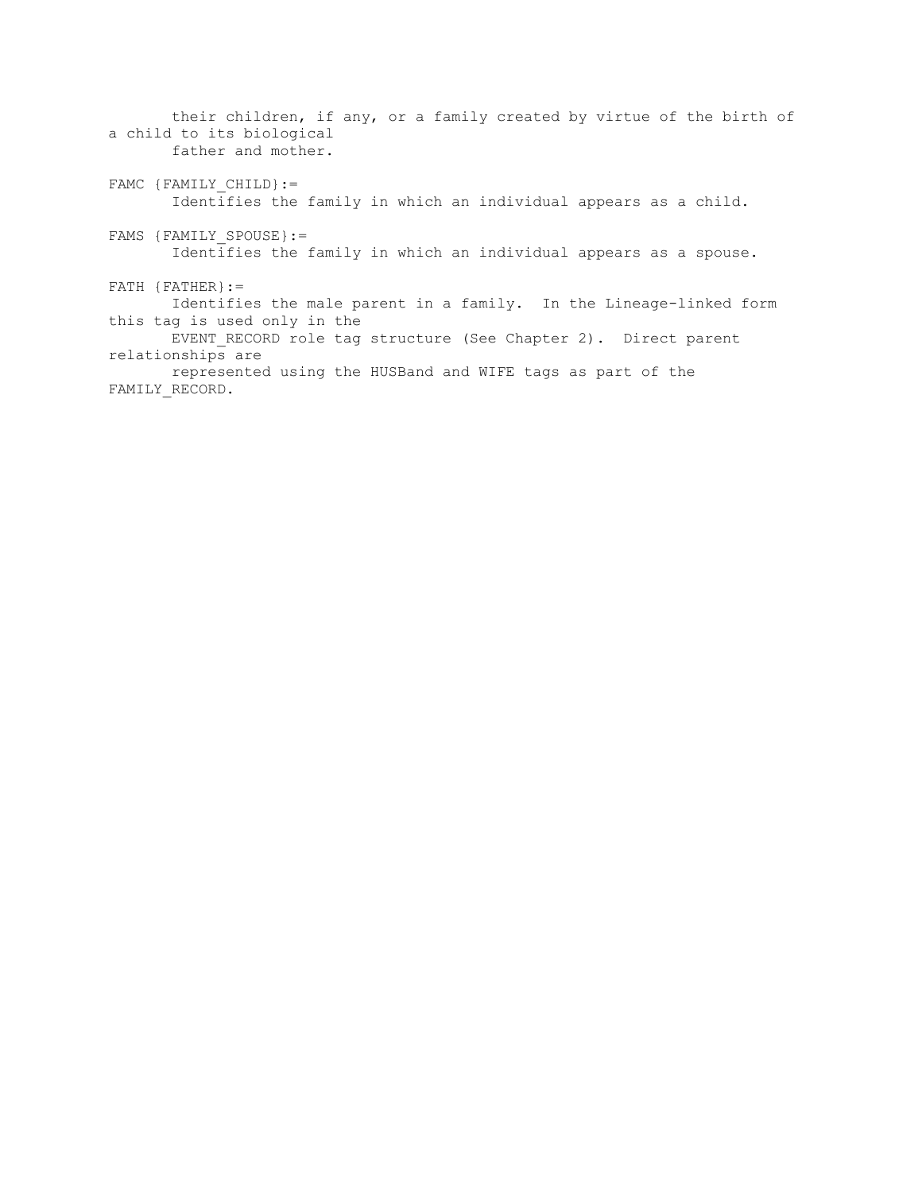their children, if any, or a family created by virtue of the birth of a child to its biological father and mother.

FAMC {FAMILY_CHILD}:=
Identifies the family in which an individual appears as a child.

FAMS {FAMILY_SPOUSE}:=
Identifies the family in which an individual appears as a spouse.

FATH {FATHER}:=
Identifies the male parent in a family. In the Lineage-linked form this tag is used only in the EVENT_RECORD role tag structure (See Chapter 2). Direct parent relationships are represented using the HUSBand and WIFE tags as part of the FAMILY_RECORD.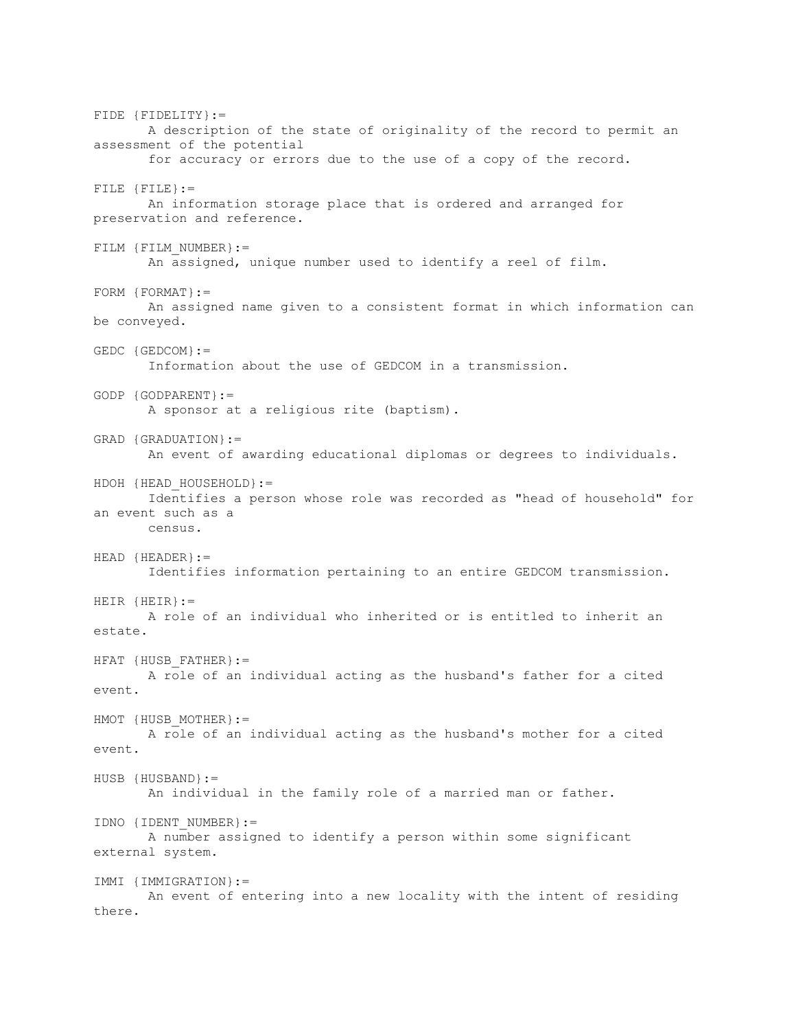FIDE {FIDELITY}:=
A description of the state of originality of the record to permit an assessment of the potential for accuracy or errors due to the use of a copy of the record.

FILE {FILE}:=
An information storage place that is ordered and arranged for preservation and reference.

FILM {FILM_NUMBER}:=
An assigned, unique number used to identify a reel of film.

FORM {FORMAT}:=
An assigned name given to a consistent format in which information can be conveyed.

GEDC {GEDCOM}:=
Information about the use of GEDCOM in a transmission.

GODP {GODPARENT}:=
A sponsor at a religious rite (baptism).

GRAD {GRADUATION}:=
An event of awarding educational diplomas or degrees to individuals.

HDOH {HEAD_HOUSEHOLD}:=
Identifies a person whose role was recorded as "head of household" for an event such as a census.

HEAD {HEADER}:=
Identifies information pertaining to an entire GEDCOM transmission.

HEIR {HEIR}:=
A role of an individual who inherited or is entitled to inherit an estate.

HFAT {HUSB_FATHER}:=
A role of an individual acting as the husband's father for a cited event.

HMOT {HUSB_MOTHER}:=
A role of an individual acting as the husband's mother for a cited event.

HUSB {HUSBAND}:=
An individual in the family role of a married man or father.

IDNO {IDENT_NUMBER}:=
A number assigned to identify a person within some significant external system.

IMMI {IMMIGRATION}:=
An event of entering into a new locality with the intent of residing there.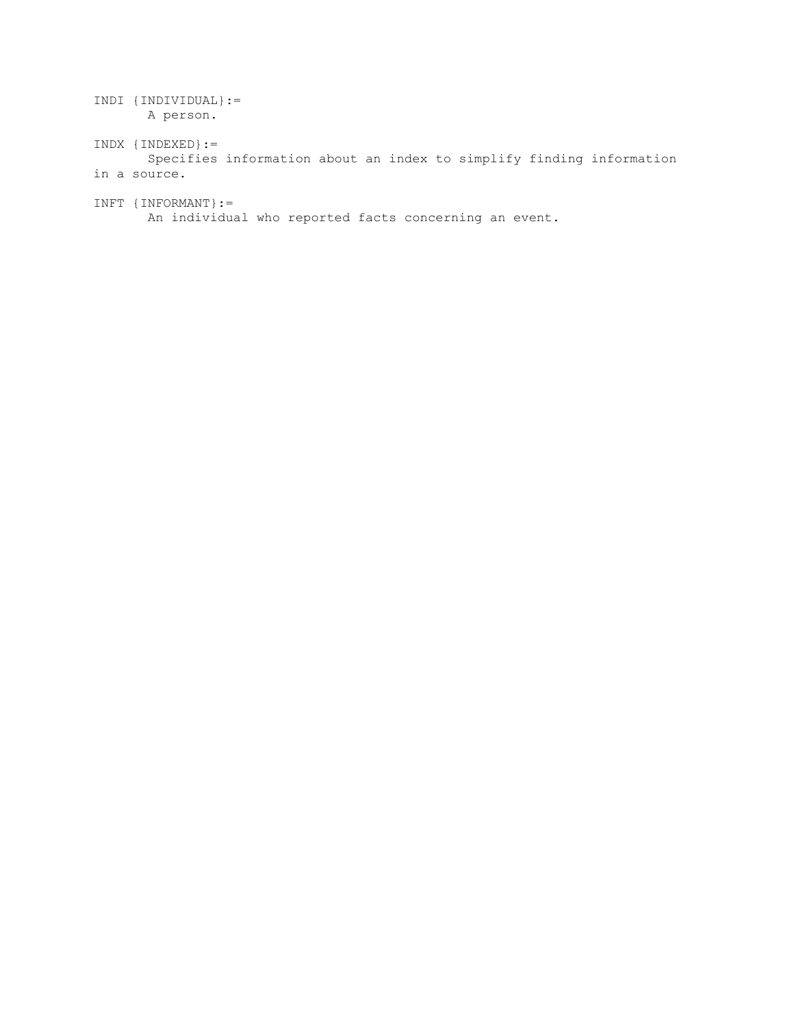INDI {INDIVIDUAL}:=
    A person.

INDX {INDEXED}:=
    Specifies information about an index to simplify finding information in a source.

INFT {INFORMANT}:=
    An individual who reported facts concerning an event.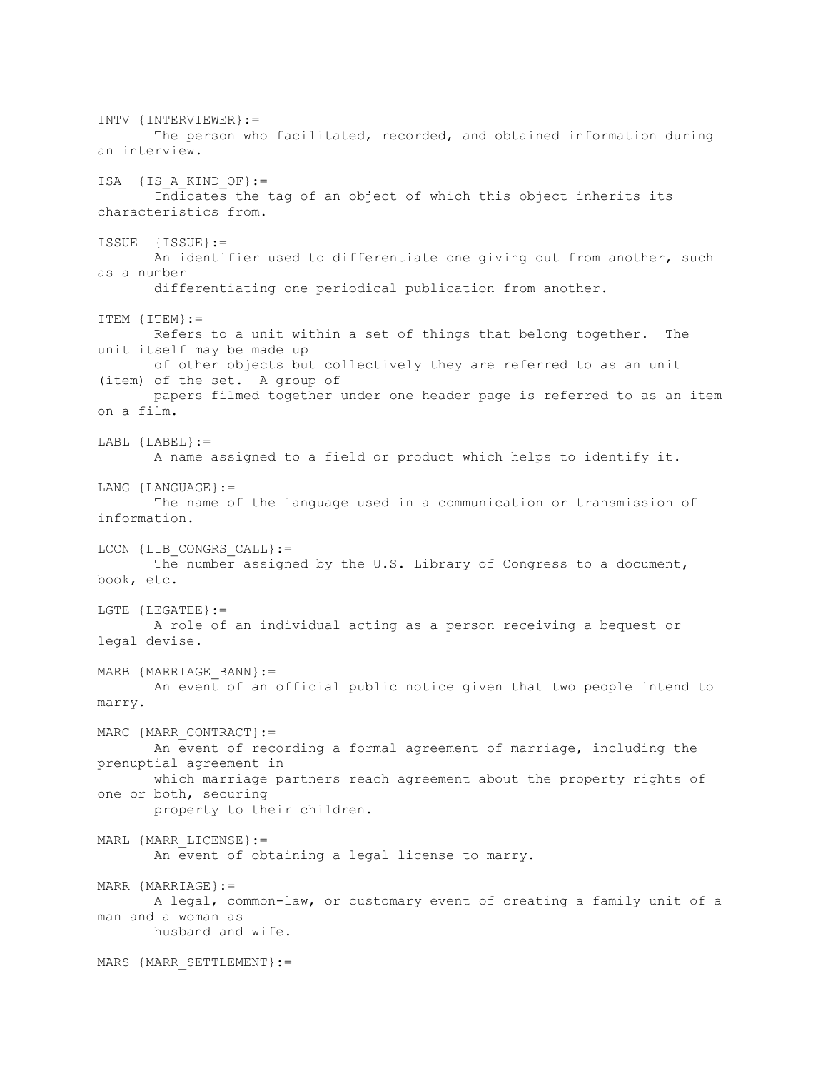INTV {INTERVIEWER}:=
The person who facilitated, recorded, and obtained information during an interview.

ISA {IS_A_KIND_OF}:=
Indicates the tag of an object of which this object inherits its characteristics from.

ISSUE {ISSUE}:=
An identifier used to differentiate one giving out from another, such as a number differentiating one periodical publication from another.

ITEM {ITEM}:=
Refers to a unit within a set of things that belong together. The unit itself may be made up of other objects but collectively they are referred to as an unit (item) of the set. A group of papers filmed together under one header page is referred to as an item on a film.

LABL {LABEL}:=
A name assigned to a field or product which helps to identify it.

LANG {LANGUAGE}:=
The name of the language used in a communication or transmission of information.

LCCN {LIB_CONGRS_CALL}:=
The number assigned by the U.S. Library of Congress to a document, book, etc.

LGTE {LEGATEE}:=
A role of an individual acting as a person receiving a bequest or legal devise.

MARB {MARRIAGE_BANN}:=
An event of an official public notice given that two people intend to marry.

MARC {MARR_CONTRACT}:=
An event of recording a formal agreement of marriage, including the prenuptial agreement in which marriage partners reach agreement about the property rights of one or both, securing property to their children.

MARL {MARR_LICENSE}:=
An event of obtaining a legal license to marry.

MARR {MARRIAGE}:=
A legal, common-law, or customary event of creating a family unit of a man and a woman as husband and wife.

MARS {MARR_SETTLEMENT}:=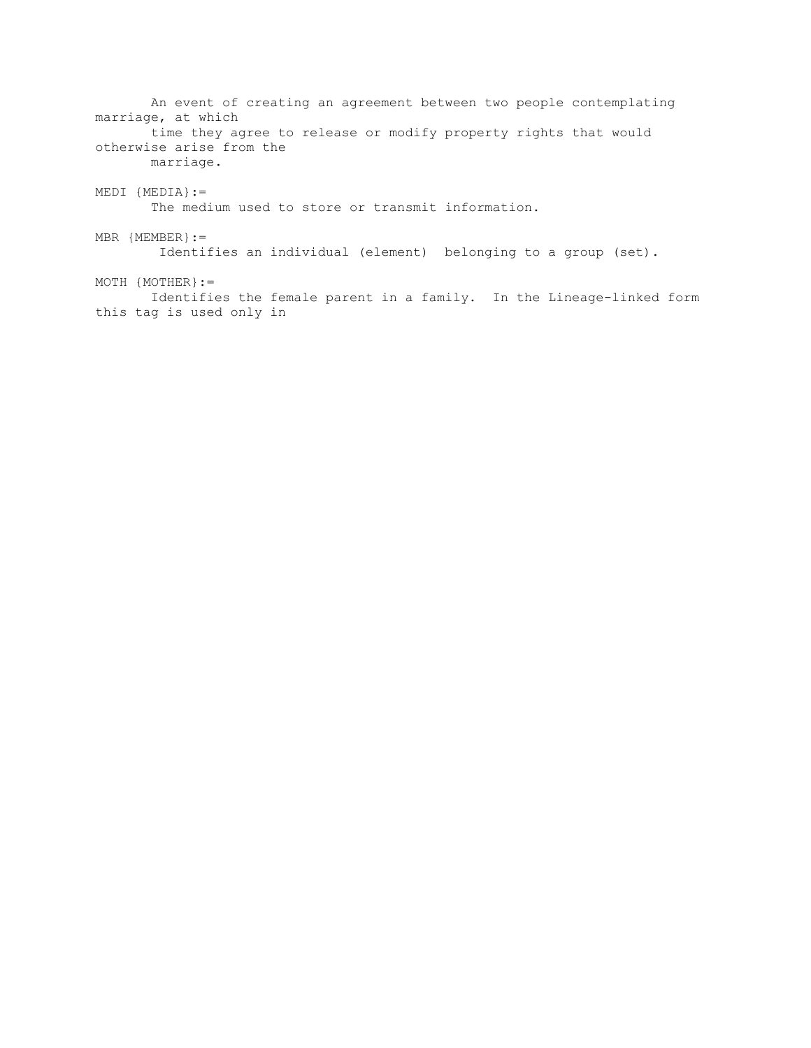An event of creating an agreement between two people contemplating marriage, at which time they agree to release or modify property rights that would otherwise arise from the marriage.

MEDI {MEDIA}:=

The medium used to store or transmit information.

MBR {MEMBER}:=

Identifies an individual (element) belonging to a group (set).

MOTH {MOTHER}:=

Identifies the female parent in a family. In the Lineage-linked form this tag is used only in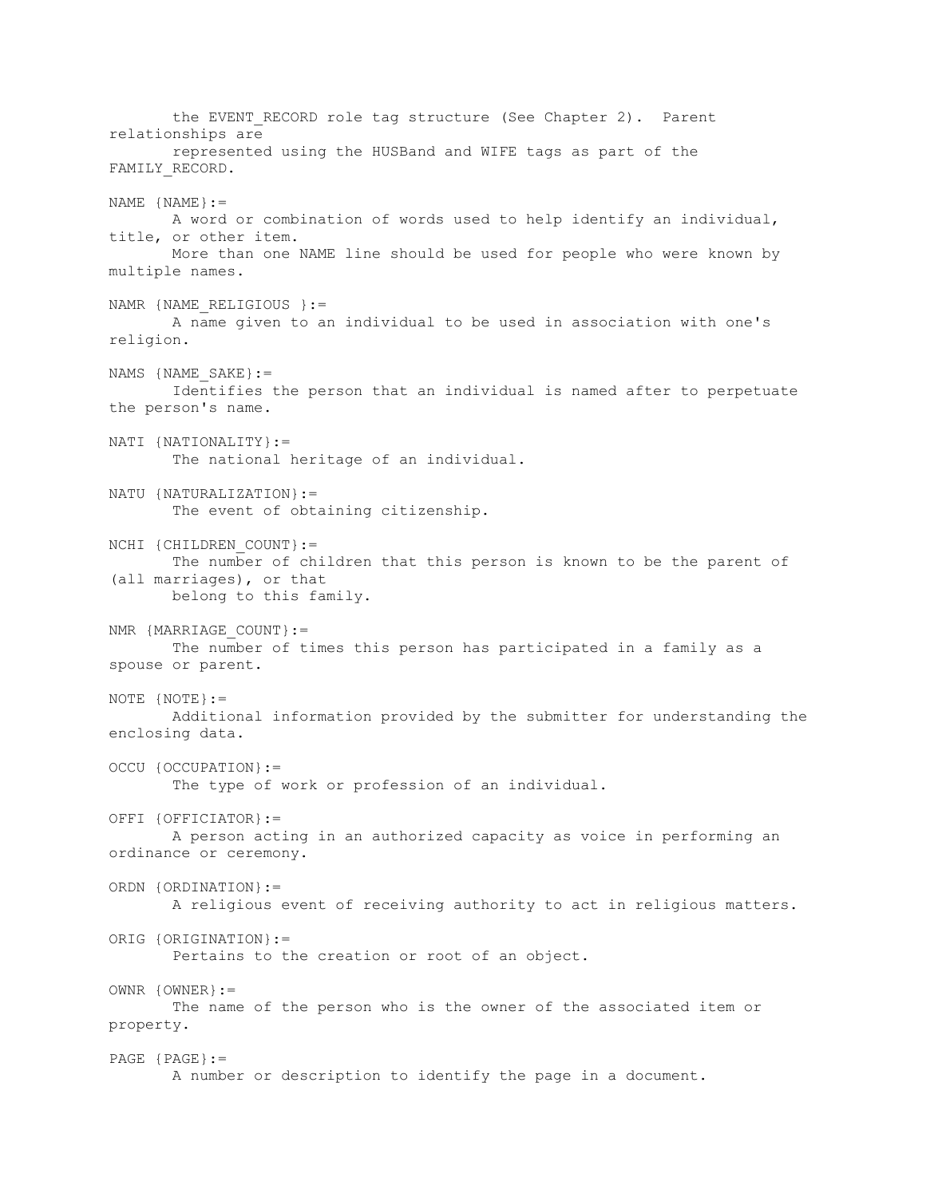the EVENT_RECORD role tag structure (See Chapter 2). Parent relationships are represented using the HUSBand and WIFE tags as part of the FAMILY_RECORD.

NAME {NAME}:=
A word or combination of words used to help identify an individual, title, or other item.
More than one NAME line should be used for people who were known by multiple names.

NAMR {NAME_RELIGIOUS }:=
A name given to an individual to be used in association with one's religion.

NAMS {NAME_SAKE}:=
Identifies the person that an individual is named after to perpetuate the person's name.

NATI {NATIONALITY}:=
The national heritage of an individual.

NATU {NATURALIZATION}:=
The event of obtaining citizenship.

NCHI {CHILDREN_COUNT}:=
The number of children that this person is known to be the parent of (all marriages), or that belong to this family.

NMR {MARRIAGE_COUNT}:=
The number of times this person has participated in a family as a spouse or parent.

NOTE {NOTE}:=
Additional information provided by the submitter for understanding the enclosing data.

OCCU {OCCUPATION}:=
The type of work or profession of an individual.

OFFI {OFFICIATOR}:=
A person acting in an authorized capacity as voice in performing an ordinance or ceremony.

ORDN {ORDINATION}:=
A religious event of receiving authority to act in religious matters.

ORIG {ORIGINATION}:=
Pertains to the creation or root of an object.

OWNR {OWNER}:=
The name of the person who is the owner of the associated item or property.

PAGE {PAGE}:=
A number or description to identify the page in a document.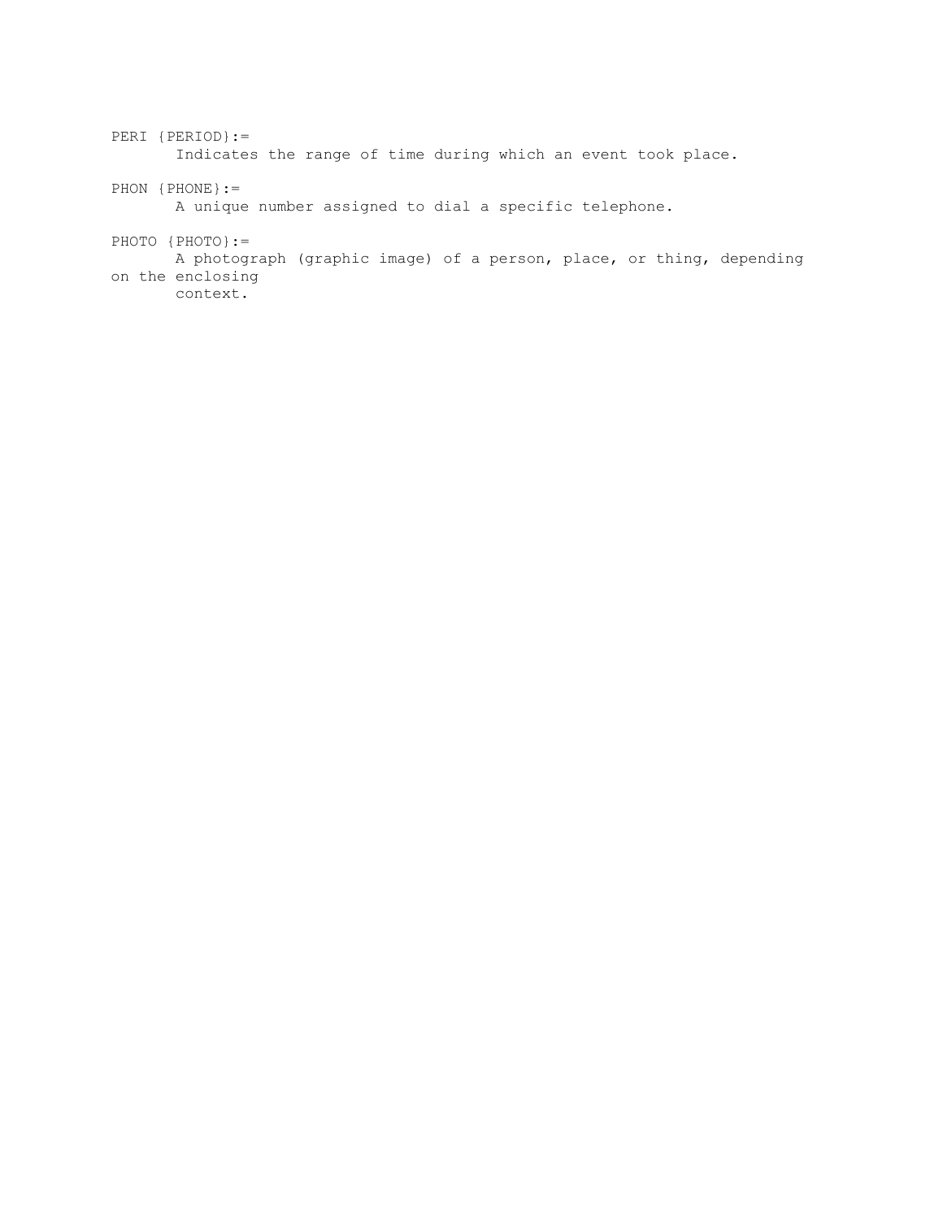PERI {PERIOD}:=
    Indicates the range of time during which an event took place.

PHON {PHONE}:=
    A unique number assigned to dial a specific telephone.

PHOTO {PHOTO}:=
    A photograph (graphic image) of a person, place, or thing, depending on the enclosing context.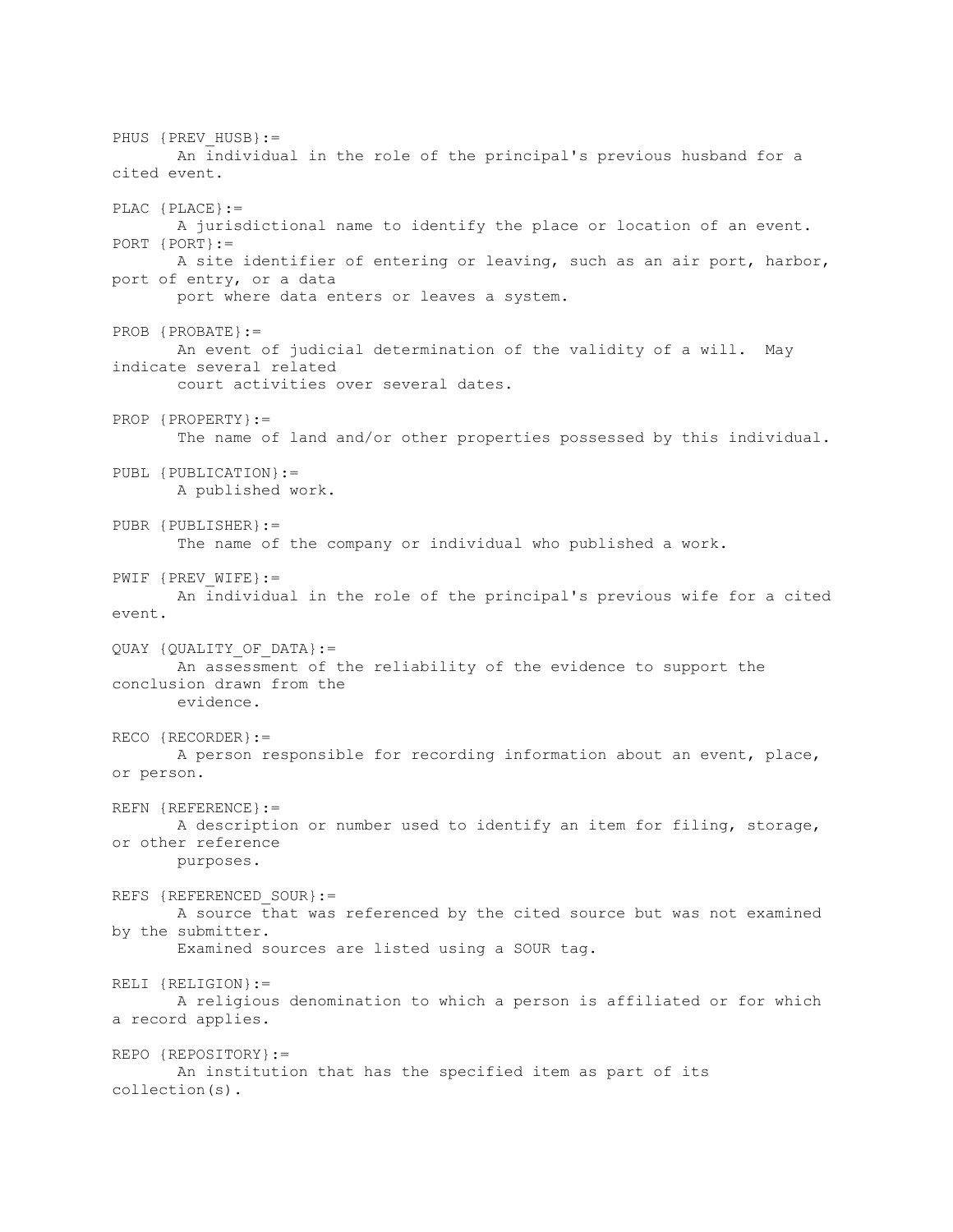PHUS {PREV_HUSB}:=
An individual in the role of the principal's previous husband for a cited event.

PLAC {PLACE}:=
A jurisdictional name to identify the place or location of an event.

PORT {PORT}:=
A site identifier of entering or leaving, such as an air port, harbor, port of entry, or a data port where data enters or leaves a system.

PROB {PROBATE}:=
An event of judicial determination of the validity of a will. May indicate several related court activities over several dates.

PROP {PROPERTY}:=
The name of land and/or other properties possessed by this individual.

PUBL {PUBLICATION}:=
A published work.

PUBR {PUBLISHER}:=
The name of the company or individual who published a work.

PWIF {PREV_WIFE}:=
An individual in the role of the principal's previous wife for a cited event.

QUAY {QUALITY_OF_DATA}:=
An assessment of the reliability of the evidence to support the conclusion drawn from the evidence.

RECO {RECORDER}:=
A person responsible for recording information about an event, place, or person.

REFN {REFERENCE}:=
A description or number used to identify an item for filing, storage, or other reference purposes.

REFS {REFERENCED_SOUR}:=
A source that was referenced by the cited source but was not examined by the submitter.
Examined sources are listed using a SOUR tag.

RELI {RELIGION}:=
A religious denomination to which a person is affiliated or for which a record applies.

REPO {REPOSITORY}:=
An institution that has the specified item as part of its collection(s).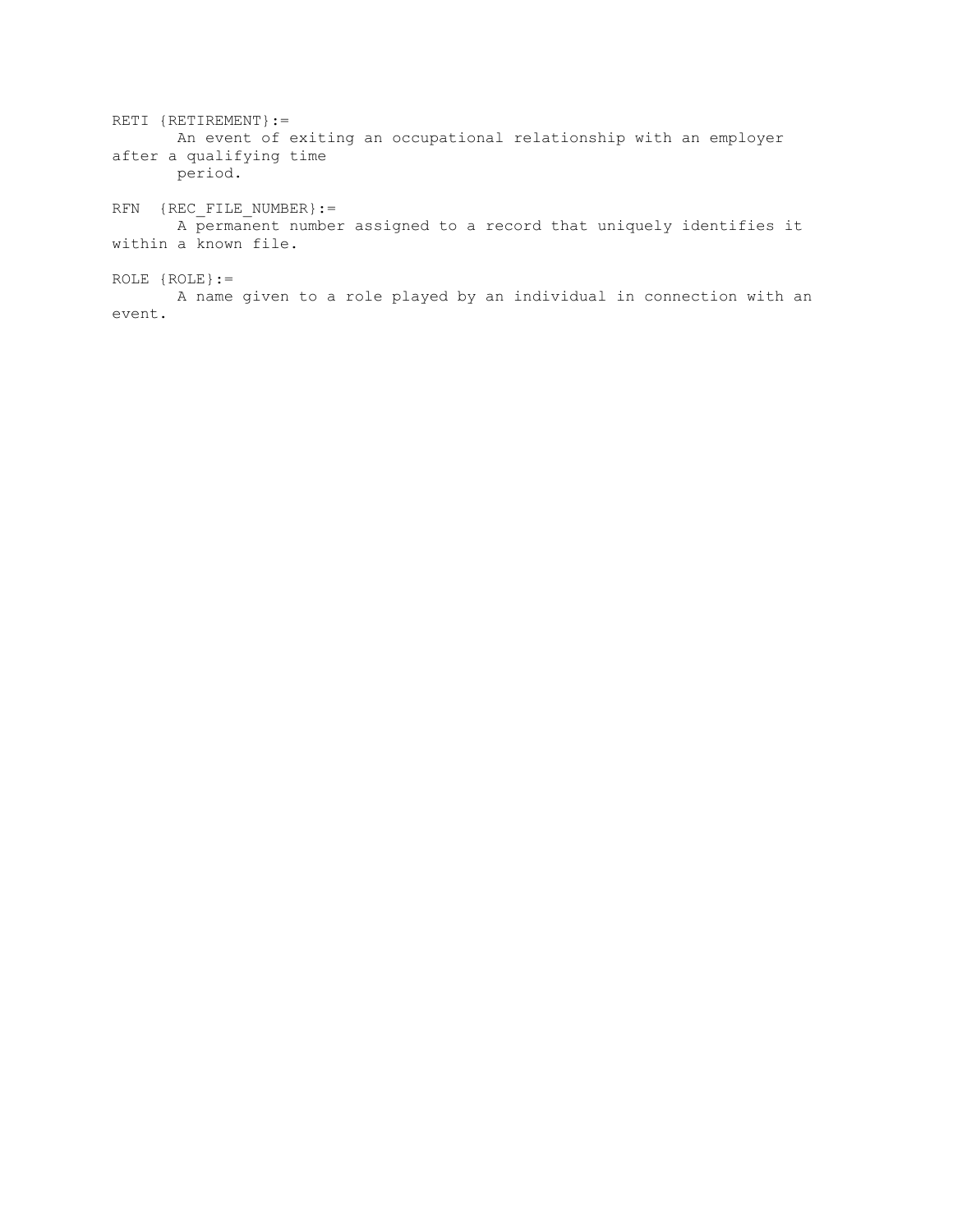RETI {RETIREMENT}:=
       An event of exiting an occupational relationship with an employer after a qualifying time period.

RFN  {REC_FILE_NUMBER}:=
       A permanent number assigned to a record that uniquely identifies it within a known file.

ROLE {ROLE}:=
       A name given to a role played by an individual in connection with an event.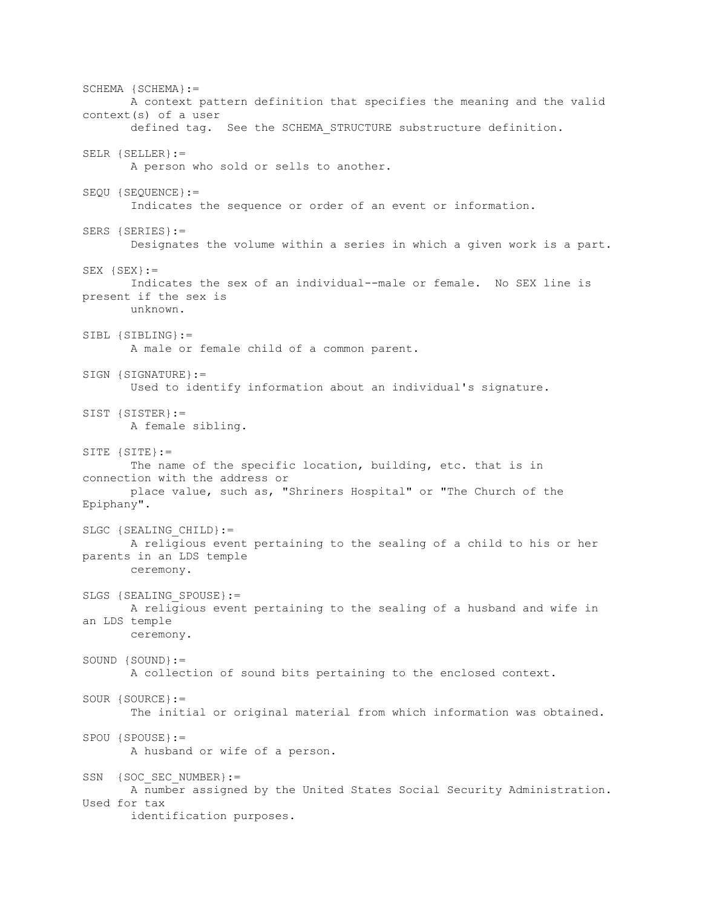SCHEMA {SCHEMA}:=
A context pattern definition that specifies the meaning and the valid context(s) of a user defined tag. See the SCHEMA_STRUCTURE substructure definition.

SELR {SELLER}:=
A person who sold or sells to another.

SEQU {SEQUENCE}:=
Indicates the sequence or order of an event or information.

SERS {SERIES}:=
Designates the volume within a series in which a given work is a part.

SEX {SEX}:=
Indicates the sex of an individual--male or female. No SEX line is present if the sex is unknown.

SIBL {SIBLING}:=
A male or female child of a common parent.

SIGN {SIGNATURE}:=
Used to identify information about an individual's signature.

SIST {SISTER}:=
A female sibling.

SITE {SITE}:=
The name of the specific location, building, etc. that is in connection with the address or place value, such as, "Shriners Hospital" or "The Church of the Epiphany".

SLGC {SEALING_CHILD}:=
A religious event pertaining to the sealing of a child to his or her parents in an LDS temple ceremony.

SLGS {SEALING_SPOUSE}:=
A religious event pertaining to the sealing of a husband and wife in an LDS temple ceremony.

SOUND {SOUND}:=
A collection of sound bits pertaining to the enclosed context.

SOUR {SOURCE}:=
The initial or original material from which information was obtained.

SPOU {SPOUSE}:=
A husband or wife of a person.

SSN {SOC_SEC_NUMBER}:=
A number assigned by the United States Social Security Administration. Used for tax identification purposes.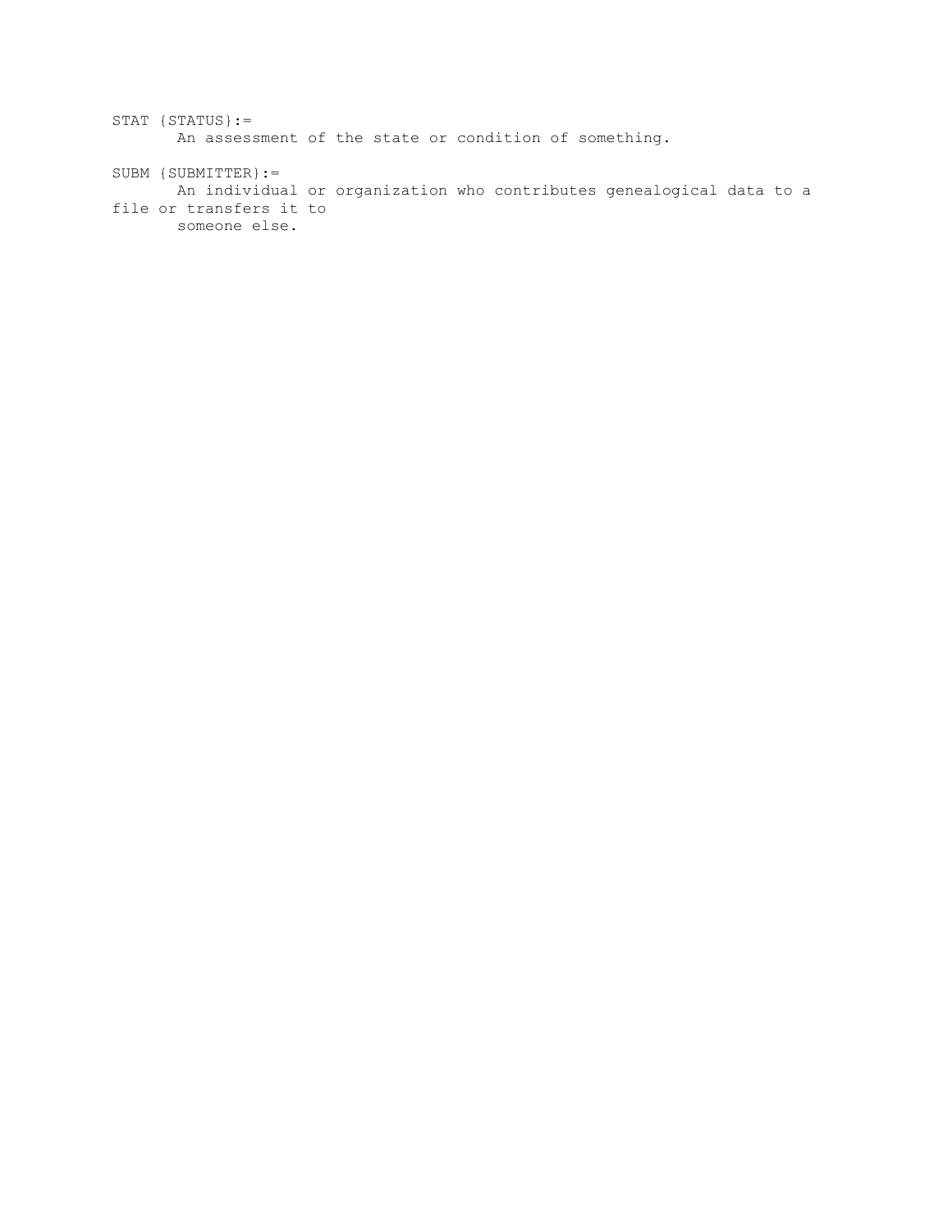STAT {STATUS}:=
An assessment of the state or condition of something.

SUBM {SUBMITTER}:=
An individual or organization who contributes genealogical data to a file or transfers it to someone else.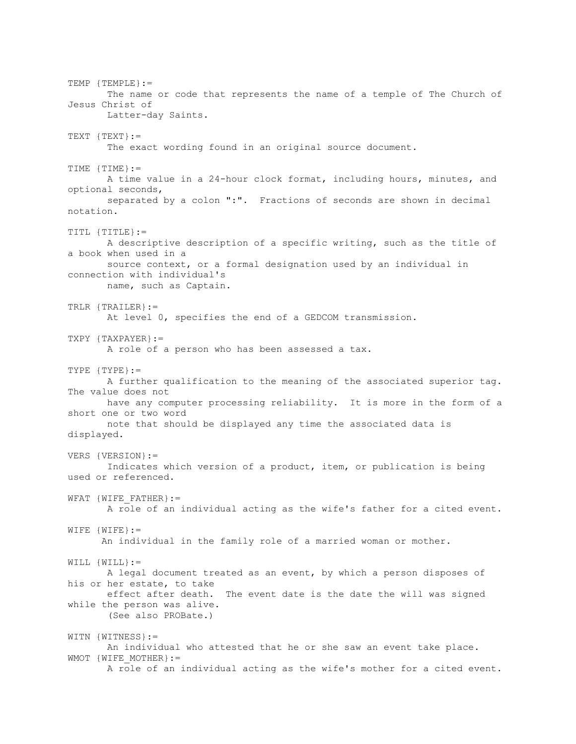TEMP {TEMPLE}:=
The name or code that represents the name of a temple of The Church of Jesus Christ of Latter-day Saints.

TEXT {TEXT}:=
The exact wording found in an original source document.

TIME {TIME}:=
A time value in a 24-hour clock format, including hours, minutes, and optional seconds, separated by a colon ":". Fractions of seconds are shown in decimal notation.

TITL {TITLE}:=
A descriptive description of a specific writing, such as the title of a book when used in a source context, or a formal designation used by an individual in connection with individual's name, such as Captain.

TRLR {TRAILER}:=
At level 0, specifies the end of a GEDCOM transmission.

TXPY {TAXPAYER}:=
A role of a person who has been assessed a tax.

TYPE {TYPE}:=
A further qualification to the meaning of the associated superior tag. The value does not have any computer processing reliability. It is more in the form of a short one or two word note that should be displayed any time the associated data is displayed.

VERS {VERSION}:=
Indicates which version of a product, item, or publication is being used or referenced.

WFAT {WIFE_FATHER}:=
A role of an individual acting as the wife's father for a cited event.

WIFE {WIFE}:=
An individual in the family role of a married woman or mother.

WILL {WILL}:=
A legal document treated as an event, by which a person disposes of his or her estate, to take effect after death. The event date is the date the will was signed while the person was alive.
(See also PROBate.)

WITN {WITNESS}:=
An individual who attested that he or she saw an event take place.

WMOT {WIFE_MOTHER}:=
A role of an individual acting as the wife's mother for a cited event.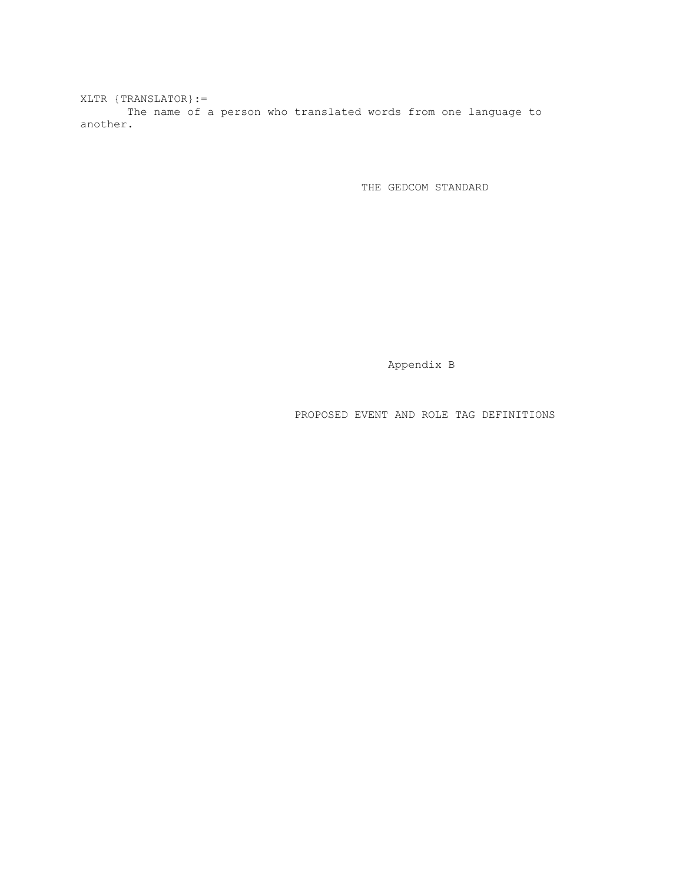XLTR {TRANSLATOR}:=
The name of a person who translated words from one language to another.

# THE GEDCOM STANDARD

## Appendix B

## PROPOSED EVENT AND ROLE TAG DEFINITIONS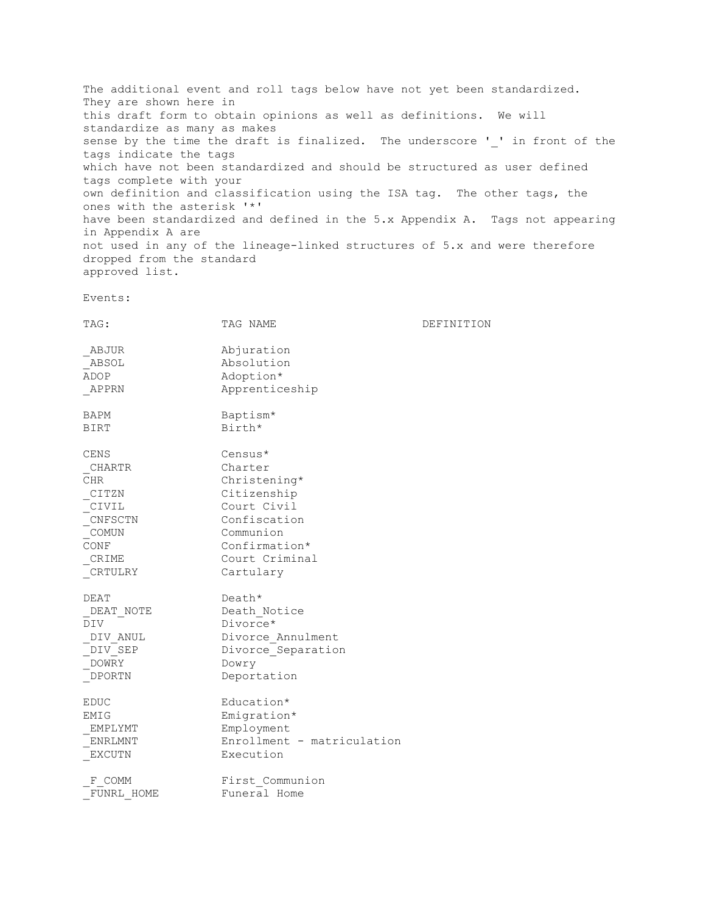The additional event and roll tags below have not yet been standardized. They are shown here in this draft form to obtain opinions as well as definitions. We will standardize as many as makes sense by the time the draft is finalized. The underscore '_' in front of the tags indicate the tags which have not been standardized and should be structured as user defined tags complete with your own definition and classification using the ISA tag. The other tags, the ones with the asterisk '*' have been standardized and defined in the 5.x Appendix A. Tags not appearing in Appendix A are not used in any of the lineage-linked structures of 5.x and were therefore dropped from the standard approved list.

Events:

| TAG: | TAG NAME | DEFINITION |
|---|---|---|
| _ABJUR | Abjuration | |
| _ABSOL | Absolution | |
| ADOP | Adoption* | |
| _APPRN | Apprenticeship | |
| BAPM | Baptism* | |
| BIRT | Birth* | |
| CENS | Census* | |
| _CHARTR | Charter | |
| CHR | Christening* | |
| _CITZN | Citizenship | |
| _CIVIL | Court Civil | |
| _CNFSCTN | Confiscation | |
| _COMUN | Communion | |
| CONF | Confirmation* | |
| _CRIME | Court Criminal | |
| _CRTULRY | Cartulary | |
| DEAT | Death* | |
| _DEAT_NOTE | Death_Notice | |
| DIV | Divorce* | |
| _DIV_ANUL | Divorce_Annulment | |
| _DIV_SEP | Divorce_Separation | |
| _DOWRY | Dowry | |
| _DPORTN | Deportation | |
| EDUC | Education* | |
| EMIG | Emigration* | |
| _EMPLYMT | Employment | |
| _ENRLMNT | Enrollment - matriculation | |
| _EXCUTN | Execution | |
| _F_COMM | First_Communion | |
| _FUNRL_HOME | Funeral Home | |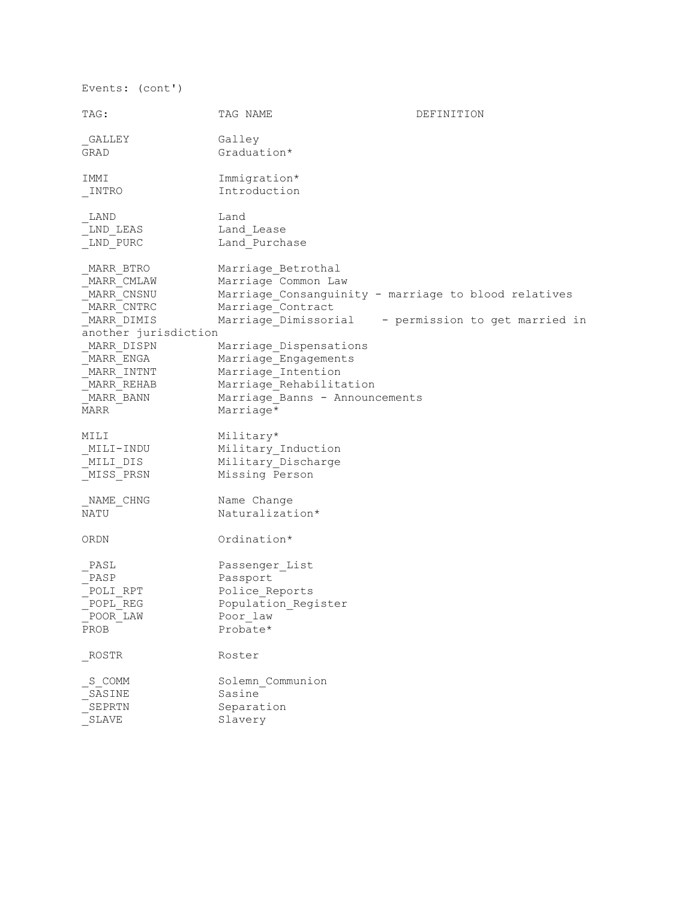Events: (cont')

| TAG: | TAG NAME | DEFINITION |
|---|---|---|
| _GALLEY | Galley | |
| GRAD | Graduation* | |
| IMMI | Immigration* | |
| _INTRO | Introduction | |
| _LAND | Land | |
| _LND_LEAS | Land_Lease | |
| _LND_PURC | Land_Purchase | |
| _MARR_BTRO | Marriage_Betrothal | |
| _MARR_CMLAW | Marriage Common Law | |
| _MARR_CNSNU | Marriage_Consanguinity - marriage to blood relatives | |
| _MARR_CNTRC | Marriage_Contract | |
| _MARR_DIMIS | Marriage_Dimissorial - permission to get married in another jurisdiction | |
| _MARR_DISPN | Marriage_Dispensations | |
| _MARR_ENGA | Marriage_Engagements | |
| _MARR_INTNT | Marriage_Intention | |
| _MARR_REHAB | Marriage_Rehabilitation | |
| _MARR_BANN | Marriage_Banns - Announcements | |
| MARR | Marriage* | |
| MILI | Military* | |
| _MILI-INDU | Military_Induction | |
| _MILI_DIS | Military_Discharge | |
| _MISS_PRSN | Missing Person | |
| _NAME_CHNG | Name Change | |
| NATU | Naturalization* | |
| ORDN | Ordination* | |
| _PASL | Passenger_List | |
| _PASP | Passport | |
| _POLI_RPT | Police_Reports | |
| _POPL_REG | Population_Register | |
| _POOR_LAW | Poor_law | |
| PROB | Probate* | |
| _ROSTR | Roster | |
| _S_COMM | Solemn_Communion | |
| _SASINE | Sasine | |
| _SEPRTN | Separation | |
| _SLAVE | Slavery | |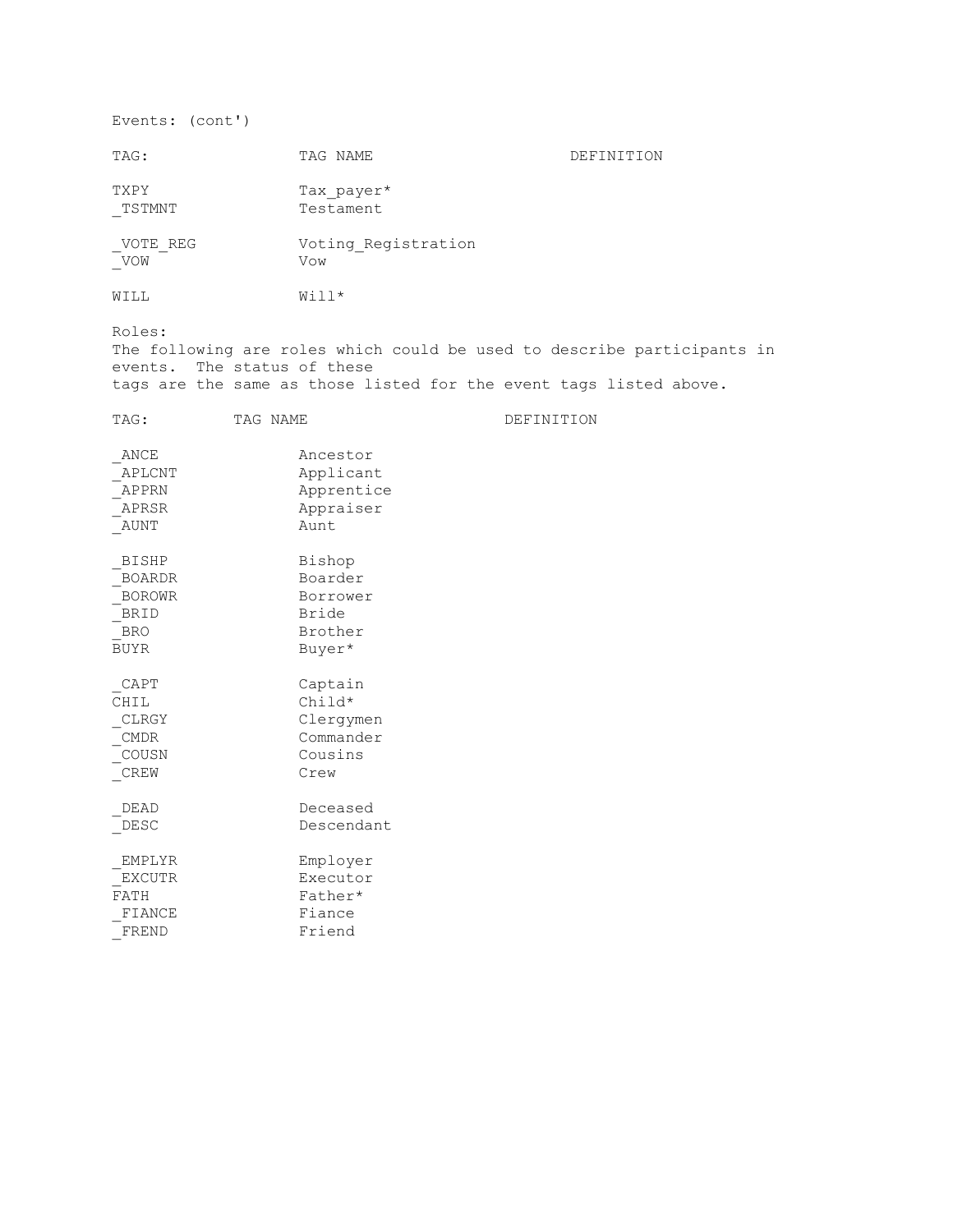Events: (cont')

| TAG: | TAG NAME | DEFINITION |
|---|---|---|
| TXPY | Tax_payer* | |
| _TSTMNT | Testament | |
| _VOTE_REG | Voting_Registration | |
| _VOW | Vow | |
| WILL | Will* | |

Roles:
The following are roles which could be used to describe participants in events. The status of these tags are the same as those listed for the event tags listed above.

| TAG: | TAG NAME | DEFINITION |
|---|---|---|
| _ANCE | Ancestor | |
| _APLCNT | Applicant | |
| _APPRN | Apprentice | |
| _APRSR | Appraiser | |
| _AUNT | Aunt | |
| _BISHP | Bishop | |
| _BOARDR | Boarder | |
| _BOROWR | Borrower | |
| _BRID | Bride | |
| _BRO | Brother | |
| BUYR | Buyer* | |
| _CAPT | Captain | |
| CHIL | Child* | |
| _CLRGY | Clergymen | |
| _CMDR | Commander | |
| _COUSN | Cousins | |
| _CREW | Crew | |
| _DEAD | Deceased | |
| _DESC | Descendant | |
| _EMPLYR | Employer | |
| _EXCUTR | Executor | |
| FATH | Father* | |
| _FIANCE | Fiance | |
| _FREND | Friend | |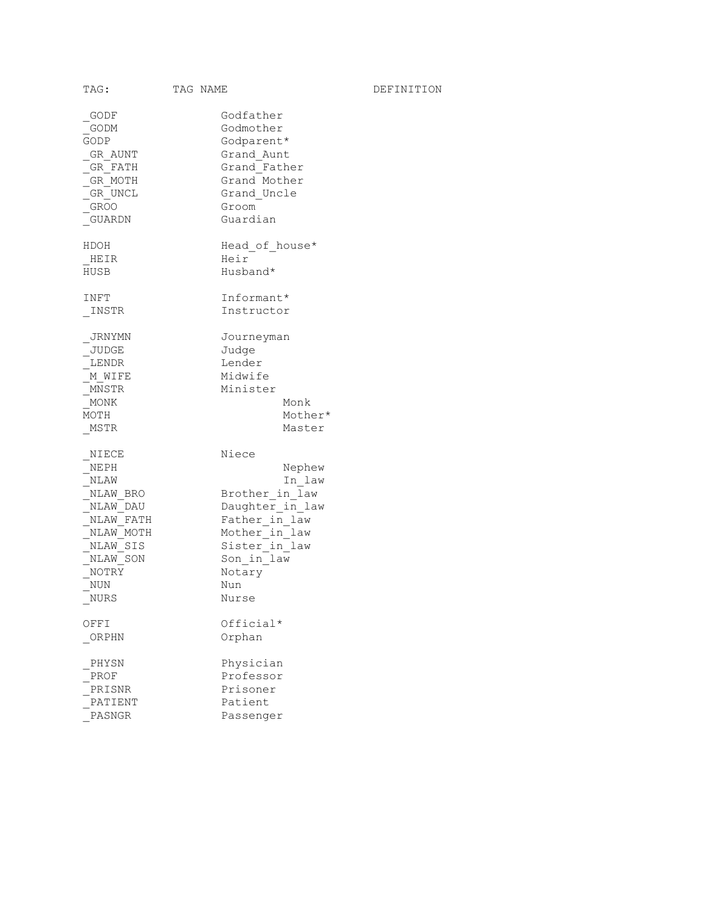| TAG: | TAG NAME | DEFINITION |
|---|---|---|
| _GODF | Godfather | |
| _GODM | Godmother | |
| GODP | Godparent* | |
| _GR_AUNT | Grand_Aunt | |
| _GR_FATH | Grand_Father | |
| _GR_MOTH | Grand Mother | |
| _GR_UNCL | Grand_Uncle | |
| _GROO | Groom | |
| _GUARDN | Guardian | |
| | | |
| HDOH | Head_of_house* | |
| _HEIR | Heir | |
| HUSB | Husband* | |
| | | |
| INFT | Informant* | |
| _INSTR | Instructor | |
| | | |
| _JRNYMN | Journeyman | |
| _JUDGE | Judge | |
| _LENDR | Lender | |
| _M_WIFE | Midwife | |
| _MNSTR | Minister | |
| _MONK | Monk | |
| MOTH | Mother* | |
| _MSTR | Master | |
| | | |
| _NIECE | Niece | |
| _NEPH | Nephew | |
| _NLAW | In_law | |
| _NLAW_BRO | Brother_in_law | |
| _NLAW_DAU | Daughter_in_law | |
| _NLAW_FATH | Father_in_law | |
| _NLAW_MOTH | Mother_in_law | |
| _NLAW_SIS | Sister_in_law | |
| _NLAW_SON | Son_in_law | |
| _NOTRY | Notary | |
| _NUN | Nun | |
| _NURS | Nurse | |
| | | |
| OFFI | Official* | |
| _ORPHN | Orphan | |
| | | |
| _PHYSN | Physician | |
| _PROF | Professor | |
| _PRISNR | Prisoner | |
| _PATIENT | Patient | |
| _PASNGR | Passenger | |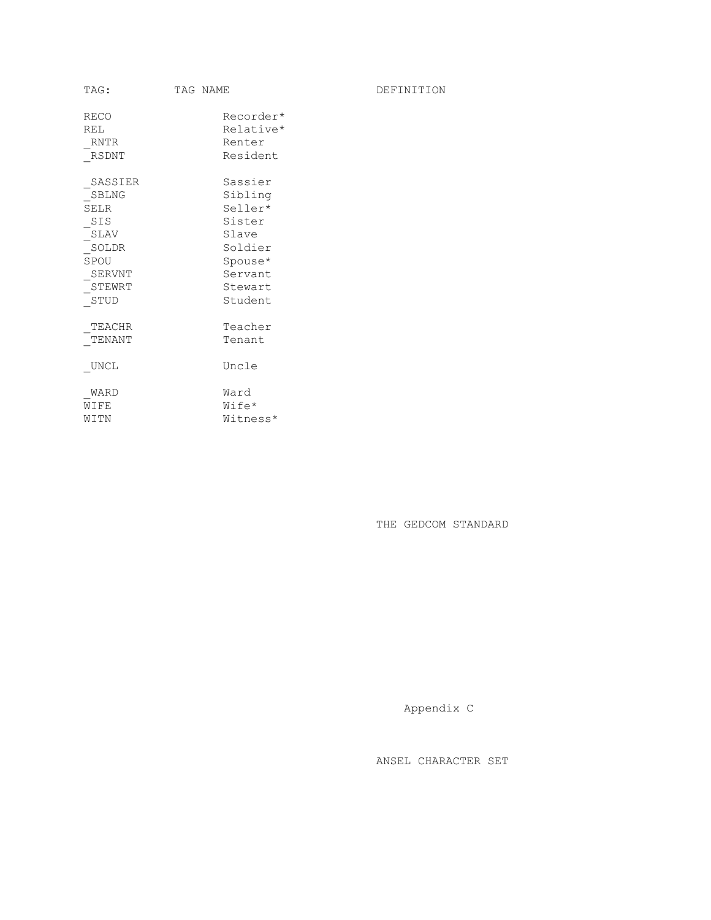| TAG: | TAG NAME | DEFINITION |
|---|---|---|
| RECO | Recorder* | |
| REL | Relative* | |
| _RNTR | Renter | |
| _RSDNT | Resident | |
| _SASSIER | Sassier | |
| _SBLNG | Sibling | |
| SELR | Seller* | |
| _SIS | Sister | |
| _SLAV | Slave | |
| _SOLDR | Soldier | |
| SPOU | Spouse* | |
| _SERVNT | Servant | |
| _STEWRT | Stewart | |
| _STUD | Student | |
| _TEACHR | Teacher | |
| _TENANT | Tenant | |
| _UNCL | Uncle | |
| _WARD | Ward | |
| WIFE | Wife* | |
| WITN | Witness* | |

THE GEDCOM STANDARD

# Appendix C

## ANSEL CHARACTER SET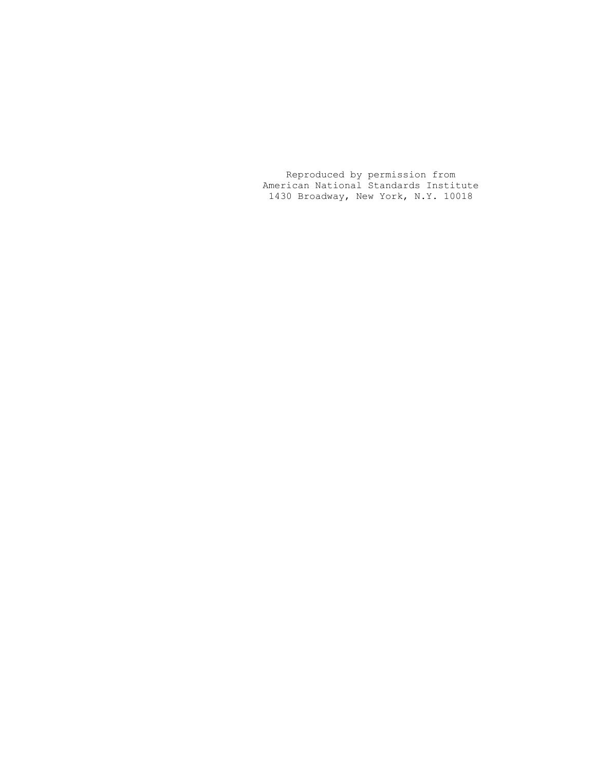Reproduced by permission from
American National Standards Institute
1430 Broadway, New York, N.Y. 10018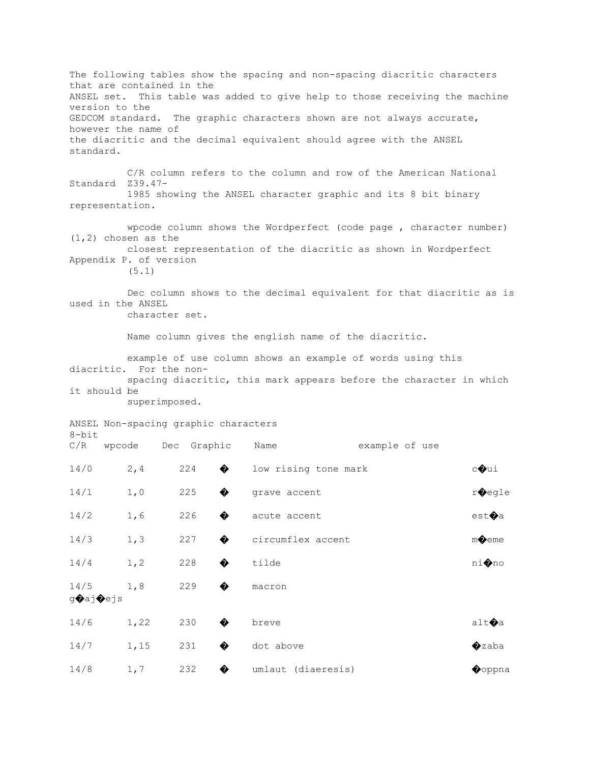The following tables show the spacing and non-spacing diacritic characters that are contained in the ANSEL set. This table was added to give help to those receiving the machine version to the GEDCOM standard. The graphic characters shown are not always accurate, however the name of the diacritic and the decimal equivalent should agree with the ANSEL standard.

C/R column refers to the column and row of the American National Standard Z39.47-1985 showing the ANSEL character graphic and its 8 bit binary representation.

wpcode column shows the Wordperfect (code page , character number) (1,2) chosen as the closest representation of the diacritic as shown in Wordperfect Appendix P. of version (5.1)

Dec column shows to the decimal equivalent for that diacritic as is used in the ANSEL character set.

Name column gives the english name of the diacritic.

example of use column shows an example of words using this diacritic. For the non-spacing diacritic, this mark appears before the character in which it should be superimposed.

ANSEL Non-spacing graphic characters

| 8-bit C/R | wpcode | Dec | Graphic | Name | example of use |
|---|---|---|---|---|---|
| 14/0 | 2,4 | 224 | � | low rising tone mark | c�ui |
| 14/1 | 1,0 | 225 | � | grave accent | r�egle |
| 14/2 | 1,6 | 226 | � | acute accent | est�a |
| 14/3 | 1,3 | 227 | � | circumflex accent | m�eme |
| 14/4 | 1,2 | 228 | � | tilde | ni�no |
| 14/5 | 1,8 | 229 | � | macron | g�aj�ejs |
| 14/6 | 1,22 | 230 | � | breve | alt�a |
| 14/7 | 1,15 | 231 | � | dot above | �zaba |
| 14/8 | 1,7 | 232 | � | umlaut (diaeresis) | �oppna |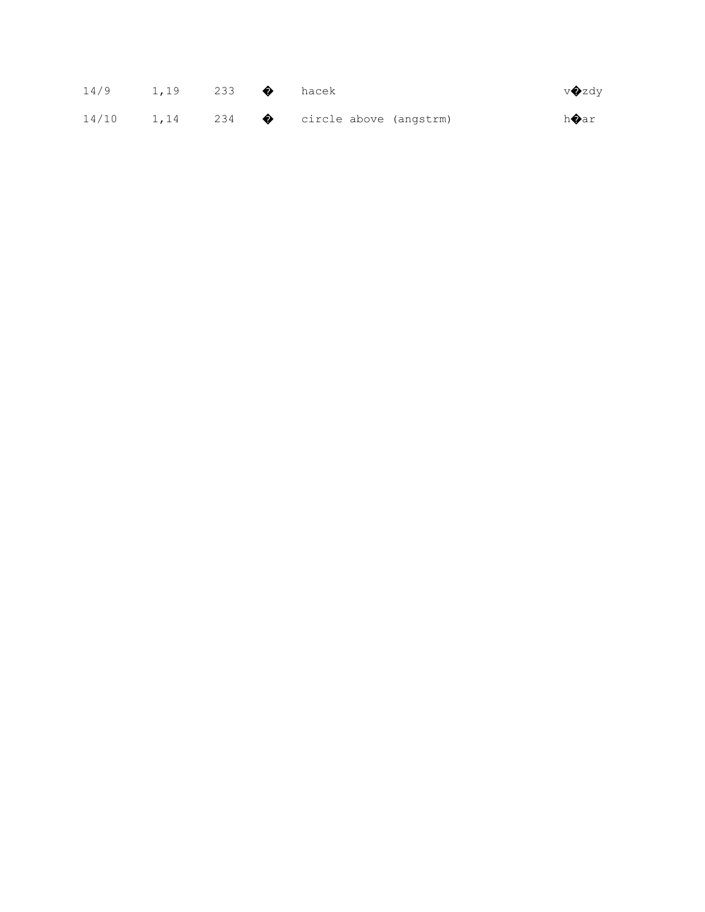| 14/9 | 1,19 | 233 | � | hacek | v�zdy |
|---|---|---|---|---|---|
| 14/10 | 1,14 | 234 | � | circle above (angstrm) | h�ar |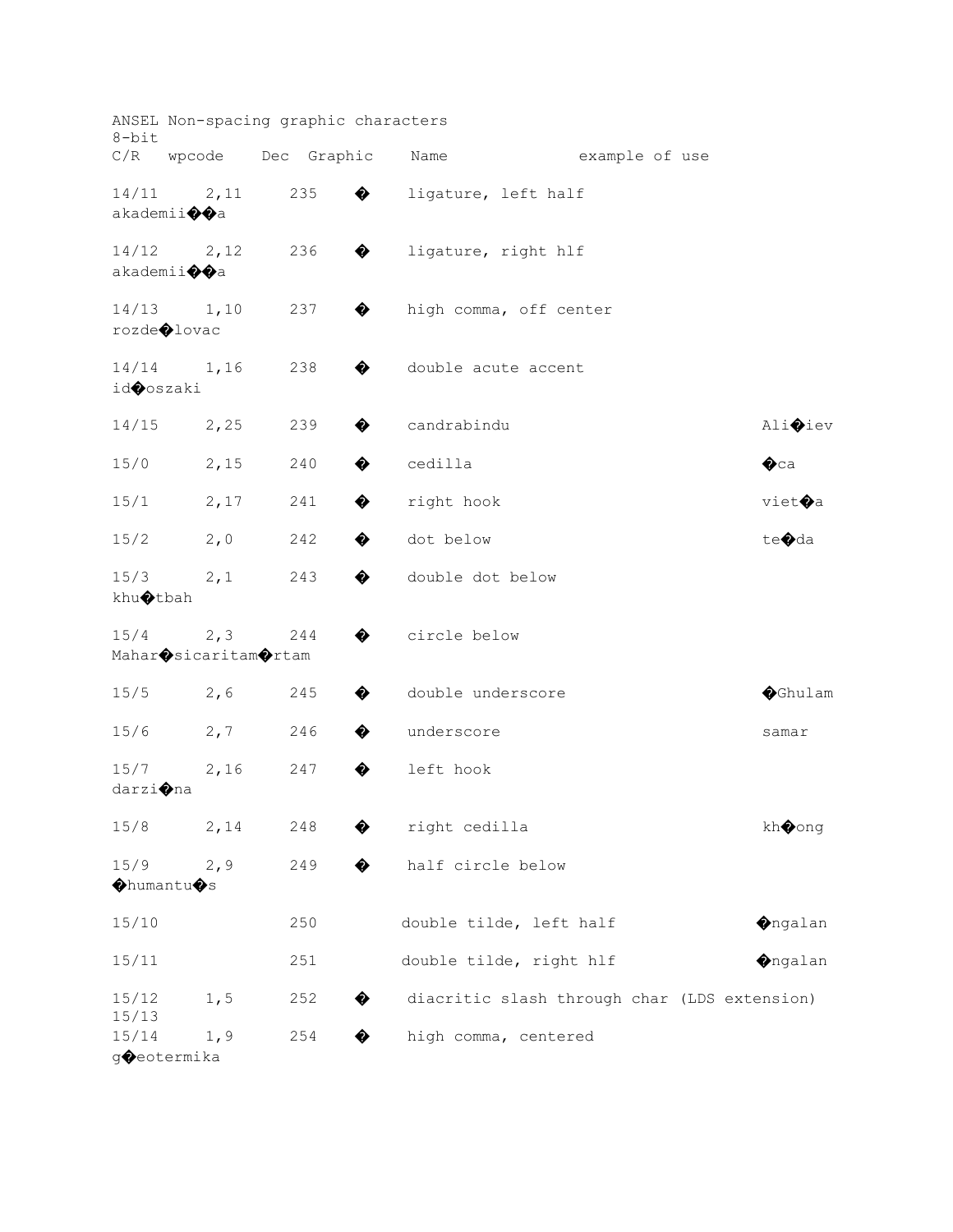ANSEL Non-spacing graphic characters
8-bit

| C/R | wpcode | Dec | Graphic | Name | example of use |
| --- | --- | --- | --- | --- | --- |
| 14/11 | 2,11 | 235 | � | ligature, left half | akademii��a |
| 14/12 | 2,12 | 236 | � | ligature, right hlf | akademii��a |
| 14/13 | 1,10 | 237 | � | high comma, off center | rozde�lovac |
| 14/14 | 1,16 | 238 | � | double acute accent | id�oszaki |
| 14/15 | 2,25 | 239 | � | candrabindu | Ali�iev |
| 15/0 | 2,15 | 240 | � | cedilla | �ca |
| 15/1 | 2,17 | 241 | � | right hook | viet�a |
| 15/2 | 2,0 | 242 | � | dot below | te�da |
| 15/3 | 2,1 | 243 | � | double dot below | khu�tbah |
| 15/4 | 2,3 | 244 | � | circle below | Mahar�sicaritam�rtam |
| 15/5 | 2,6 | 245 | � | double underscore | �Ghulam |
| 15/6 | 2,7 | 246 | � | underscore | samar |
| 15/7 | 2,16 | 247 | � | left hook | darzi�na |
| 15/8 | 2,14 | 248 | � | right cedilla | kh�ong |
| 15/9 | 2,9 | 249 | � | half circle below | �humantu�s |
| 15/10 | | 250 | | double tilde, left half | �ngalan |
| 15/11 | | 251 | | double tilde, right hlf | �ngalan |
| 15/12 | 1,5 | 252 | � | diacritic slash through char (LDS extension) | |
| 15/13 | | | | | |
| 15/14 | 1,9 | 254 | � | high comma, centered | g�eotermika |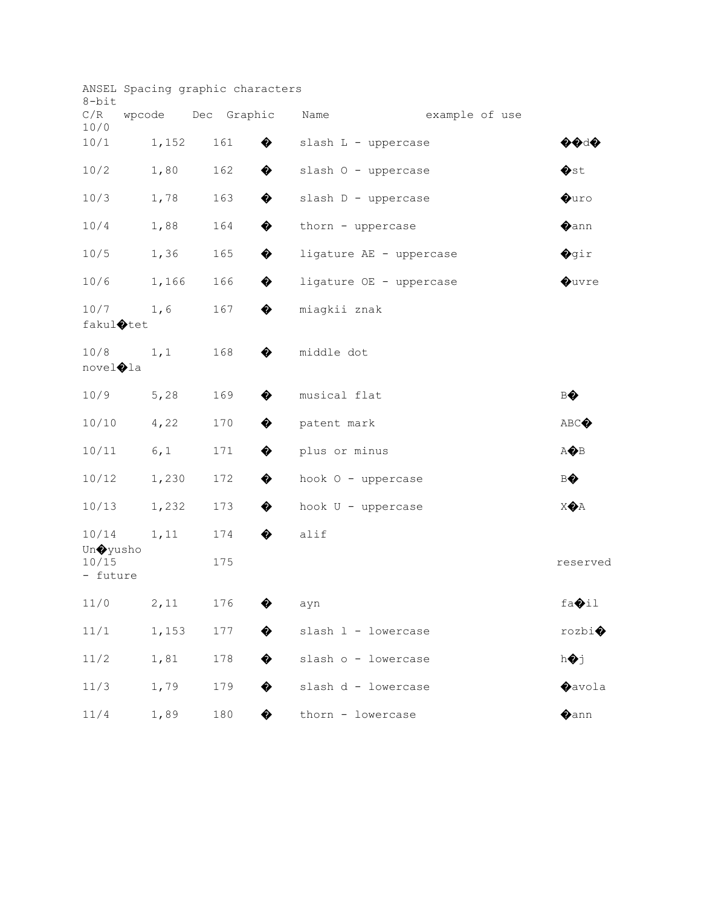ANSEL Spacing graphic characters

| 8-bit C/R | wpcode | Dec | Graphic | Name | example of use |
|---|---|---|---|---|---|
| 10/0 | | | | | |
| 10/1 | 1,152 | 161 | � | slash L - uppercase | ��d� |
| 10/2 | 1,80 | 162 | � | slash O - uppercase | �st |
| 10/3 | 1,78 | 163 | � | slash D - uppercase | �uro |
| 10/4 | 1,88 | 164 | � | thorn - uppercase | �ann |
| 10/5 | 1,36 | 165 | � | ligature AE - uppercase | �gir |
| 10/6 | 1,166 | 166 | � | ligature OE - uppercase | �uvre |
| 10/7 | 1,6 | 167 | � | miagkii znak | fakul�tet |
| 10/8 | 1,1 | 168 | � | middle dot | novel�la |
| 10/9 | 5,28 | 169 | � | musical flat | B� |
| 10/10 | 4,22 | 170 | � | patent mark | ABC� |
| 10/11 | 6,1 | 171 | � | plus or minus | A�B |
| 10/12 | 1,230 | 172 | � | hook O - uppercase | B� |
| 10/13 | 1,232 | 173 | � | hook U - uppercase | X�A |
| 10/14 | 1,11 | 174 | � | alif | Un�yusho |
| 10/15 | | 175 | | | reserved - future |
| 11/0 | 2,11 | 176 | � | ayn | fa�il |
| 11/1 | 1,153 | 177 | � | slash l - lowercase | rozbi� |
| 11/2 | 1,81 | 178 | � | slash o - lowercase | h�j |
| 11/3 | 1,79 | 179 | � | slash d - lowercase | �avola |
| 11/4 | 1,89 | 180 | � | thorn - lowercase | �ann |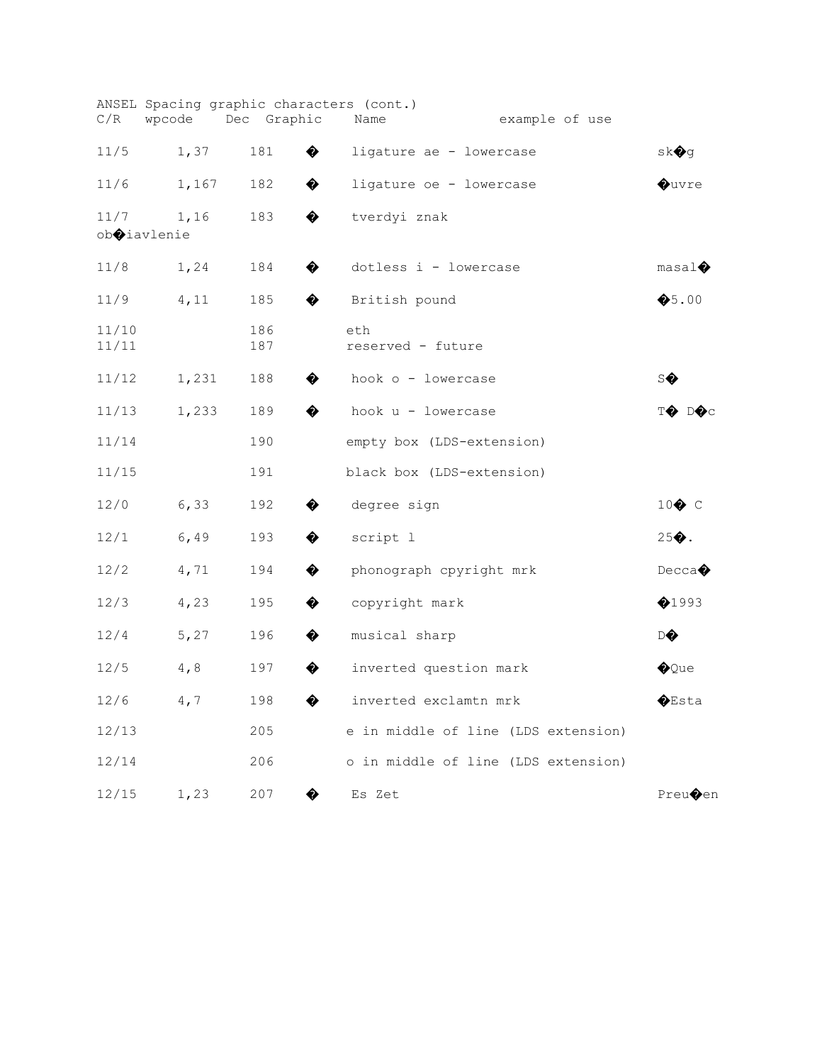ANSEL Spacing graphic characters (cont.)

| C/R | wpcode | Dec | Graphic | Name | example of use |
| --- | --- | --- | --- | --- | --- |
| 11/5 | 1,37 | 181 | � | ligature ae - lowercase | sk�g |
| 11/6 | 1,167 | 182 | � | ligature oe - lowercase | �uvre |
| 11/7 | 1,16 | 183 | � | tverdyi znak | ob�iavlenie |
| 11/8 | 1,24 | 184 | � | dotless i - lowercase | masal� |
| 11/9 | 4,11 | 185 | � | British pound | �5.00 |
| 11/10 | | 186 | | eth | |
| 11/11 | | 187 | | reserved - future | |
| 11/12 | 1,231 | 188 | � | hook o - lowercase | S� |
| 11/13 | 1,233 | 189 | � | hook u - lowercase | T� D�c |
| 11/14 | | 190 | | empty box (LDS-extension) | |
| 11/15 | | 191 | | black box (LDS-extension) | |
| 12/0 | 6,33 | 192 | � | degree sign | 10� C |
| 12/1 | 6,49 | 193 | � | script l | 25�. |
| 12/2 | 4,71 | 194 | � | phonograph cpyright mrk | Decca� |
| 12/3 | 4,23 | 195 | � | copyright mark | �1993 |
| 12/4 | 5,27 | 196 | � | musical sharp | D� |
| 12/5 | 4,8 | 197 | � | inverted question mark | �Que |
| 12/6 | 4,7 | 198 | � | inverted exclamtn mrk | �Esta |
| 12/13 | | 205 | | e in middle of line (LDS extension) | |
| 12/14 | | 206 | | o in middle of line (LDS extension) | |
| 12/15 | 1,23 | 207 | � | Es Zet | Preu�en |